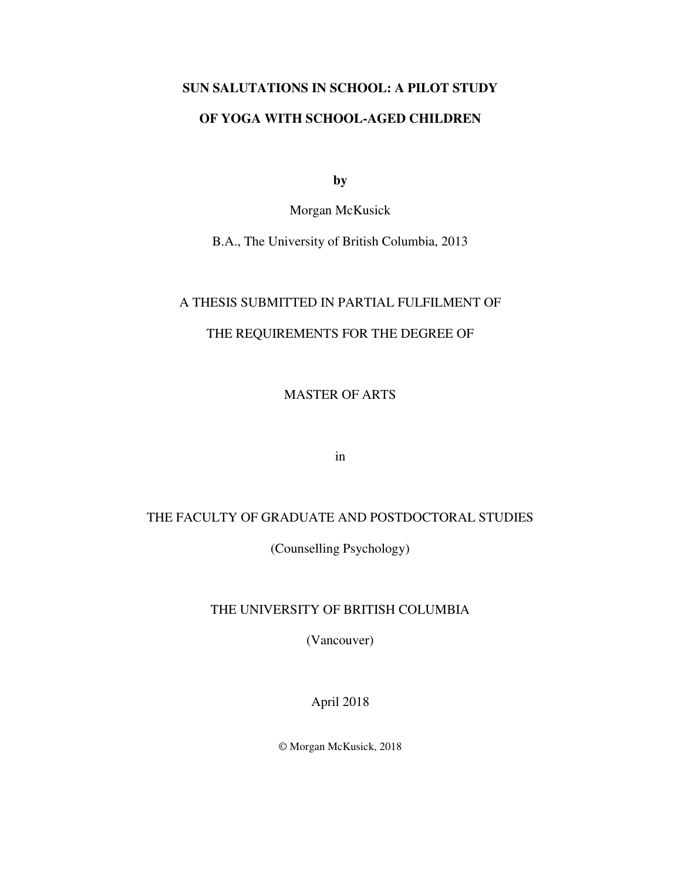# SUN SALUTATIONS IN SCHOOL: A PILOT STUDY OF YOGA WITH SCHOOL-AGED CHILDREN

**by**

Morgan McKusick

B.A., The University of British Columbia, 2013

A THESIS SUBMITTED IN PARTIAL FULFILMENT OF

THE REQUIREMENTS FOR THE DEGREE OF

MASTER OF ARTS

in

THE FACULTY OF GRADUATE AND POSTDOCTORAL STUDIES

(Counselling Psychology)

THE UNIVERSITY OF BRITISH COLUMBIA

(Vancouver)

April 2018

© Morgan McKusick, 2018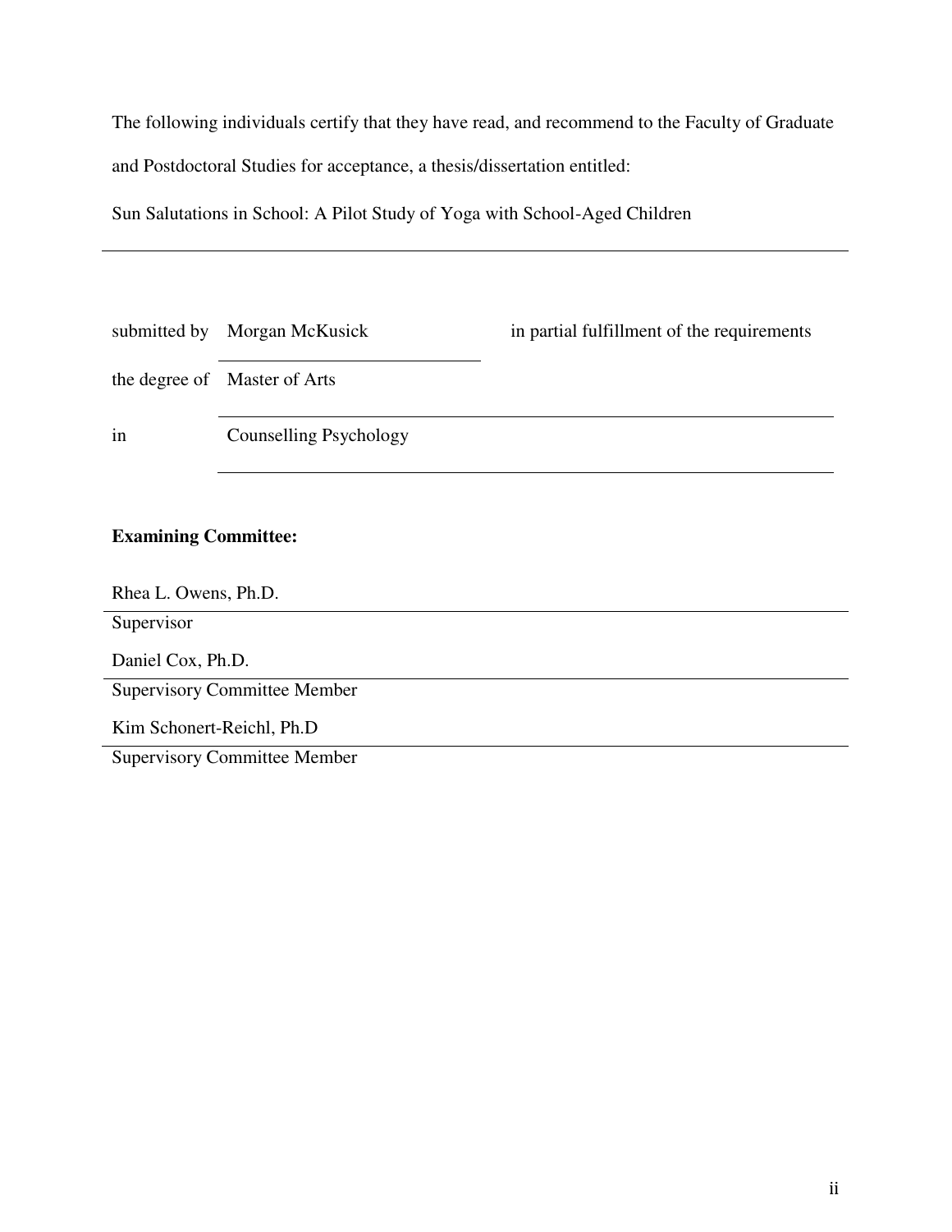The following individuals certify that they have read, and recommend to the Faculty of Graduate and Postdoctoral Studies for acceptance, a thesis/dissertation entitled:

Sun Salutations in School: A Pilot Study of Yoga with School-Aged Children

submitted by Morgan McKusick in partial fulfillment of the requirements

the degree of Master of Arts

in Counselling Psychology

**Examining Committee:**

Rhea L. Owens, Ph.D.

Supervisor

Daniel Cox, Ph.D.

Supervisory Committee Member

Kim Schonert-Reichl, Ph.D

Supervisory Committee Member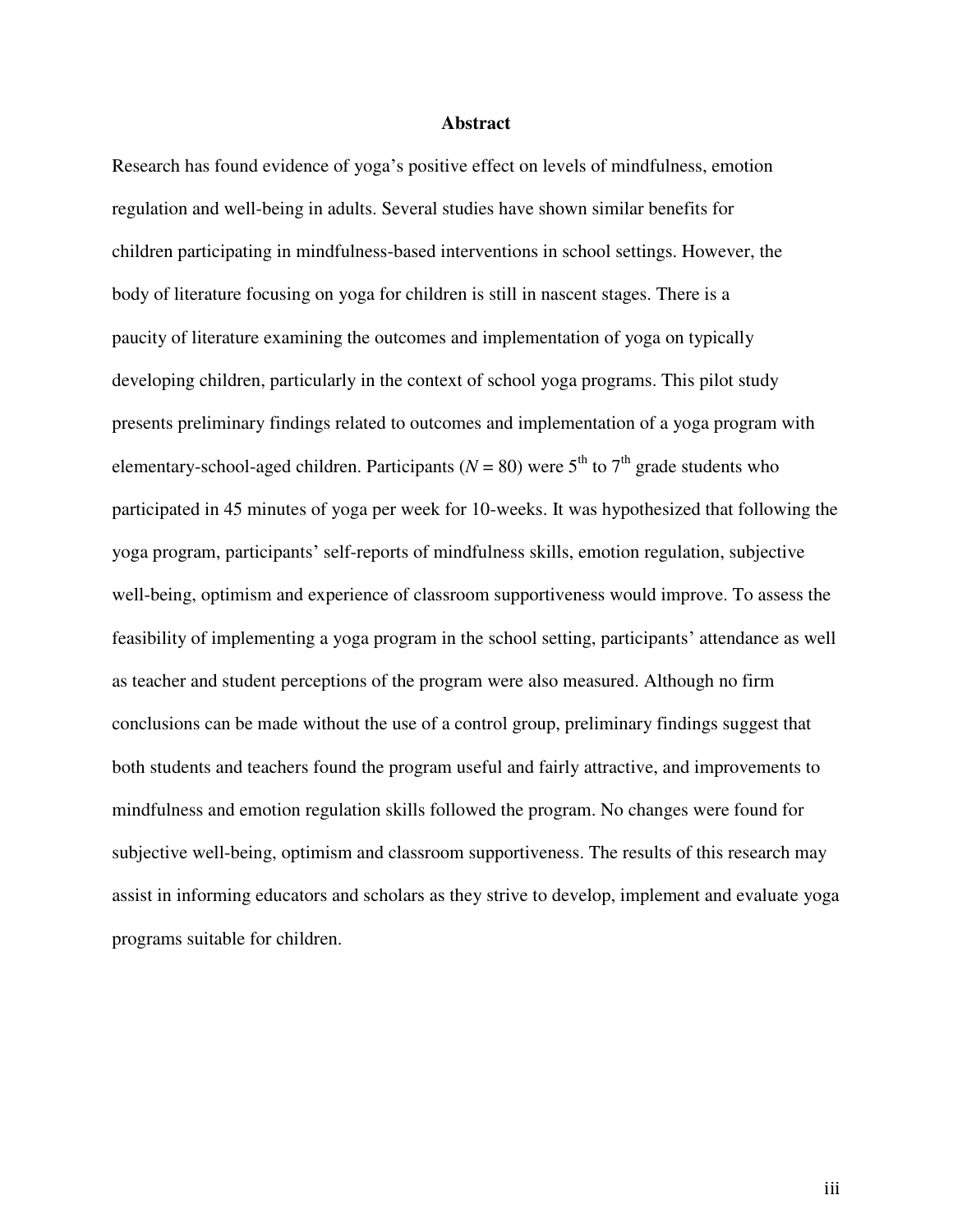# Abstract

Research has found evidence of yoga's positive effect on levels of mindfulness, emotion regulation and well-being in adults. Several studies have shown similar benefits for children participating in mindfulness-based interventions in school settings. However, the body of literature focusing on yoga for children is still in nascent stages. There is a paucity of literature examining the outcomes and implementation of yoga on typically developing children, particularly in the context of school yoga programs. This pilot study presents preliminary findings related to outcomes and implementation of a yoga program with elementary-school-aged children. Participants ($N = 80$) were 5$^{th}$ to 7$^{th}$ grade students who participated in 45 minutes of yoga per week for 10-weeks. It was hypothesized that following the yoga program, participants' self-reports of mindfulness skills, emotion regulation, subjective well-being, optimism and experience of classroom supportiveness would improve. To assess the feasibility of implementing a yoga program in the school setting, participants' attendance as well as teacher and student perceptions of the program were also measured. Although no firm conclusions can be made without the use of a control group, preliminary findings suggest that both students and teachers found the program useful and fairly attractive, and improvements to mindfulness and emotion regulation skills followed the program. No changes were found for subjective well-being, optimism and classroom supportiveness. The results of this research may assist in informing educators and scholars as they strive to develop, implement and evaluate yoga programs suitable for children.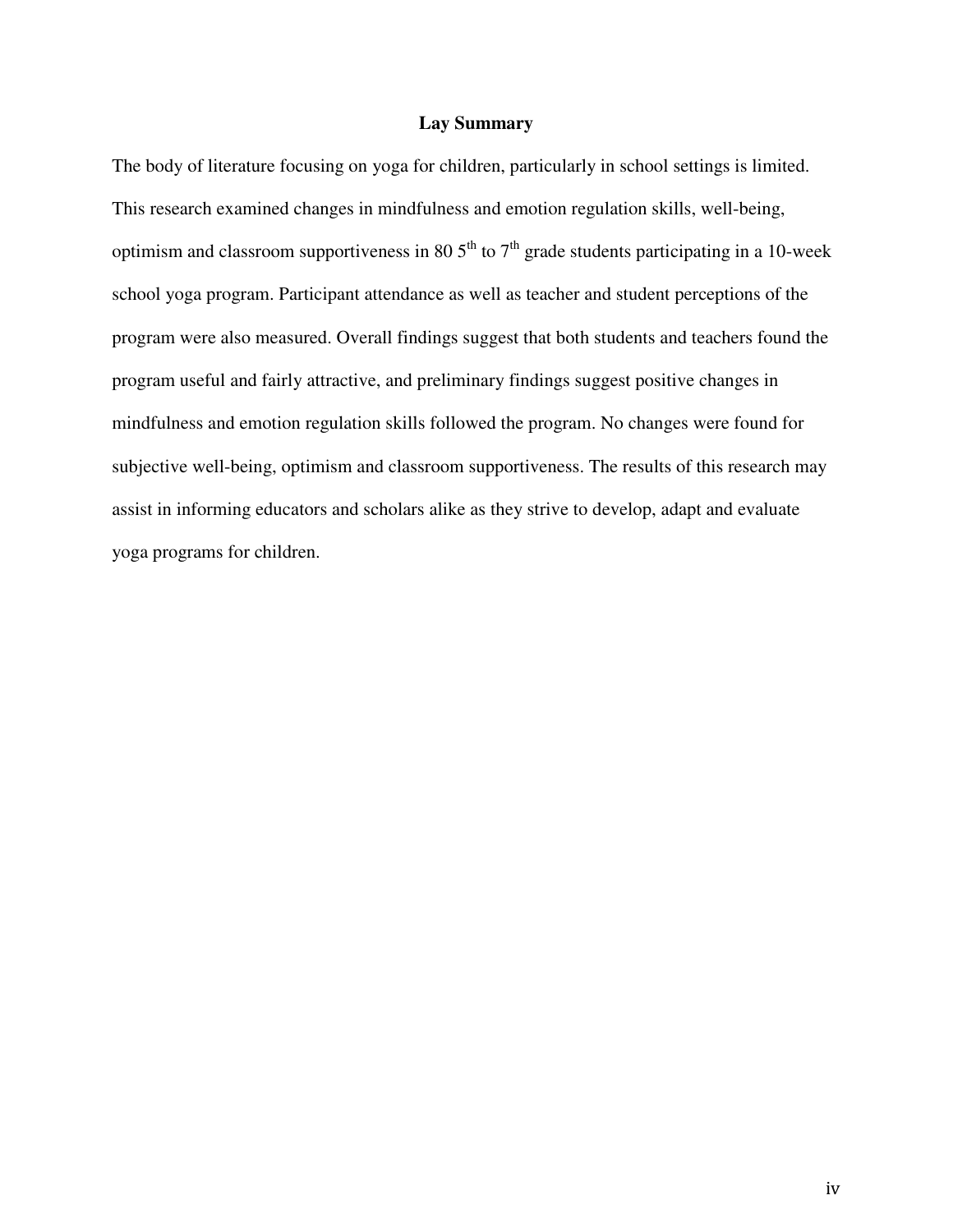# Lay Summary

The body of literature focusing on yoga for children, particularly in school settings is limited. This research examined changes in mindfulness and emotion regulation skills, well-being, optimism and classroom supportiveness in 80 5$^{th}$ to 7$^{th}$ grade students participating in a 10-week school yoga program. Participant attendance as well as teacher and student perceptions of the program were also measured. Overall findings suggest that both students and teachers found the program useful and fairly attractive, and preliminary findings suggest positive changes in mindfulness and emotion regulation skills followed the program. No changes were found for subjective well-being, optimism and classroom supportiveness. The results of this research may assist in informing educators and scholars alike as they strive to develop, adapt and evaluate yoga programs for children.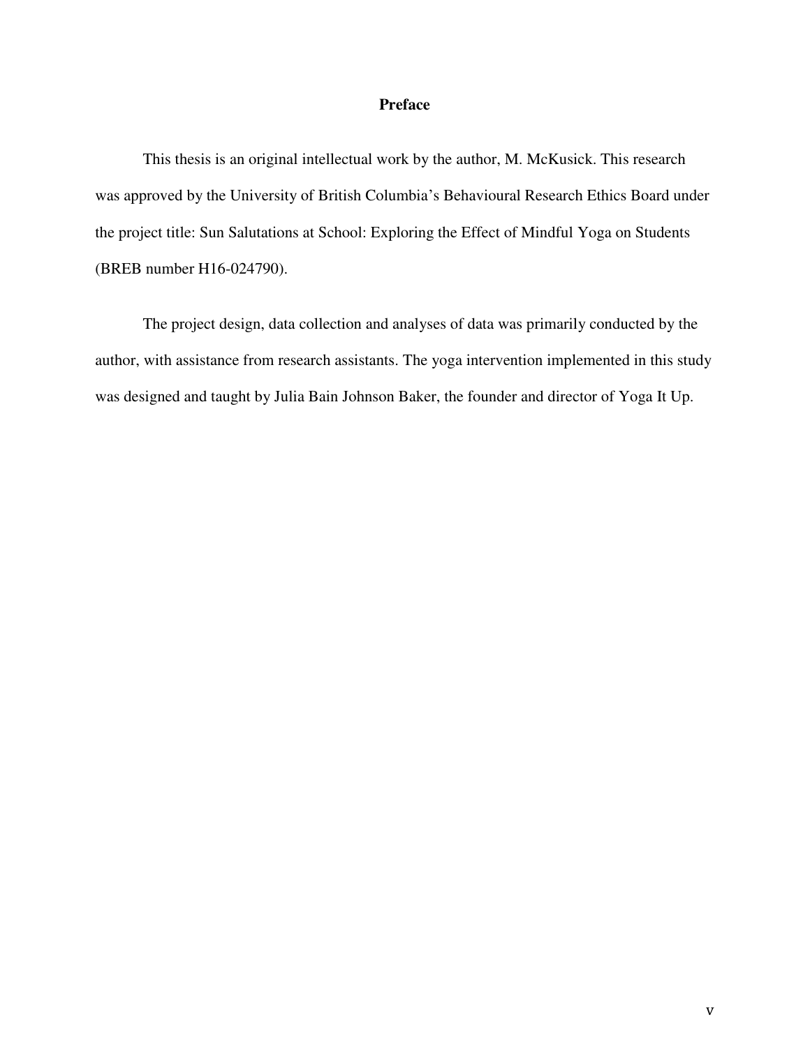# Preface

This thesis is an original intellectual work by the author, M. McKusick. This research was approved by the University of British Columbia's Behavioural Research Ethics Board under the project title: Sun Salutations at School: Exploring the Effect of Mindful Yoga on Students (BREB number H16-024790).

The project design, data collection and analyses of data was primarily conducted by the author, with assistance from research assistants. The yoga intervention implemented in this study was designed and taught by Julia Bain Johnson Baker, the founder and director of Yoga It Up.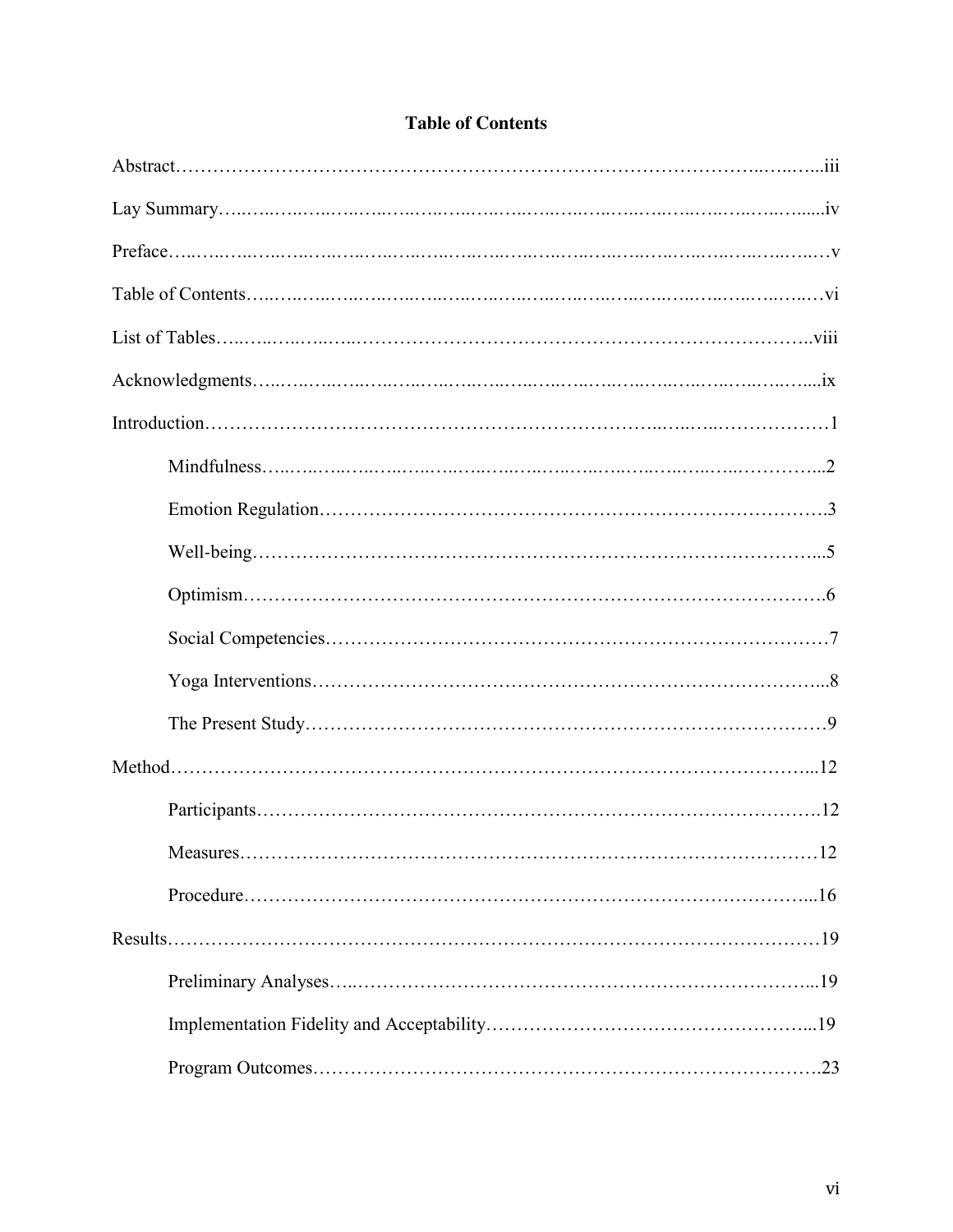# Table of Contents

Abstract……………………………………………………………………………………iii

Lay Summary……………………………………………………………………………iv

Preface………………………………………………………………………………………v

Table of Contents…………………………………………………………………………vi

List of Tables………………………………………………………………………………viii

Acknowledgments…………………………………………………………………………ix

Introduction…………………………………………………………………………………1

- Mindfulness……………………………………………………………………………2
- Emotion Regulation……………………………………………………………………3
- Well-being………………………………………………………………………………5
- Optimism…………………………………………………………………………………6
- Social Competencies……………………………………………………………………7
- Yoga Interventions………………………………………………………………………8
- The Present Study………………………………………………………………………9

Method………………………………………………………………………………………12

- Participants……………………………………………………………………………12
- Measures…………………………………………………………………………………12
- Procedure………………………………………………………………………………16

Results………………………………………………………………………………………19

- Preliminary Analyses…………………………………………………………………19
- Implementation Fidelity and Acceptability…………………………………………19
- Program Outcomes……………………………………………………………………23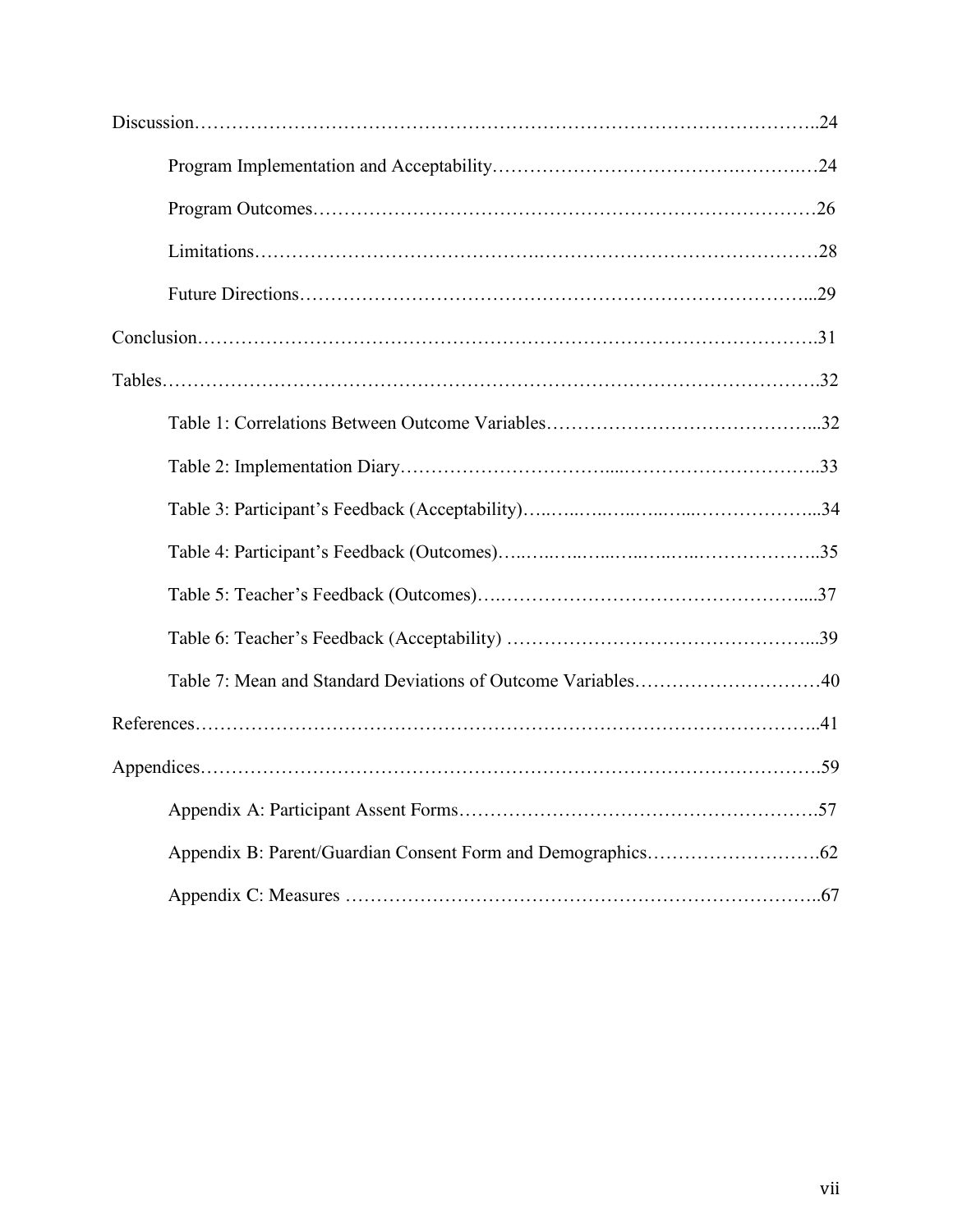Discussion........................................................................................................24

Program Implementation and Acceptability.....................................................24

Program Outcomes..........................................................................................26

Limitations......................................................................................................28

Future Directions.............................................................................................29

Conclusion........................................................................................................31

Tables................................................................................................................32

Table 1: Correlations Between Outcome Variables...........................................32

Table 2: Implementation Diary..........................................................................33

Table 3: Participant's Feedback (Acceptability)..................................................34

Table 4: Participant's Feedback (Outcomes).......................................................35

Table 5: Teacher's Feedback (Outcomes)...........................................................37

Table 6: Teacher's Feedback (Acceptability).....................................................39

Table 7: Mean and Standard Deviations of Outcome Variables..........................40

References.........................................................................................................41

Appendices........................................................................................................59

Appendix A: Participant Assent Forms...............................................................57

Appendix B: Parent/Guardian Consent Form and Demographics.........................62

Appendix C: Measures......................................................................................67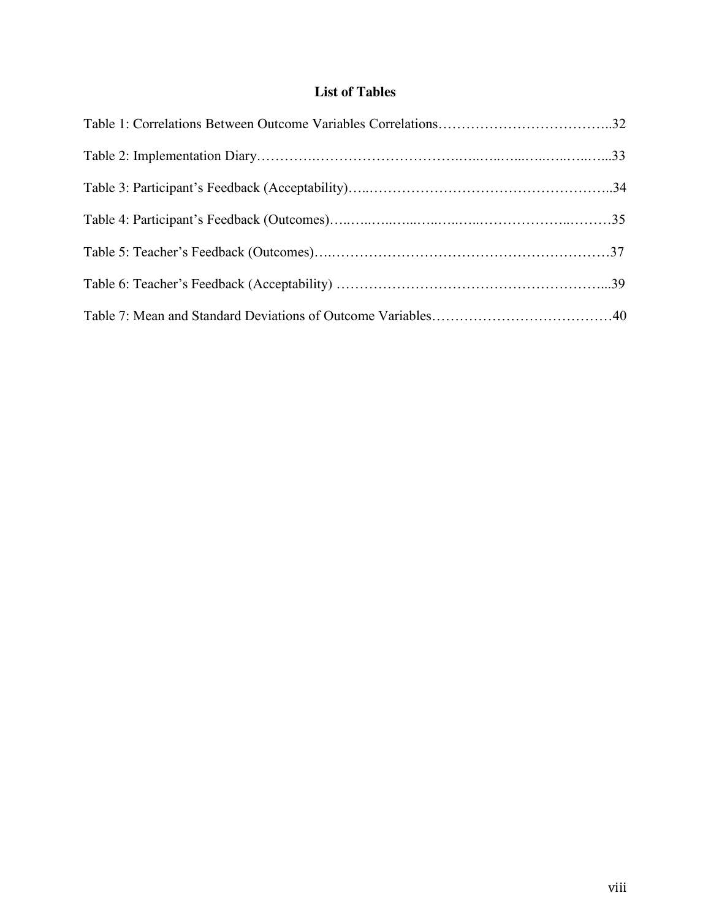## List of Tables

Table 1: Correlations Between Outcome Variables Correlations……………………………..32

Table 2: Implementation Diary………….………………………….…..…..…...…..…..…...33

Table 3: Participant's Feedback (Acceptability)…..…………………………………………..34

Table 4: Participant's Feedback (Outcomes)…..…..…..…...…..…..…..………………..………35

Table 5: Teacher's Feedback (Outcomes)….……………………………………………………37

Table 6: Teacher's Feedback (Acceptability) ……………………………………………….....39

Table 7: Mean and Standard Deviations of Outcome Variables…………………………………40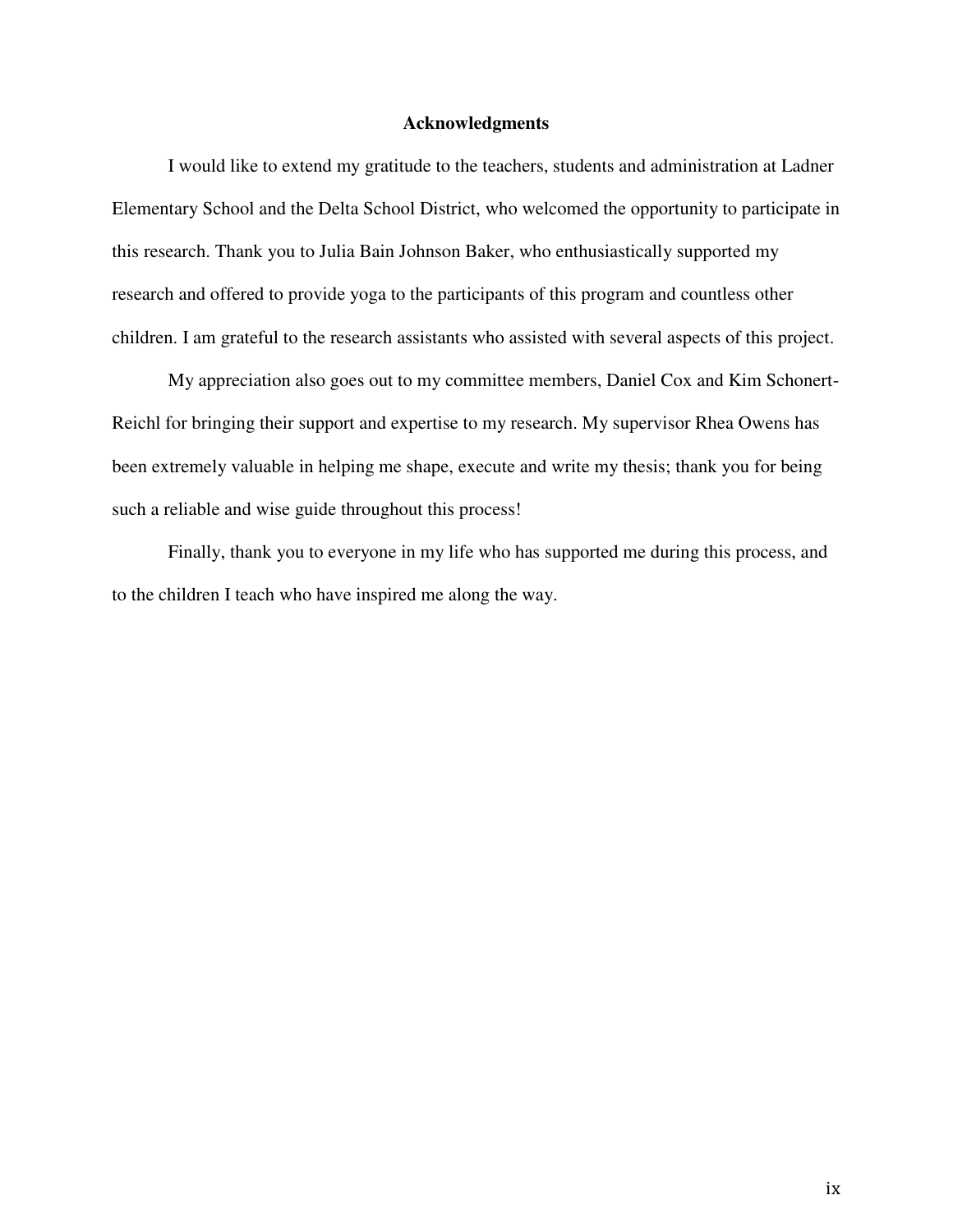## Acknowledgments

I would like to extend my gratitude to the teachers, students and administration at Ladner Elementary School and the Delta School District, who welcomed the opportunity to participate in this research. Thank you to Julia Bain Johnson Baker, who enthusiastically supported my research and offered to provide yoga to the participants of this program and countless other children. I am grateful to the research assistants who assisted with several aspects of this project.

My appreciation also goes out to my committee members, Daniel Cox and Kim Schonert-Reichl for bringing their support and expertise to my research. My supervisor Rhea Owens has been extremely valuable in helping me shape, execute and write my thesis; thank you for being such a reliable and wise guide throughout this process!

Finally, thank you to everyone in my life who has supported me during this process, and to the children I teach who have inspired me along the way.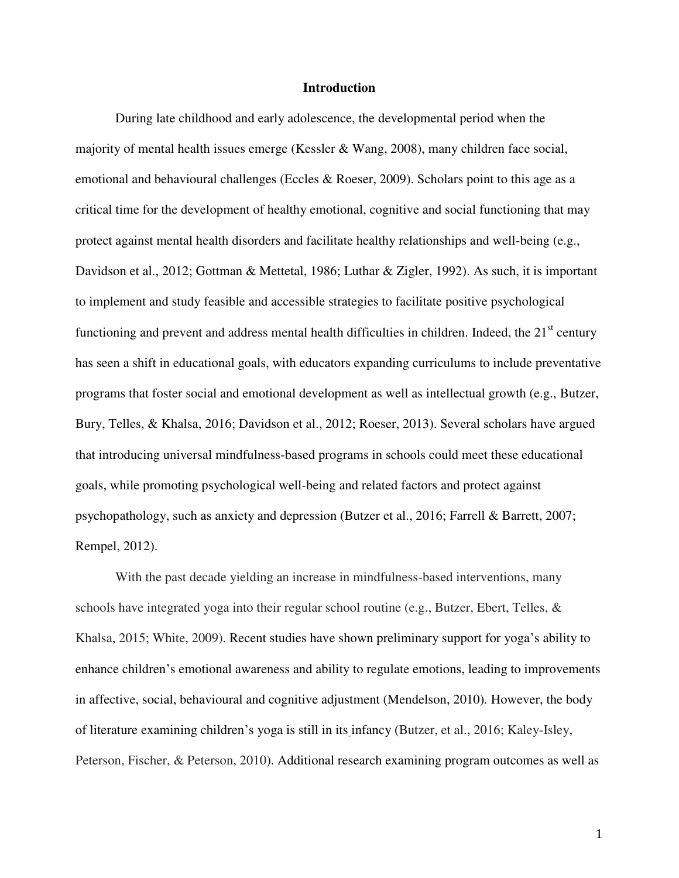# Introduction

During late childhood and early adolescence, the developmental period when the majority of mental health issues emerge (Kessler & Wang, 2008), many children face social, emotional and behavioural challenges (Eccles & Roeser, 2009). Scholars point to this age as a critical time for the development of healthy emotional, cognitive and social functioning that may protect against mental health disorders and facilitate healthy relationships and well-being (e.g., Davidson et al., 2012; Gottman & Mettetal, 1986; Luthar & Zigler, 1992). As such, it is important to implement and study feasible and accessible strategies to facilitate positive psychological functioning and prevent and address mental health difficulties in children. Indeed, the 21st century has seen a shift in educational goals, with educators expanding curriculums to include preventative programs that foster social and emotional development as well as intellectual growth (e.g., Butzer, Bury, Telles, & Khalsa, 2016; Davidson et al., 2012; Roeser, 2013). Several scholars have argued that introducing universal mindfulness-based programs in schools could meet these educational goals, while promoting psychological well-being and related factors and protect against psychopathology, such as anxiety and depression (Butzer et al., 2016; Farrell & Barrett, 2007; Rempel, 2012).

With the past decade yielding an increase in mindfulness-based interventions, many schools have integrated yoga into their regular school routine (e.g., Butzer, Ebert, Telles, & Khalsa, 2015; White, 2009). Recent studies have shown preliminary support for yoga's ability to enhance children's emotional awareness and ability to regulate emotions, leading to improvements in affective, social, behavioural and cognitive adjustment (Mendelson, 2010). However, the body of literature examining children's yoga is still in its infancy (Butzer, et al., 2016; Kaley-Isley, Peterson, Fischer, & Peterson, 2010). Additional research examining program outcomes as well as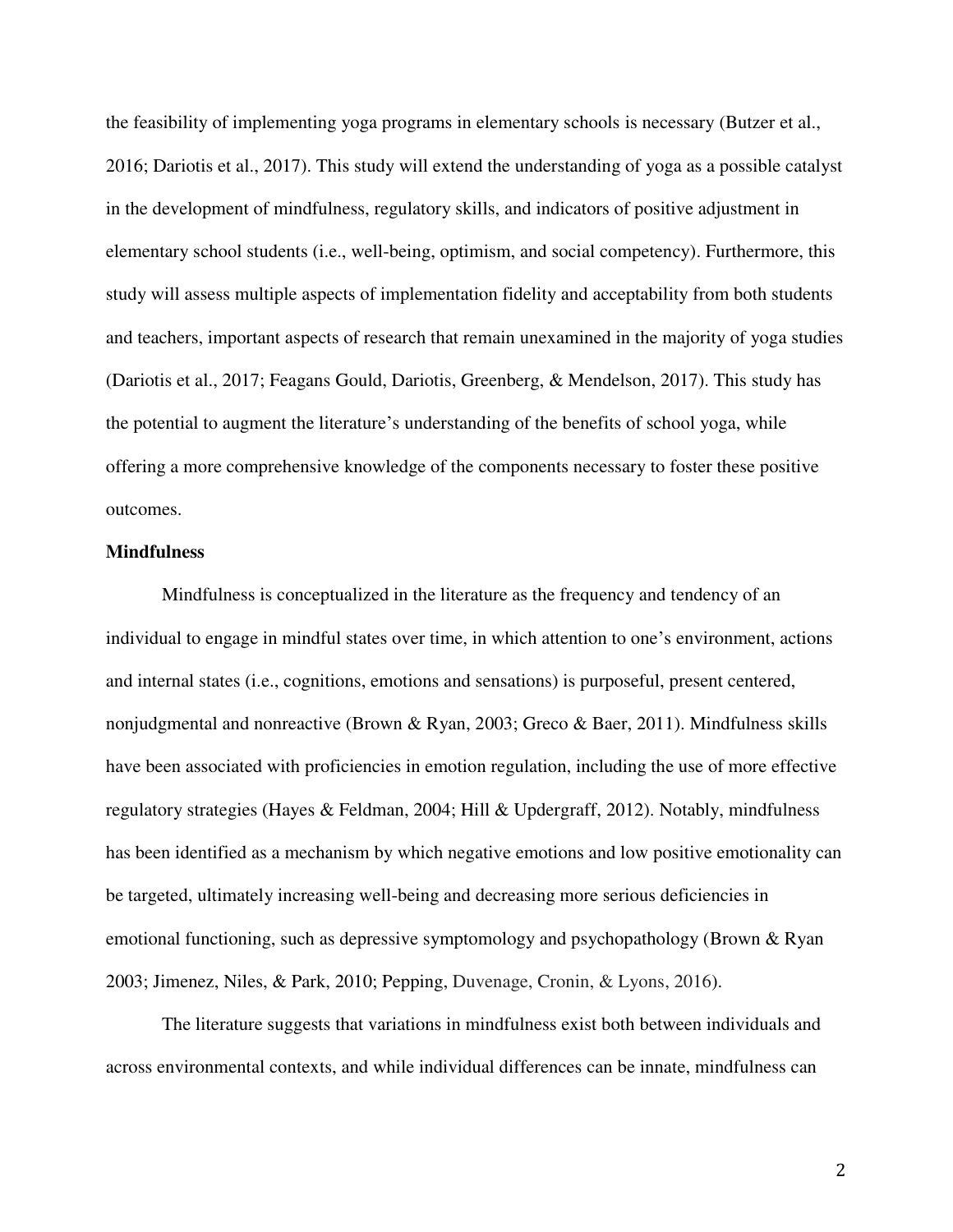the feasibility of implementing yoga programs in elementary schools is necessary (Butzer et al., 2016; Dariotis et al., 2017). This study will extend the understanding of yoga as a possible catalyst in the development of mindfulness, regulatory skills, and indicators of positive adjustment in elementary school students (i.e., well-being, optimism, and social competency). Furthermore, this study will assess multiple aspects of implementation fidelity and acceptability from both students and teachers, important aspects of research that remain unexamined in the majority of yoga studies (Dariotis et al., 2017; Feagans Gould, Dariotis, Greenberg, & Mendelson, 2017). This study has the potential to augment the literature's understanding of the benefits of school yoga, while offering a more comprehensive knowledge of the components necessary to foster these positive outcomes.

**Mindfulness**

Mindfulness is conceptualized in the literature as the frequency and tendency of an individual to engage in mindful states over time, in which attention to one's environment, actions and internal states (i.e., cognitions, emotions and sensations) is purposeful, present centered, nonjudgmental and nonreactive (Brown & Ryan, 2003; Greco & Baer, 2011). Mindfulness skills have been associated with proficiencies in emotion regulation, including the use of more effective regulatory strategies (Hayes & Feldman, 2004; Hill & Updergraff, 2012). Notably, mindfulness has been identified as a mechanism by which negative emotions and low positive emotionality can be targeted, ultimately increasing well-being and decreasing more serious deficiencies in emotional functioning, such as depressive symptomology and psychopathology (Brown & Ryan 2003; Jimenez, Niles, & Park, 2010; Pepping, Duvenage, Cronin, & Lyons, 2016).

The literature suggests that variations in mindfulness exist both between individuals and across environmental contexts, and while individual differences can be innate, mindfulness can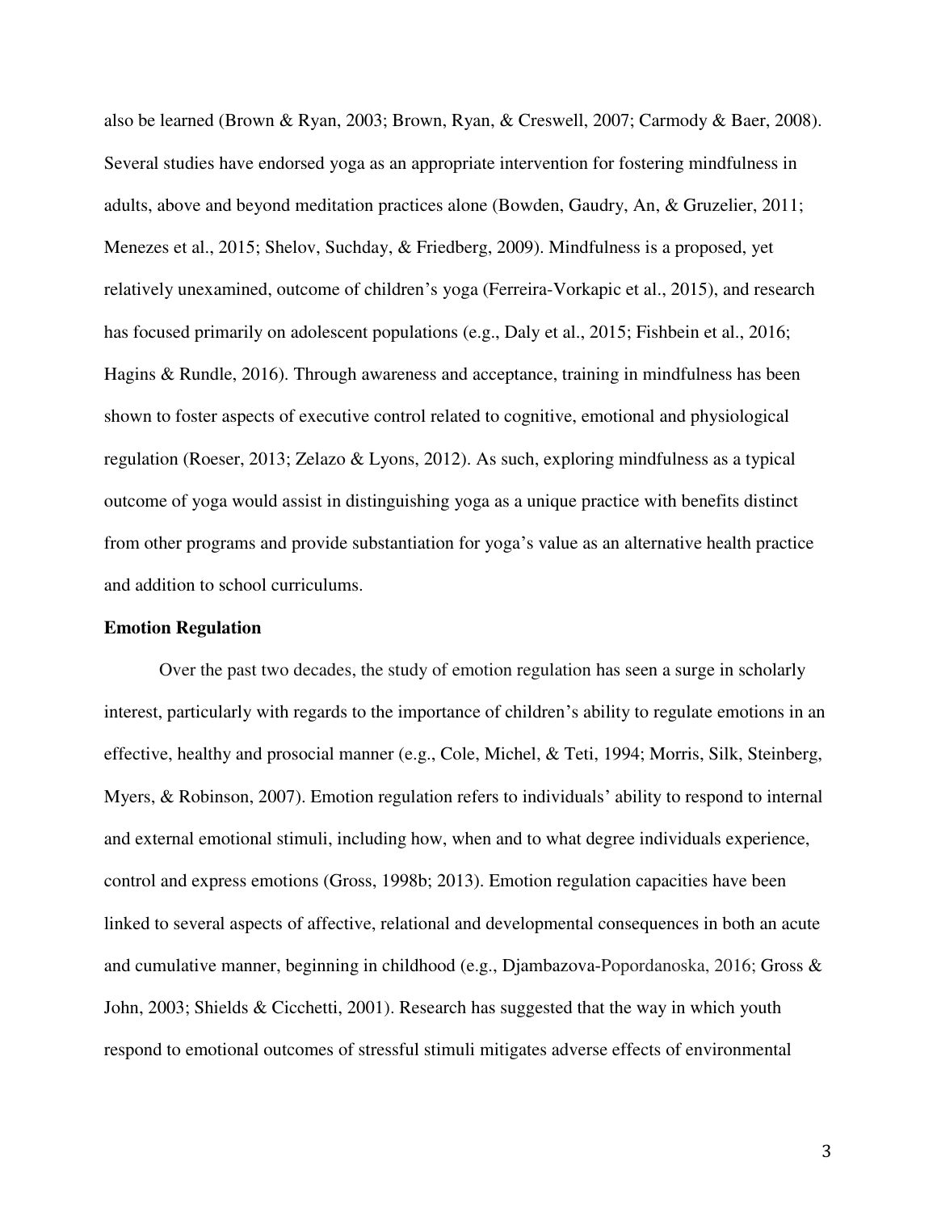also be learned (Brown & Ryan, 2003; Brown, Ryan, & Creswell, 2007; Carmody & Baer, 2008). Several studies have endorsed yoga as an appropriate intervention for fostering mindfulness in adults, above and beyond meditation practices alone (Bowden, Gaudry, An, & Gruzelier, 2011; Menezes et al., 2015; Shelov, Suchday, & Friedberg, 2009). Mindfulness is a proposed, yet relatively unexamined, outcome of children's yoga (Ferreira-Vorkapic et al., 2015), and research has focused primarily on adolescent populations (e.g., Daly et al., 2015; Fishbein et al., 2016; Hagins & Rundle, 2016). Through awareness and acceptance, training in mindfulness has been shown to foster aspects of executive control related to cognitive, emotional and physiological regulation (Roeser, 2013; Zelazo & Lyons, 2012). As such, exploring mindfulness as a typical outcome of yoga would assist in distinguishing yoga as a unique practice with benefits distinct from other programs and provide substantiation for yoga's value as an alternative health practice and addition to school curriculums.

**Emotion Regulation**

Over the past two decades, the study of emotion regulation has seen a surge in scholarly interest, particularly with regards to the importance of children's ability to regulate emotions in an effective, healthy and prosocial manner (e.g., Cole, Michel, & Teti, 1994; Morris, Silk, Steinberg, Myers, & Robinson, 2007). Emotion regulation refers to individuals' ability to respond to internal and external emotional stimuli, including how, when and to what degree individuals experience, control and express emotions (Gross, 1998b; 2013). Emotion regulation capacities have been linked to several aspects of affective, relational and developmental consequences in both an acute and cumulative manner, beginning in childhood (e.g., Djambazova-Popordanoska, 2016; Gross & John, 2003; Shields & Cicchetti, 2001). Research has suggested that the way in which youth respond to emotional outcomes of stressful stimuli mitigates adverse effects of environmental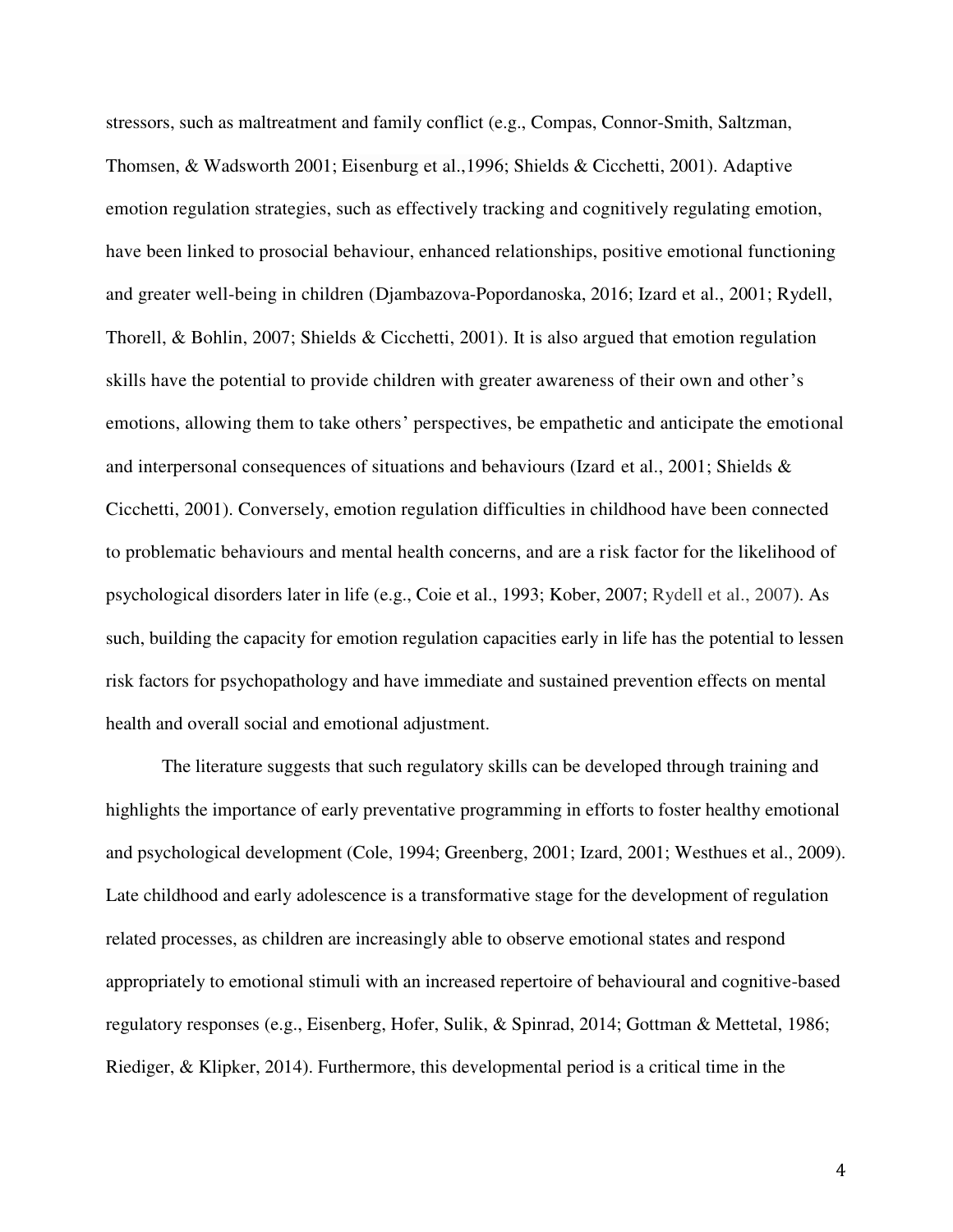stressors, such as maltreatment and family conflict (e.g., Compas, Connor-Smith, Saltzman, Thomsen, & Wadsworth 2001; Eisenburg et al.,1996; Shields & Cicchetti, 2001). Adaptive emotion regulation strategies, such as effectively tracking and cognitively regulating emotion, have been linked to prosocial behaviour, enhanced relationships, positive emotional functioning and greater well-being in children (Djambazova-Popordanoska, 2016; Izard et al., 2001; Rydell, Thorell, & Bohlin, 2007; Shields & Cicchetti, 2001). It is also argued that emotion regulation skills have the potential to provide children with greater awareness of their own and other's emotions, allowing them to take others' perspectives, be empathetic and anticipate the emotional and interpersonal consequences of situations and behaviours (Izard et al., 2001; Shields & Cicchetti, 2001). Conversely, emotion regulation difficulties in childhood have been connected to problematic behaviours and mental health concerns, and are a risk factor for the likelihood of psychological disorders later in life (e.g., Coie et al., 1993; Kober, 2007; Rydell et al., 2007). As such, building the capacity for emotion regulation capacities early in life has the potential to lessen risk factors for psychopathology and have immediate and sustained prevention effects on mental health and overall social and emotional adjustment.

The literature suggests that such regulatory skills can be developed through training and highlights the importance of early preventative programming in efforts to foster healthy emotional and psychological development (Cole, 1994; Greenberg, 2001; Izard, 2001; Westhues et al., 2009). Late childhood and early adolescence is a transformative stage for the development of regulation related processes, as children are increasingly able to observe emotional states and respond appropriately to emotional stimuli with an increased repertoire of behavioural and cognitive-based regulatory responses (e.g., Eisenberg, Hofer, Sulik, & Spinrad, 2014; Gottman & Mettetal, 1986; Riediger, & Klipker, 2014). Furthermore, this developmental period is a critical time in the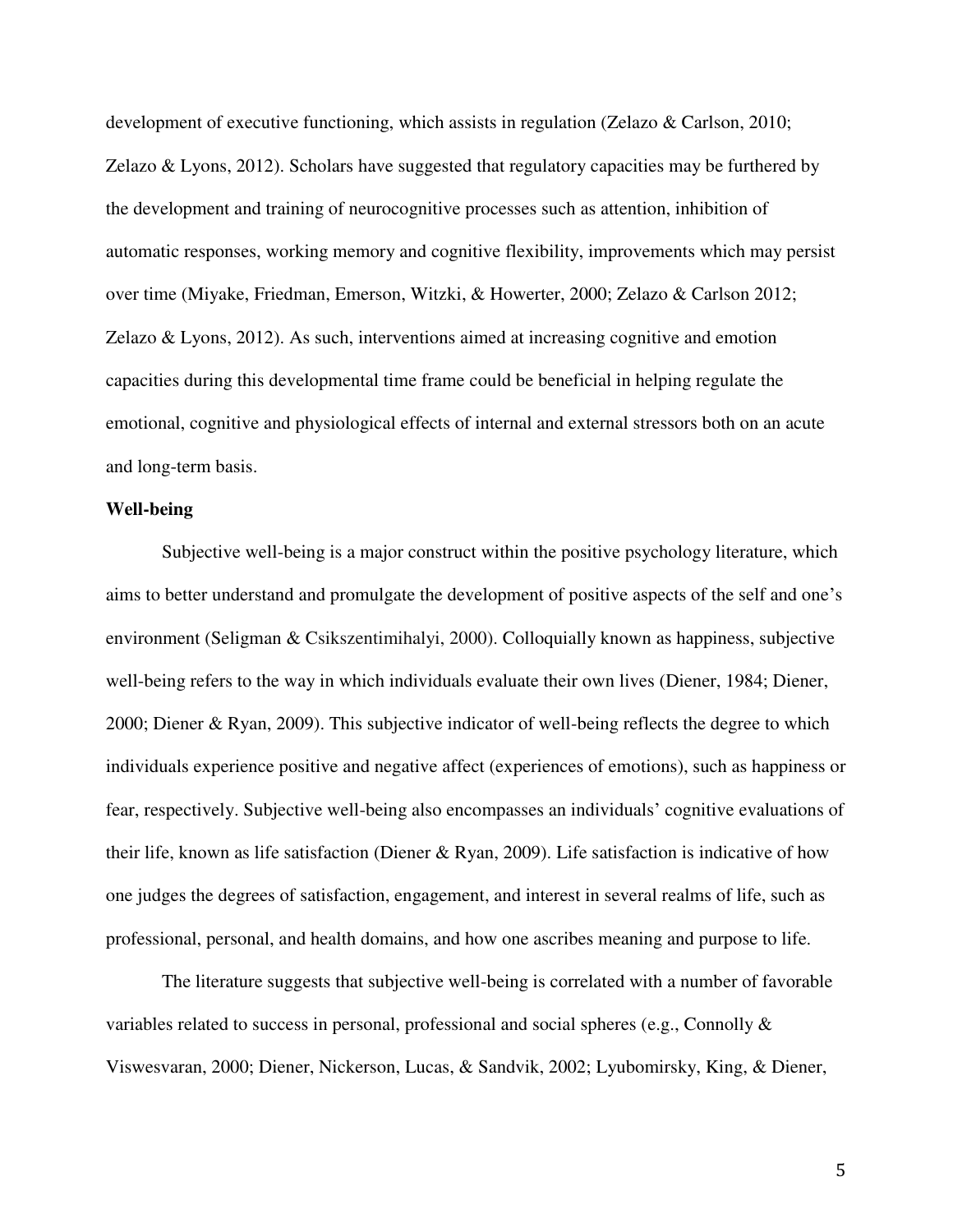development of executive functioning, which assists in regulation (Zelazo & Carlson, 2010; Zelazo & Lyons, 2012). Scholars have suggested that regulatory capacities may be furthered by the development and training of neurocognitive processes such as attention, inhibition of automatic responses, working memory and cognitive flexibility, improvements which may persist over time (Miyake, Friedman, Emerson, Witzki, & Howerter, 2000; Zelazo & Carlson 2012; Zelazo & Lyons, 2012). As such, interventions aimed at increasing cognitive and emotion capacities during this developmental time frame could be beneficial in helping regulate the emotional, cognitive and physiological effects of internal and external stressors both on an acute and long-term basis.

**Well-being**

Subjective well-being is a major construct within the positive psychology literature, which aims to better understand and promulgate the development of positive aspects of the self and one's environment (Seligman & Csikszentimihalyi, 2000). Colloquially known as happiness, subjective well-being refers to the way in which individuals evaluate their own lives (Diener, 1984; Diener, 2000; Diener & Ryan, 2009). This subjective indicator of well-being reflects the degree to which individuals experience positive and negative affect (experiences of emotions), such as happiness or fear, respectively. Subjective well-being also encompasses an individuals' cognitive evaluations of their life, known as life satisfaction (Diener & Ryan, 2009). Life satisfaction is indicative of how one judges the degrees of satisfaction, engagement, and interest in several realms of life, such as professional, personal, and health domains, and how one ascribes meaning and purpose to life.

The literature suggests that subjective well-being is correlated with a number of favorable variables related to success in personal, professional and social spheres (e.g., Connolly & Viswesvaran, 2000; Diener, Nickerson, Lucas, & Sandvik, 2002; Lyubomirsky, King, & Diener,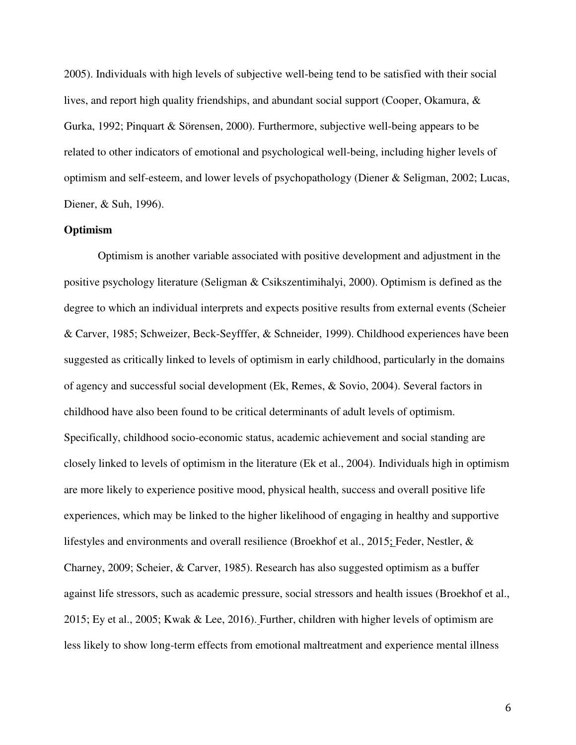2005). Individuals with high levels of subjective well-being tend to be satisfied with their social lives, and report high quality friendships, and abundant social support (Cooper, Okamura, & Gurka, 1992; Pinquart & Sörensen, 2000). Furthermore, subjective well-being appears to be related to other indicators of emotional and psychological well-being, including higher levels of optimism and self-esteem, and lower levels of psychopathology (Diener & Seligman, 2002; Lucas, Diener, & Suh, 1996).

**Optimism**

Optimism is another variable associated with positive development and adjustment in the positive psychology literature (Seligman & Csikszentimihalyi, 2000). Optimism is defined as the degree to which an individual interprets and expects positive results from external events (Scheier & Carver, 1985; Schweizer, Beck-Seyfffer, & Schneider, 1999). Childhood experiences have been suggested as critically linked to levels of optimism in early childhood, particularly in the domains of agency and successful social development (Ek, Remes, & Sovio, 2004). Several factors in childhood have also been found to be critical determinants of adult levels of optimism. Specifically, childhood socio-economic status, academic achievement and social standing are closely linked to levels of optimism in the literature (Ek et al., 2004). Individuals high in optimism are more likely to experience positive mood, physical health, success and overall positive life experiences, which may be linked to the higher likelihood of engaging in healthy and supportive lifestyles and environments and overall resilience (Broekhof et al., 2015; Feder, Nestler, & Charney, 2009; Scheier, & Carver, 1985). Research has also suggested optimism as a buffer against life stressors, such as academic pressure, social stressors and health issues (Broekhof et al., 2015; Ey et al., 2005; Kwak & Lee, 2016). Further, children with higher levels of optimism are less likely to show long-term effects from emotional maltreatment and experience mental illness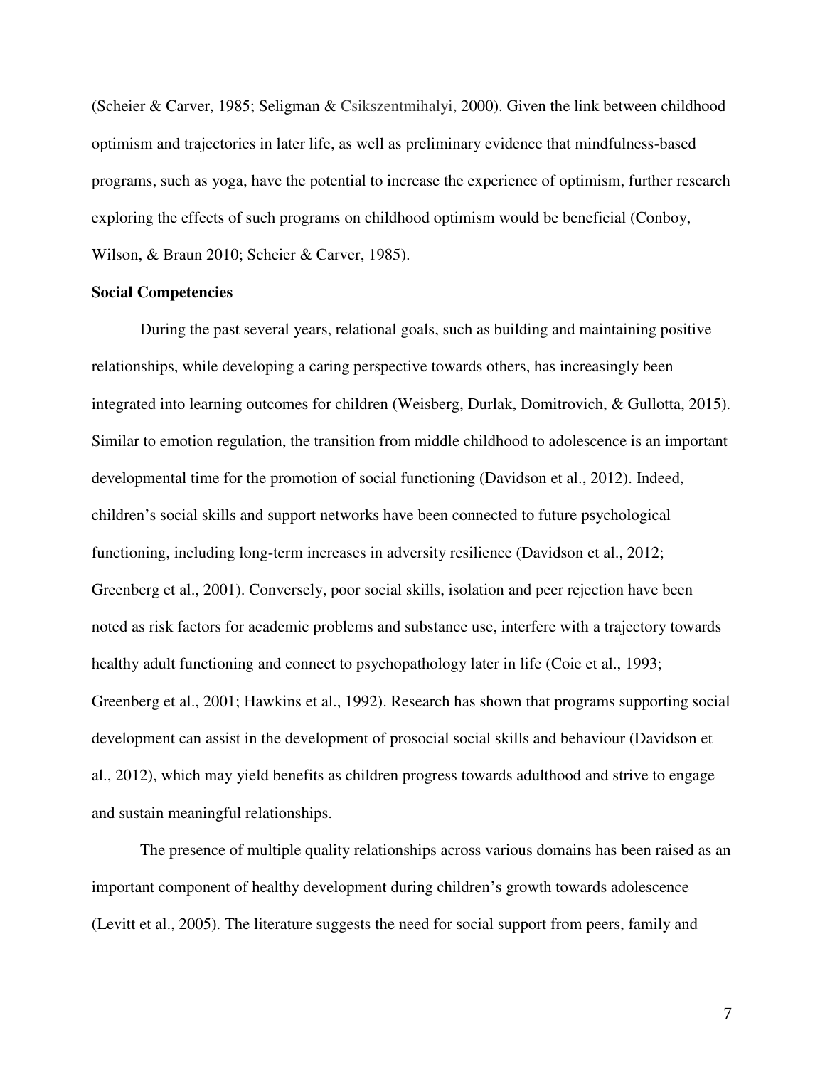(Scheier & Carver, 1985; Seligman & Csikszentmihalyi, 2000). Given the link between childhood optimism and trajectories in later life, as well as preliminary evidence that mindfulness-based programs, such as yoga, have the potential to increase the experience of optimism, further research exploring the effects of such programs on childhood optimism would be beneficial (Conboy, Wilson, & Braun 2010; Scheier & Carver, 1985).

**Social Competencies**

During the past several years, relational goals, such as building and maintaining positive relationships, while developing a caring perspective towards others, has increasingly been integrated into learning outcomes for children (Weisberg, Durlak, Domitrovich, & Gullotta, 2015). Similar to emotion regulation, the transition from middle childhood to adolescence is an important developmental time for the promotion of social functioning (Davidson et al., 2012). Indeed, children's social skills and support networks have been connected to future psychological functioning, including long-term increases in adversity resilience (Davidson et al., 2012; Greenberg et al., 2001). Conversely, poor social skills, isolation and peer rejection have been noted as risk factors for academic problems and substance use, interfere with a trajectory towards healthy adult functioning and connect to psychopathology later in life (Coie et al., 1993; Greenberg et al., 2001; Hawkins et al., 1992). Research has shown that programs supporting social development can assist in the development of prosocial social skills and behaviour (Davidson et al., 2012), which may yield benefits as children progress towards adulthood and strive to engage and sustain meaningful relationships.

The presence of multiple quality relationships across various domains has been raised as an important component of healthy development during children's growth towards adolescence (Levitt et al., 2005). The literature suggests the need for social support from peers, family and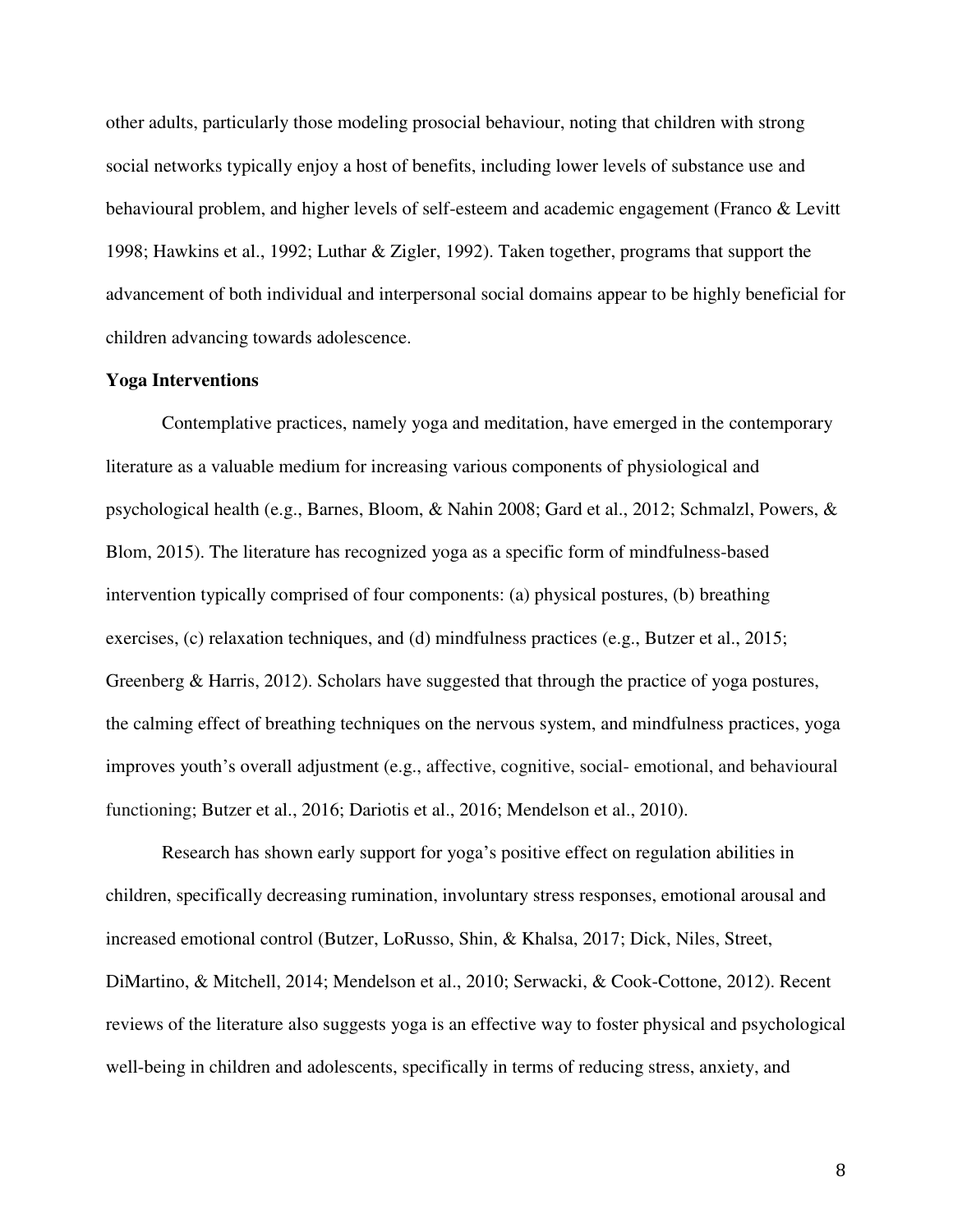other adults, particularly those modeling prosocial behaviour, noting that children with strong social networks typically enjoy a host of benefits, including lower levels of substance use and behavioural problem, and higher levels of self-esteem and academic engagement (Franco & Levitt 1998; Hawkins et al., 1992; Luthar & Zigler, 1992). Taken together, programs that support the advancement of both individual and interpersonal social domains appear to be highly beneficial for children advancing towards adolescence.

**Yoga Interventions**

Contemplative practices, namely yoga and meditation, have emerged in the contemporary literature as a valuable medium for increasing various components of physiological and psychological health (e.g., Barnes, Bloom, & Nahin 2008; Gard et al., 2012; Schmalzl, Powers, & Blom, 2015). The literature has recognized yoga as a specific form of mindfulness-based intervention typically comprised of four components: (a) physical postures, (b) breathing exercises, (c) relaxation techniques, and (d) mindfulness practices (e.g., Butzer et al., 2015; Greenberg & Harris, 2012). Scholars have suggested that through the practice of yoga postures, the calming effect of breathing techniques on the nervous system, and mindfulness practices, yoga improves youth's overall adjustment (e.g., affective, cognitive, social- emotional, and behavioural functioning; Butzer et al., 2016; Dariotis et al., 2016; Mendelson et al., 2010).

Research has shown early support for yoga's positive effect on regulation abilities in children, specifically decreasing rumination, involuntary stress responses, emotional arousal and increased emotional control (Butzer, LoRusso, Shin, & Khalsa, 2017; Dick, Niles, Street, DiMartino, & Mitchell, 2014; Mendelson et al., 2010; Serwacki, & Cook-Cottone, 2012). Recent reviews of the literature also suggests yoga is an effective way to foster physical and psychological well-being in children and adolescents, specifically in terms of reducing stress, anxiety, and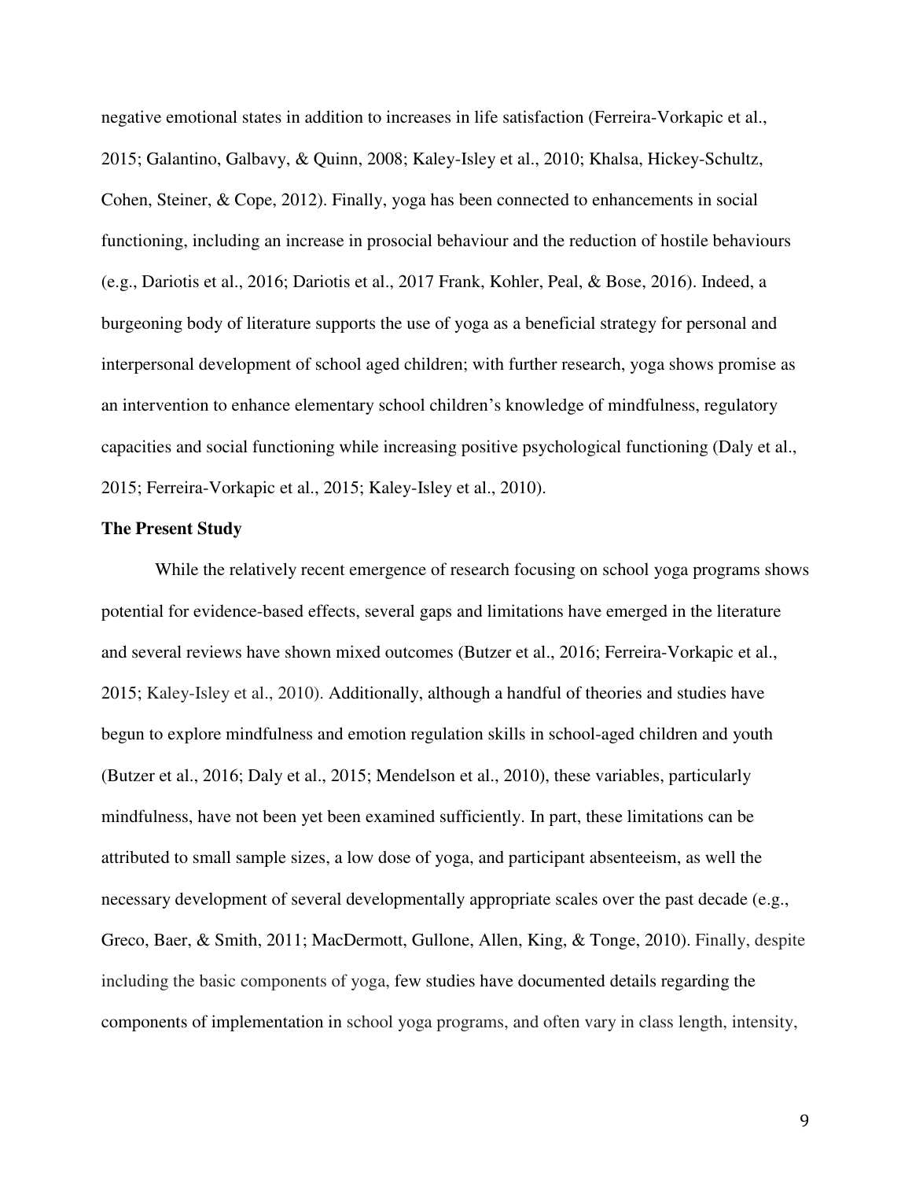negative emotional states in addition to increases in life satisfaction (Ferreira-Vorkapic et al., 2015; Galantino, Galbavy, & Quinn, 2008; Kaley-Isley et al., 2010; Khalsa, Hickey-Schultz, Cohen, Steiner, & Cope, 2012). Finally, yoga has been connected to enhancements in social functioning, including an increase in prosocial behaviour and the reduction of hostile behaviours (e.g., Dariotis et al., 2016; Dariotis et al., 2017 Frank, Kohler, Peal, & Bose, 2016). Indeed, a burgeoning body of literature supports the use of yoga as a beneficial strategy for personal and interpersonal development of school aged children; with further research, yoga shows promise as an intervention to enhance elementary school children's knowledge of mindfulness, regulatory capacities and social functioning while increasing positive psychological functioning (Daly et al., 2015; Ferreira-Vorkapic et al., 2015; Kaley-Isley et al., 2010).

**The Present Study**

While the relatively recent emergence of research focusing on school yoga programs shows potential for evidence-based effects, several gaps and limitations have emerged in the literature and several reviews have shown mixed outcomes (Butzer et al., 2016; Ferreira-Vorkapic et al., 2015; Kaley-Isley et al., 2010). Additionally, although a handful of theories and studies have begun to explore mindfulness and emotion regulation skills in school-aged children and youth (Butzer et al., 2016; Daly et al., 2015; Mendelson et al., 2010), these variables, particularly mindfulness, have not been yet been examined sufficiently. In part, these limitations can be attributed to small sample sizes, a low dose of yoga, and participant absenteeism, as well the necessary development of several developmentally appropriate scales over the past decade (e.g., Greco, Baer, & Smith, 2011; MacDermott, Gullone, Allen, King, & Tonge, 2010). Finally, despite including the basic components of yoga, few studies have documented details regarding the components of implementation in school yoga programs, and often vary in class length, intensity,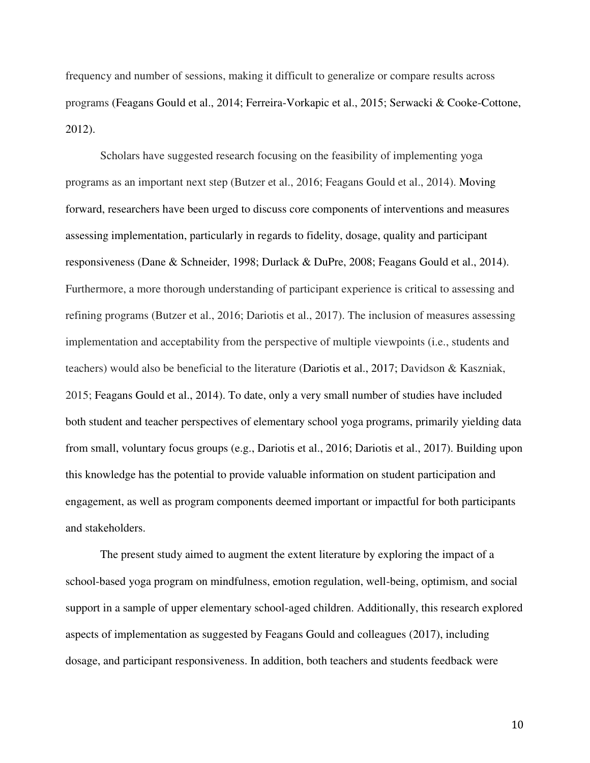frequency and number of sessions, making it difficult to generalize or compare results across programs (Feagans Gould et al., 2014; Ferreira-Vorkapic et al., 2015; Serwacki & Cooke-Cottone, 2012).

Scholars have suggested research focusing on the feasibility of implementing yoga programs as an important next step (Butzer et al., 2016; Feagans Gould et al., 2014). Moving forward, researchers have been urged to discuss core components of interventions and measures assessing implementation, particularly in regards to fidelity, dosage, quality and participant responsiveness (Dane & Schneider, 1998; Durlack & DuPre, 2008; Feagans Gould et al., 2014). Furthermore, a more thorough understanding of participant experience is critical to assessing and refining programs (Butzer et al., 2016; Dariotis et al., 2017). The inclusion of measures assessing implementation and acceptability from the perspective of multiple viewpoints (i.e., students and teachers) would also be beneficial to the literature (Dariotis et al., 2017; Davidson & Kaszniak, 2015; Feagans Gould et al., 2014). To date, only a very small number of studies have included both student and teacher perspectives of elementary school yoga programs, primarily yielding data from small, voluntary focus groups (e.g., Dariotis et al., 2016; Dariotis et al., 2017). Building upon this knowledge has the potential to provide valuable information on student participation and engagement, as well as program components deemed important or impactful for both participants and stakeholders.

The present study aimed to augment the extent literature by exploring the impact of a school-based yoga program on mindfulness, emotion regulation, well-being, optimism, and social support in a sample of upper elementary school-aged children. Additionally, this research explored aspects of implementation as suggested by Feagans Gould and colleagues (2017), including dosage, and participant responsiveness. In addition, both teachers and students feedback were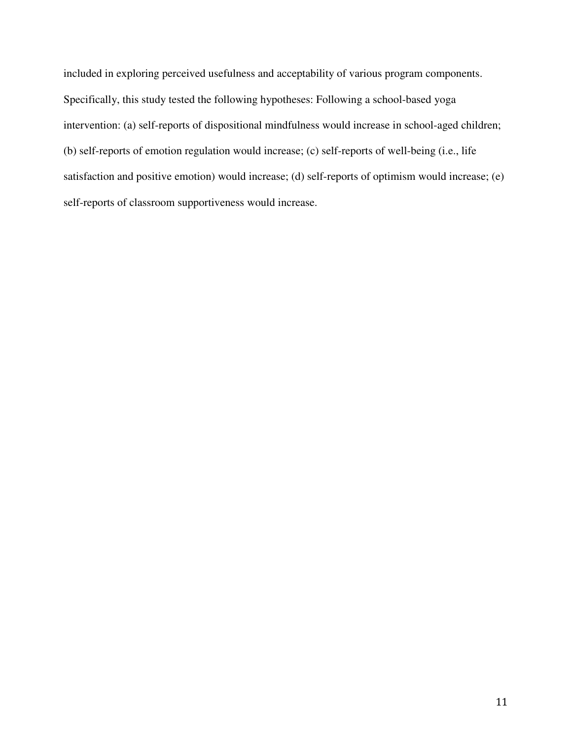included in exploring perceived usefulness and acceptability of various program components. Specifically, this study tested the following hypotheses: Following a school-based yoga intervention: (a) self-reports of dispositional mindfulness would increase in school-aged children; (b) self-reports of emotion regulation would increase; (c) self-reports of well-being (i.e., life satisfaction and positive emotion) would increase; (d) self-reports of optimism would increase; (e) self-reports of classroom supportiveness would increase.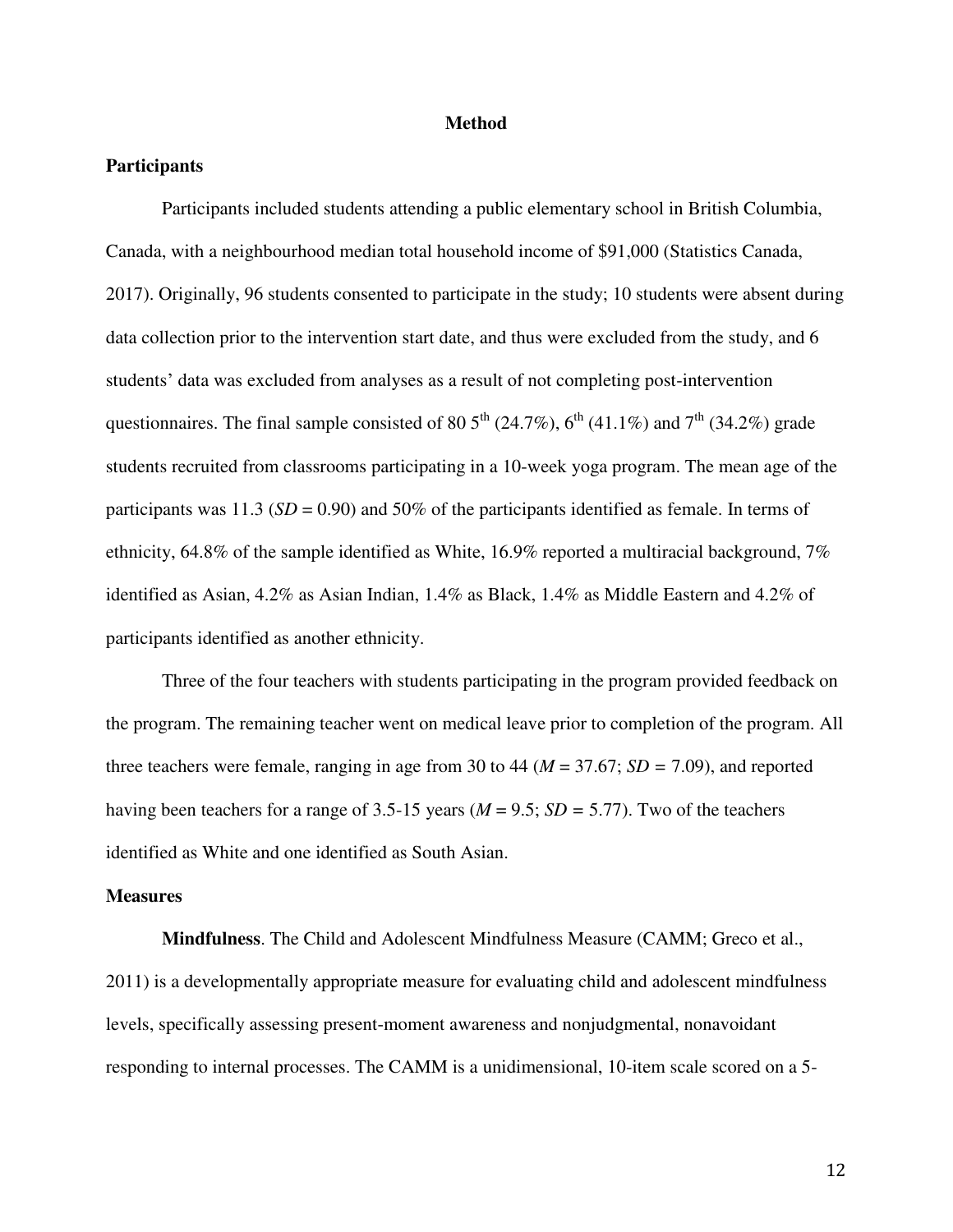# Method

## Participants

Participants included students attending a public elementary school in British Columbia, Canada, with a neighbourhood median total household income of $91,000 (Statistics Canada, 2017). Originally, 96 students consented to participate in the study; 10 students were absent during data collection prior to the intervention start date, and thus were excluded from the study, and 6 students' data was excluded from analyses as a result of not completing post-intervention questionnaires. The final sample consisted of 80 5$^{th}$ (24.7%), 6$^{th}$ (41.1%) and 7$^{th}$ (34.2%) grade students recruited from classrooms participating in a 10-week yoga program. The mean age of the participants was 11.3 ($SD$ = 0.90) and 50% of the participants identified as female. In terms of ethnicity, 64.8% of the sample identified as White, 16.9% reported a multiracial background, 7% identified as Asian, 4.2% as Asian Indian, 1.4% as Black, 1.4% as Middle Eastern and 4.2% of participants identified as another ethnicity.

Three of the four teachers with students participating in the program provided feedback on the program. The remaining teacher went on medical leave prior to completion of the program. All three teachers were female, ranging in age from 30 to 44 ($M$ = 37.67; $SD$ = 7.09), and reported having been teachers for a range of 3.5-15 years ($M$ = 9.5; $SD$ = 5.77). Two of the teachers identified as White and one identified as South Asian.

## Measures

**Mindfulness**. The Child and Adolescent Mindfulness Measure (CAMM; Greco et al., 2011) is a developmentally appropriate measure for evaluating child and adolescent mindfulness levels, specifically assessing present-moment awareness and nonjudgmental, nonavoidant responding to internal processes. The CAMM is a unidimensional, 10-item scale scored on a 5-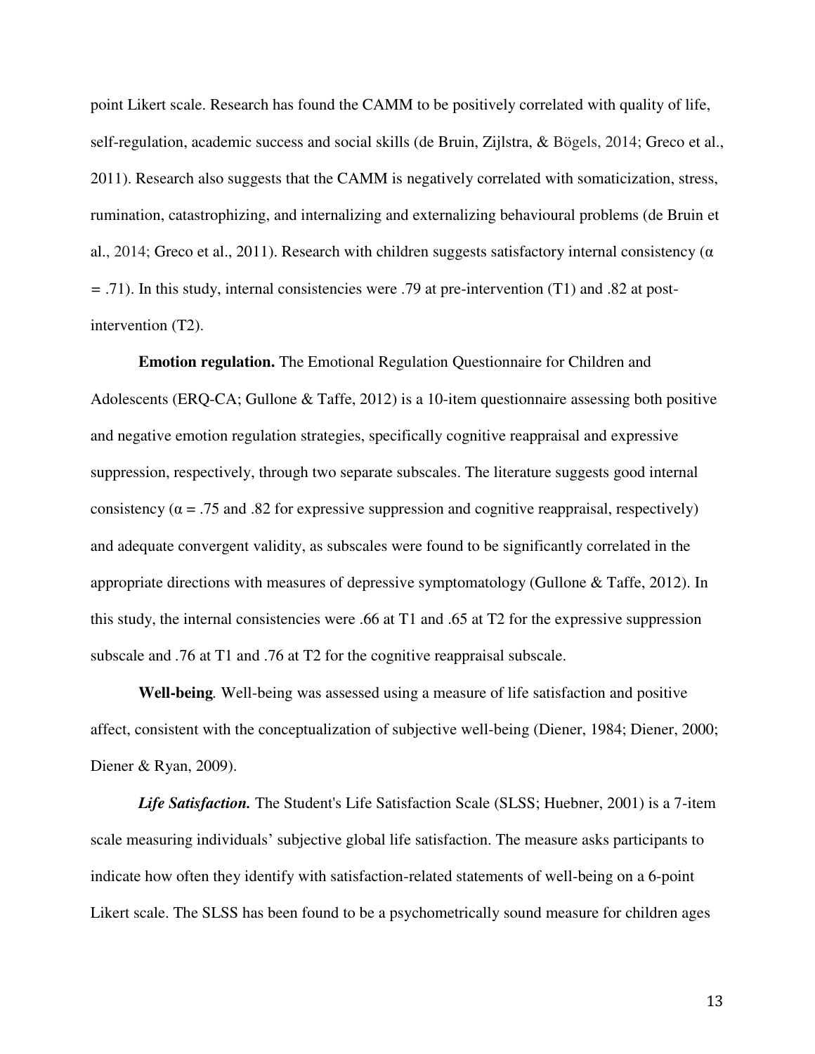point Likert scale. Research has found the CAMM to be positively correlated with quality of life, self-regulation, academic success and social skills (de Bruin, Zijlstra, & Bögels, 2014; Greco et al., 2011). Research also suggests that the CAMM is negatively correlated with somaticization, stress, rumination, catastrophizing, and internalizing and externalizing behavioural problems (de Bruin et al., 2014; Greco et al., 2011). Research with children suggests satisfactory internal consistency ($\alpha = .71$). In this study, internal consistencies were .79 at pre-intervention (T1) and .82 at post-intervention (T2).

**Emotion regulation.** The Emotional Regulation Questionnaire for Children and Adolescents (ERQ-CA; Gullone & Taffe, 2012) is a 10-item questionnaire assessing both positive and negative emotion regulation strategies, specifically cognitive reappraisal and expressive suppression, respectively, through two separate subscales. The literature suggests good internal consistency ($\alpha = .75$ and .82 for expressive suppression and cognitive reappraisal, respectively) and adequate convergent validity, as subscales were found to be significantly correlated in the appropriate directions with measures of depressive symptomatology (Gullone & Taffe, 2012). In this study, the internal consistencies were .66 at T1 and .65 at T2 for the expressive suppression subscale and .76 at T1 and .76 at T2 for the cognitive reappraisal subscale.

**Well-being***.* Well-being was assessed using a measure of life satisfaction and positive affect, consistent with the conceptualization of subjective well-being (Diener, 1984; Diener, 2000; Diener & Ryan, 2009).

***Life Satisfaction.*** The Student's Life Satisfaction Scale (SLSS; Huebner, 2001) is a 7-item scale measuring individuals' subjective global life satisfaction. The measure asks participants to indicate how often they identify with satisfaction-related statements of well-being on a 6-point Likert scale. The SLSS has been found to be a psychometrically sound measure for children ages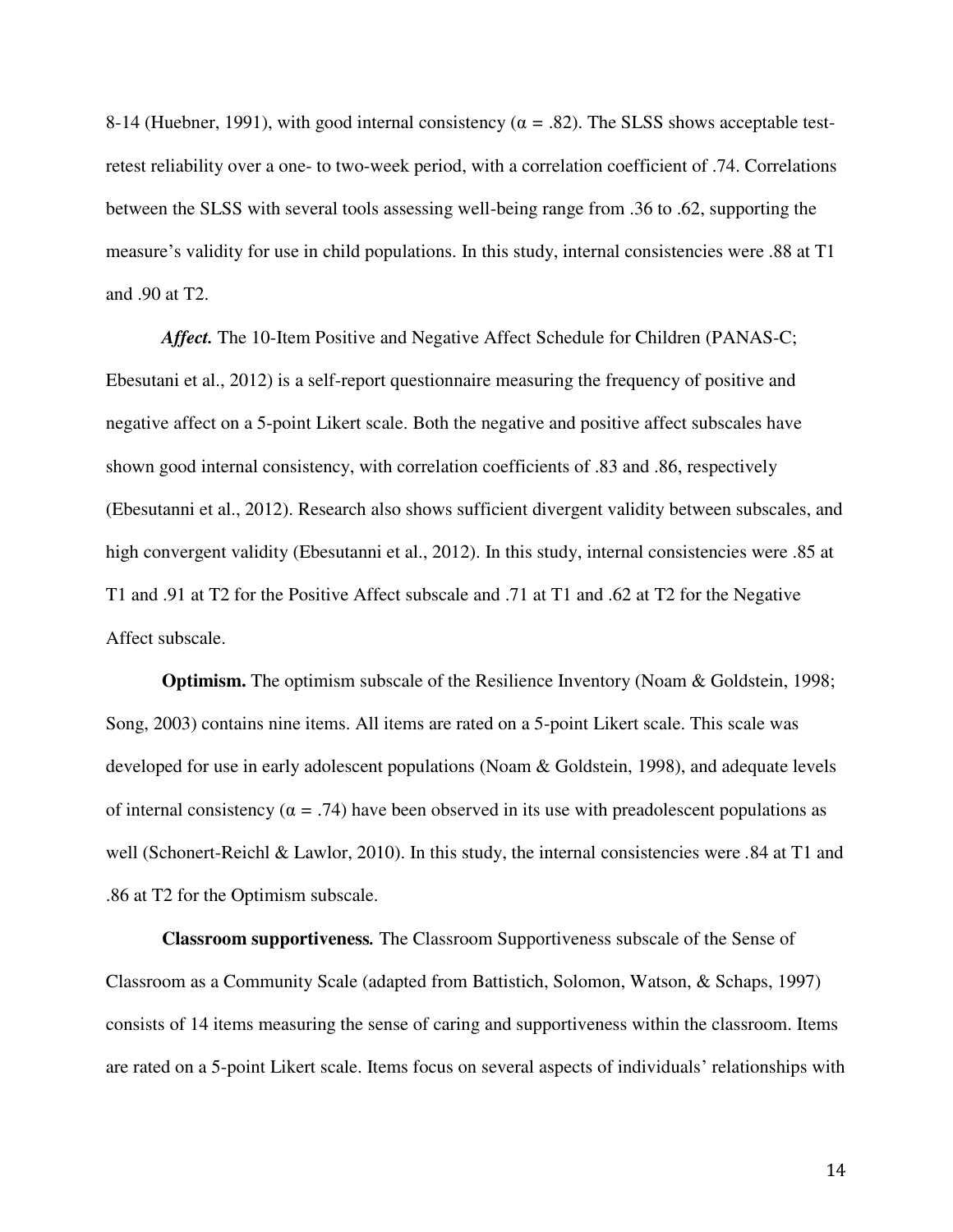8-14 (Huebner, 1991), with good internal consistency ($\alpha$ = .82). The SLSS shows acceptable test-retest reliability over a one- to two-week period, with a correlation coefficient of .74. Correlations between the SLSS with several tools assessing well-being range from .36 to .62, supporting the measure's validity for use in child populations. In this study, internal consistencies were .88 at T1 and .90 at T2.

***Affect.*** The 10-Item Positive and Negative Affect Schedule for Children (PANAS-C; Ebesutani et al., 2012) is a self-report questionnaire measuring the frequency of positive and negative affect on a 5-point Likert scale. Both the negative and positive affect subscales have shown good internal consistency, with correlation coefficients of .83 and .86, respectively (Ebesutanni et al., 2012). Research also shows sufficient divergent validity between subscales, and high convergent validity (Ebesutanni et al., 2012). In this study, internal consistencies were .85 at T1 and .91 at T2 for the Positive Affect subscale and .71 at T1 and .62 at T2 for the Negative Affect subscale.

**Optimism.** The optimism subscale of the Resilience Inventory (Noam & Goldstein, 1998; Song, 2003) contains nine items. All items are rated on a 5-point Likert scale. This scale was developed for use in early adolescent populations (Noam & Goldstein, 1998), and adequate levels of internal consistency ($\alpha$ = .74) have been observed in its use with preadolescent populations as well (Schonert-Reichl & Lawlor, 2010). In this study, the internal consistencies were .84 at T1 and .86 at T2 for the Optimism subscale.

**Classroom supportiveness.** The Classroom Supportiveness subscale of the Sense of Classroom as a Community Scale (adapted from Battistich, Solomon, Watson, & Schaps, 1997) consists of 14 items measuring the sense of caring and supportiveness within the classroom. Items are rated on a 5-point Likert scale. Items focus on several aspects of individuals' relationships with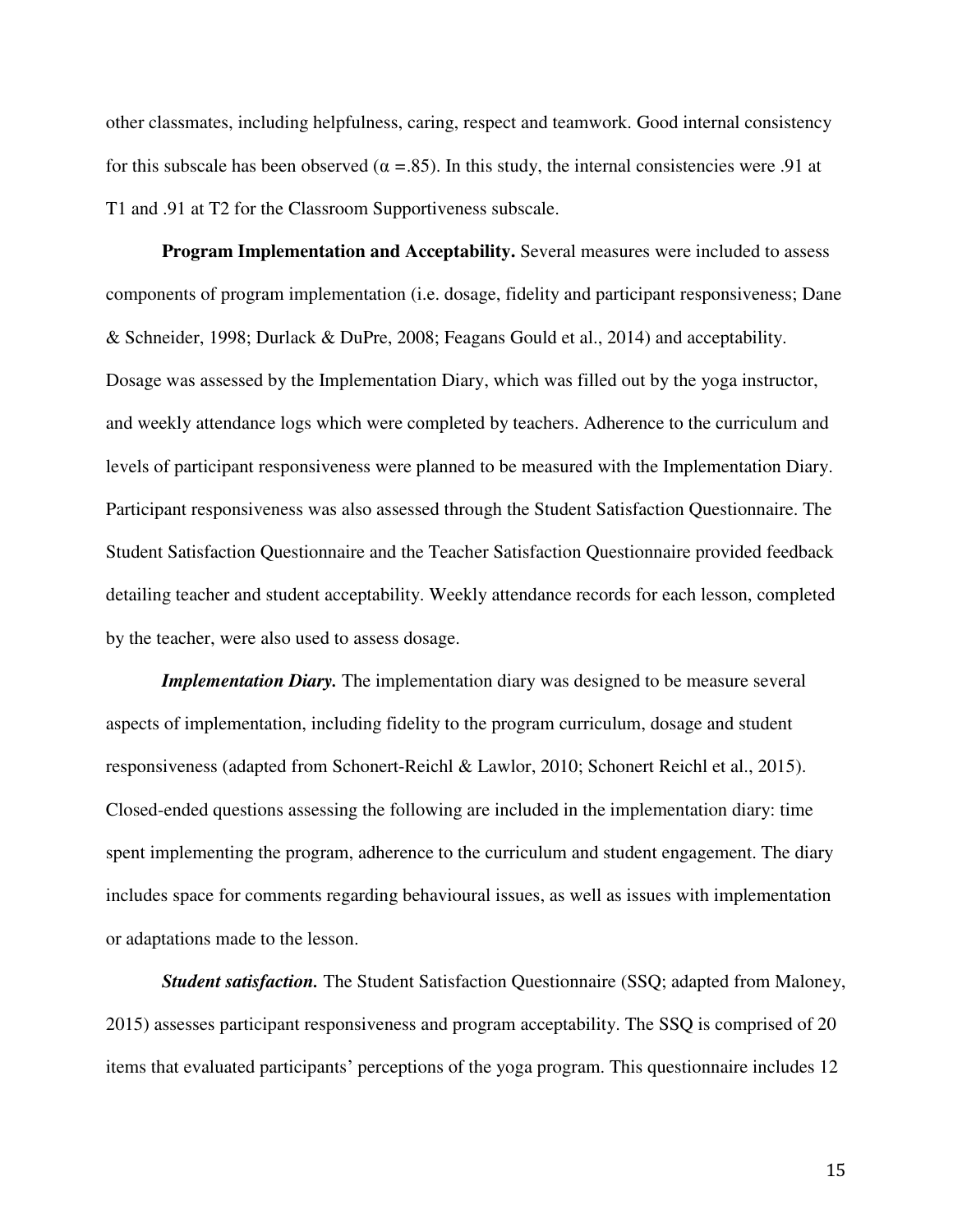other classmates, including helpfulness, caring, respect and teamwork. Good internal consistency for this subscale has been observed (α =.85). In this study, the internal consistencies were .91 at T1 and .91 at T2 for the Classroom Supportiveness subscale.

**Program Implementation and Acceptability.** Several measures were included to assess components of program implementation (i.e. dosage, fidelity and participant responsiveness; Dane & Schneider, 1998; Durlack & DuPre, 2008; Feagans Gould et al., 2014) and acceptability. Dosage was assessed by the Implementation Diary, which was filled out by the yoga instructor, and weekly attendance logs which were completed by teachers. Adherence to the curriculum and levels of participant responsiveness were planned to be measured with the Implementation Diary. Participant responsiveness was also assessed through the Student Satisfaction Questionnaire. The Student Satisfaction Questionnaire and the Teacher Satisfaction Questionnaire provided feedback detailing teacher and student acceptability. Weekly attendance records for each lesson, completed by the teacher, were also used to assess dosage.

***Implementation Diary.*** The implementation diary was designed to be measure several aspects of implementation, including fidelity to the program curriculum, dosage and student responsiveness (adapted from Schonert-Reichl & Lawlor, 2010; Schonert Reichl et al., 2015). Closed-ended questions assessing the following are included in the implementation diary: time spent implementing the program, adherence to the curriculum and student engagement. The diary includes space for comments regarding behavioural issues, as well as issues with implementation or adaptations made to the lesson.

***Student satisfaction.*** The Student Satisfaction Questionnaire (SSQ; adapted from Maloney, 2015) assesses participant responsiveness and program acceptability. The SSQ is comprised of 20 items that evaluated participants' perceptions of the yoga program. This questionnaire includes 12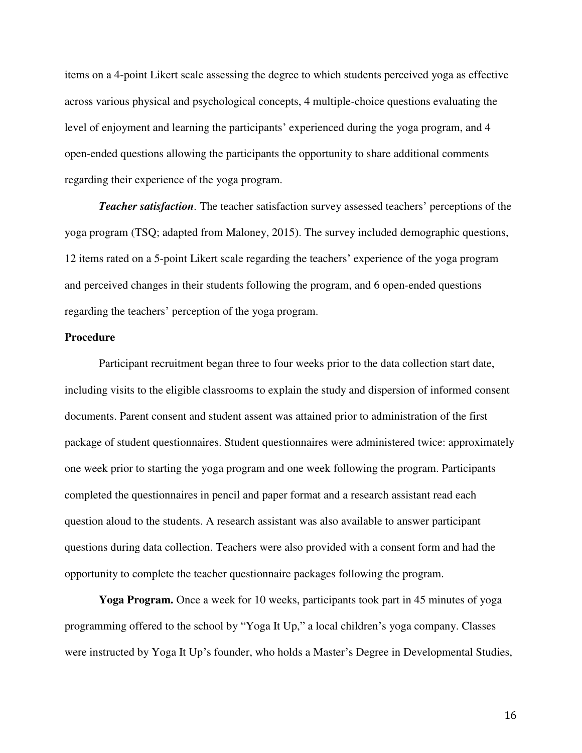items on a 4-point Likert scale assessing the degree to which students perceived yoga as effective across various physical and psychological concepts, 4 multiple-choice questions evaluating the level of enjoyment and learning the participants' experienced during the yoga program, and 4 open-ended questions allowing the participants the opportunity to share additional comments regarding their experience of the yoga program.

***Teacher satisfaction***. The teacher satisfaction survey assessed teachers' perceptions of the yoga program (TSQ; adapted from Maloney, 2015). The survey included demographic questions, 12 items rated on a 5-point Likert scale regarding the teachers' experience of the yoga program and perceived changes in their students following the program, and 6 open-ended questions regarding the teachers' perception of the yoga program.

**Procedure**

Participant recruitment began three to four weeks prior to the data collection start date, including visits to the eligible classrooms to explain the study and dispersion of informed consent documents. Parent consent and student assent was attained prior to administration of the first package of student questionnaires. Student questionnaires were administered twice: approximately one week prior to starting the yoga program and one week following the program. Participants completed the questionnaires in pencil and paper format and a research assistant read each question aloud to the students. A research assistant was also available to answer participant questions during data collection. Teachers were also provided with a consent form and had the opportunity to complete the teacher questionnaire packages following the program.

**Yoga Program.** Once a week for 10 weeks, participants took part in 45 minutes of yoga programming offered to the school by "Yoga It Up," a local children's yoga company. Classes were instructed by Yoga It Up's founder, who holds a Master's Degree in Developmental Studies,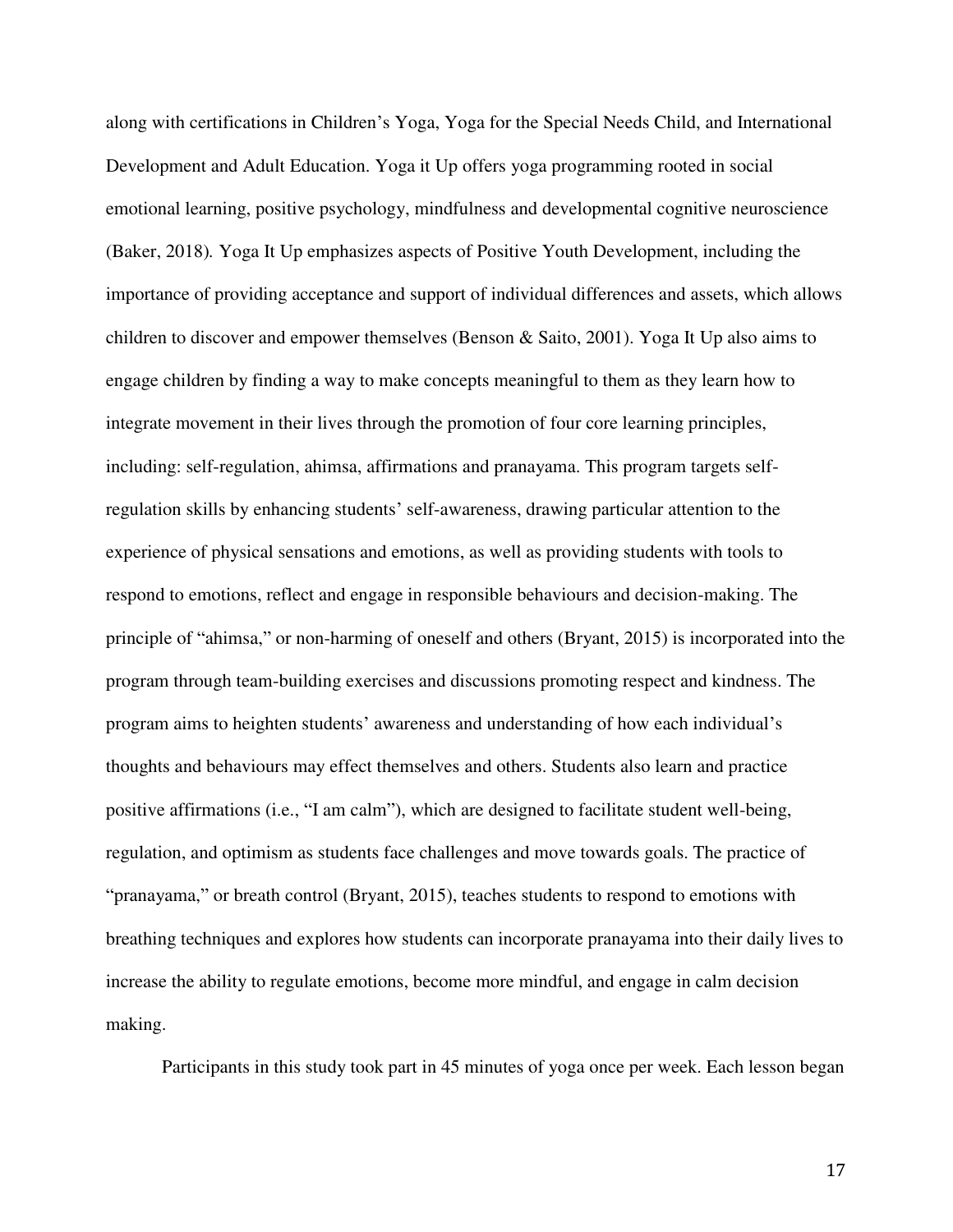along with certifications in Children's Yoga, Yoga for the Special Needs Child, and International Development and Adult Education. Yoga it Up offers yoga programming rooted in social emotional learning, positive psychology, mindfulness and developmental cognitive neuroscience (Baker, 2018). Yoga It Up emphasizes aspects of Positive Youth Development, including the importance of providing acceptance and support of individual differences and assets, which allows children to discover and empower themselves (Benson & Saito, 2001). Yoga It Up also aims to engage children by finding a way to make concepts meaningful to them as they learn how to integrate movement in their lives through the promotion of four core learning principles, including: self-regulation, ahimsa, affirmations and pranayama. This program targets self-regulation skills by enhancing students' self-awareness, drawing particular attention to the experience of physical sensations and emotions, as well as providing students with tools to respond to emotions, reflect and engage in responsible behaviours and decision-making. The principle of "ahimsa," or non-harming of oneself and others (Bryant, 2015) is incorporated into the program through team-building exercises and discussions promoting respect and kindness. The program aims to heighten students' awareness and understanding of how each individual's thoughts and behaviours may effect themselves and others. Students also learn and practice positive affirmations (i.e., "I am calm"), which are designed to facilitate student well-being, regulation, and optimism as students face challenges and move towards goals. The practice of "pranayama," or breath control (Bryant, 2015), teaches students to respond to emotions with breathing techniques and explores how students can incorporate pranayama into their daily lives to increase the ability to regulate emotions, become more mindful, and engage in calm decision making.

Participants in this study took part in 45 minutes of yoga once per week. Each lesson began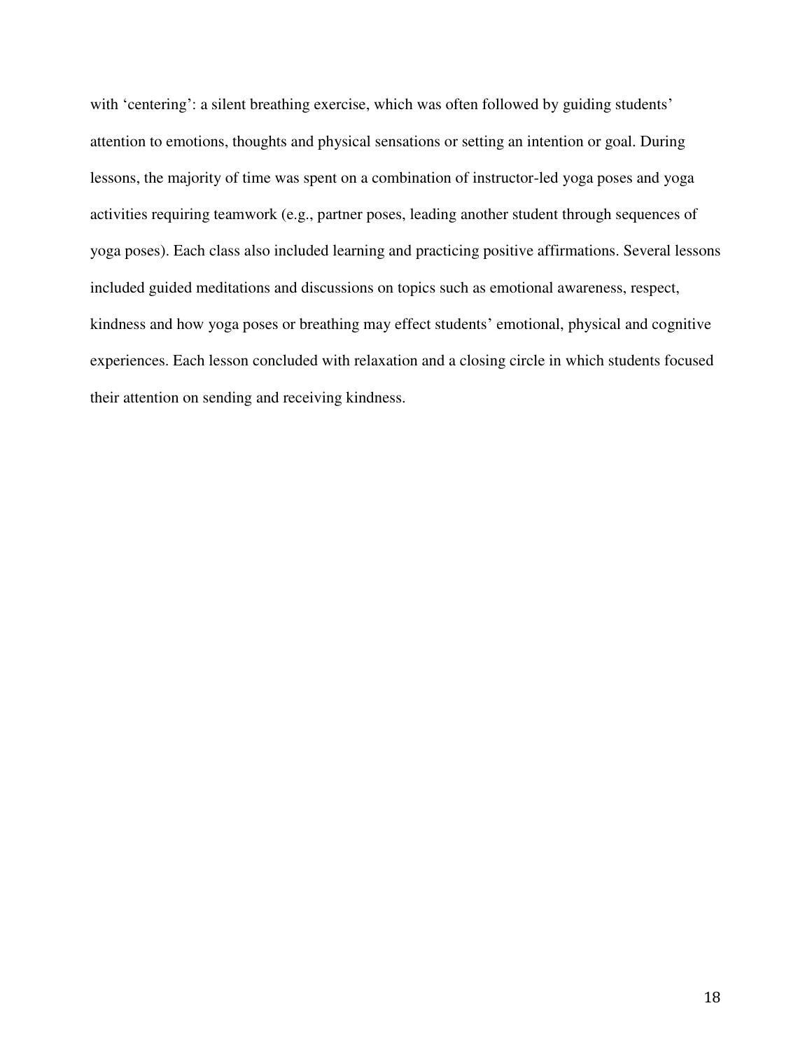with ‘centering’: a silent breathing exercise, which was often followed by guiding students’ attention to emotions, thoughts and physical sensations or setting an intention or goal. During lessons, the majority of time was spent on a combination of instructor-led yoga poses and yoga activities requiring teamwork (e.g., partner poses, leading another student through sequences of yoga poses). Each class also included learning and practicing positive affirmations. Several lessons included guided meditations and discussions on topics such as emotional awareness, respect, kindness and how yoga poses or breathing may effect students’ emotional, physical and cognitive experiences. Each lesson concluded with relaxation and a closing circle in which students focused their attention on sending and receiving kindness.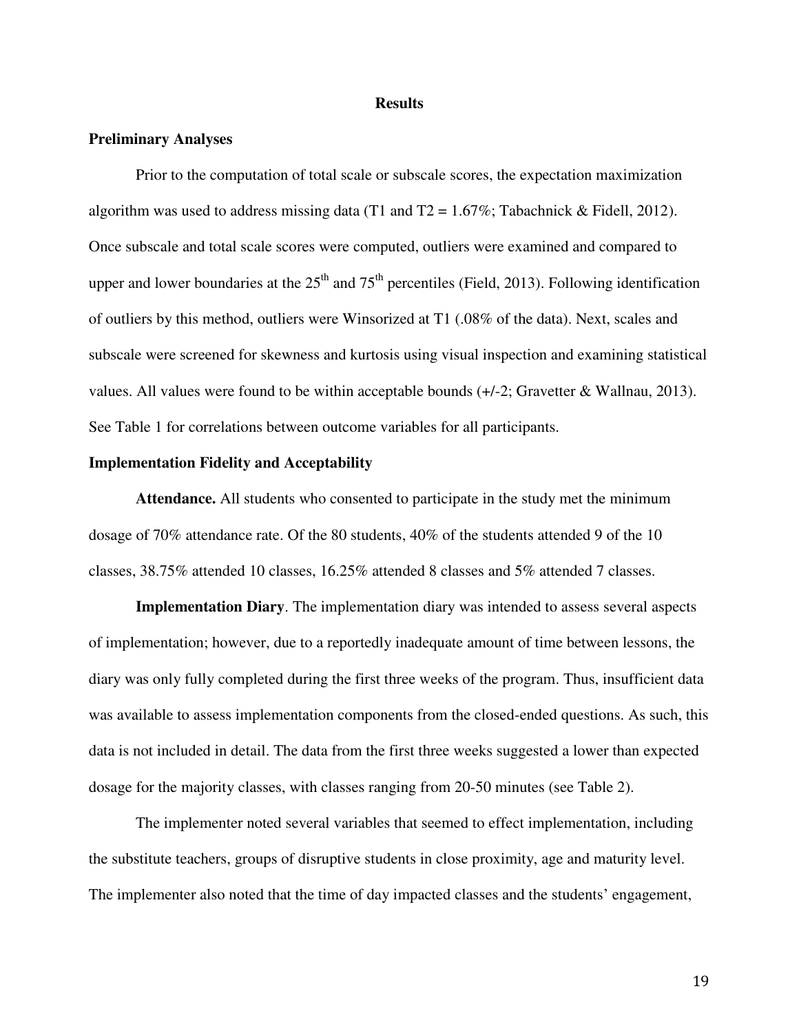# Results

## Preliminary Analyses

Prior to the computation of total scale or subscale scores, the expectation maximization algorithm was used to address missing data (T1 and T2 = 1.67%; Tabachnick & Fidell, 2012). Once subscale and total scale scores were computed, outliers were examined and compared to upper and lower boundaries at the 25th and 75th percentiles (Field, 2013). Following identification of outliers by this method, outliers were Winsorized at T1 (.08% of the data). Next, scales and subscale were screened for skewness and kurtosis using visual inspection and examining statistical values. All values were found to be within acceptable bounds (+/-2; Gravetter & Wallnau, 2013). See Table 1 for correlations between outcome variables for all participants.

## Implementation Fidelity and Acceptability

**Attendance.** All students who consented to participate in the study met the minimum dosage of 70% attendance rate. Of the 80 students, 40% of the students attended 9 of the 10 classes, 38.75% attended 10 classes, 16.25% attended 8 classes and 5% attended 7 classes.

**Implementation Diary**. The implementation diary was intended to assess several aspects of implementation; however, due to a reportedly inadequate amount of time between lessons, the diary was only fully completed during the first three weeks of the program. Thus, insufficient data was available to assess implementation components from the closed-ended questions. As such, this data is not included in detail. The data from the first three weeks suggested a lower than expected dosage for the majority classes, with classes ranging from 20-50 minutes (see Table 2).

The implementer noted several variables that seemed to effect implementation, including the substitute teachers, groups of disruptive students in close proximity, age and maturity level. The implementer also noted that the time of day impacted classes and the students' engagement,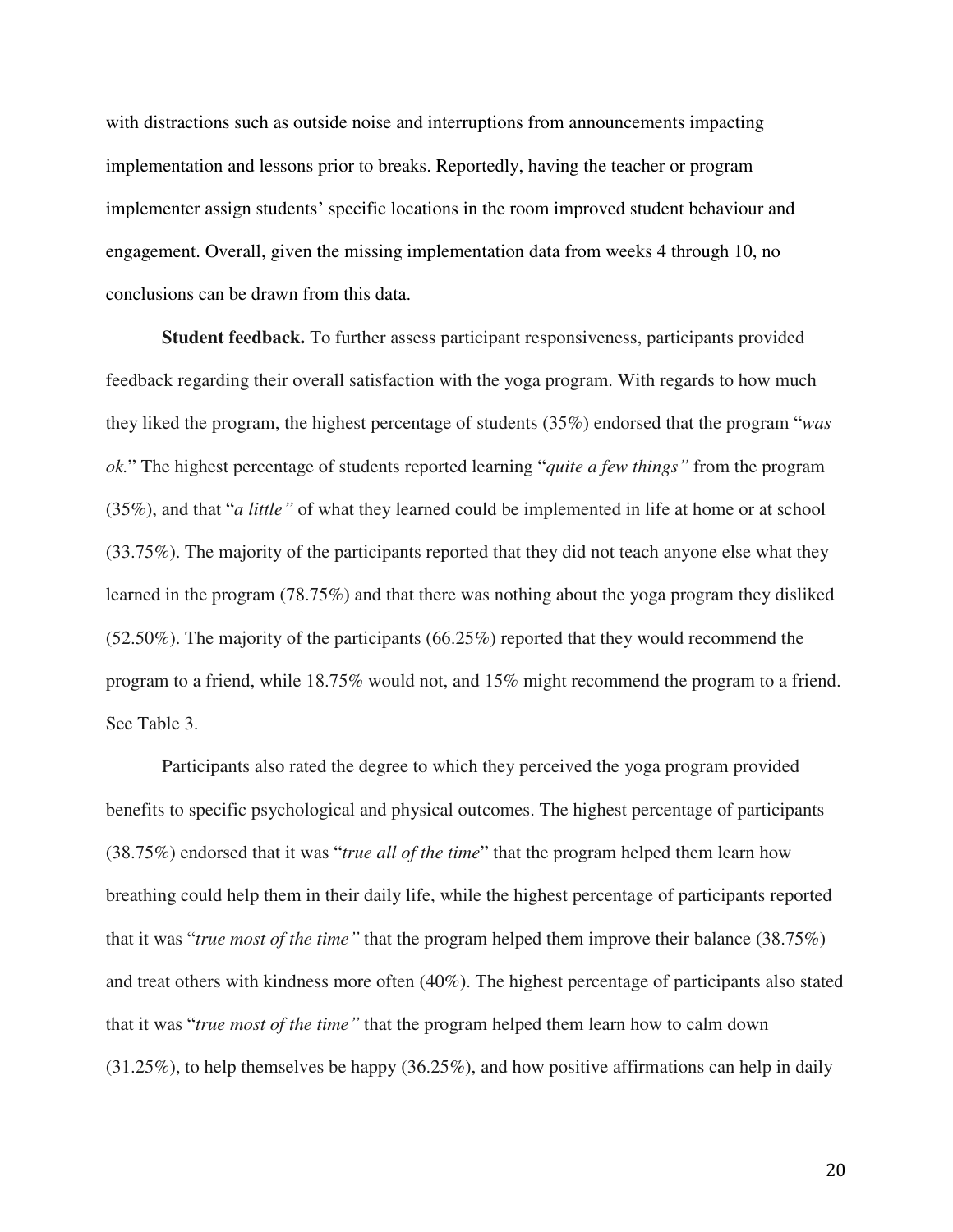with distractions such as outside noise and interruptions from announcements impacting implementation and lessons prior to breaks. Reportedly, having the teacher or program implementer assign students' specific locations in the room improved student behaviour and engagement. Overall, given the missing implementation data from weeks 4 through 10, no conclusions can be drawn from this data.

**Student feedback.** To further assess participant responsiveness, participants provided feedback regarding their overall satisfaction with the yoga program. With regards to how much they liked the program, the highest percentage of students (35%) endorsed that the program "*was ok.*" The highest percentage of students reported learning "*quite a few things"* from the program (35%), and that "*a little"* of what they learned could be implemented in life at home or at school (33.75%). The majority of the participants reported that they did not teach anyone else what they learned in the program (78.75%) and that there was nothing about the yoga program they disliked (52.50%). The majority of the participants (66.25%) reported that they would recommend the program to a friend, while 18.75% would not, and 15% might recommend the program to a friend. See Table 3.

Participants also rated the degree to which they perceived the yoga program provided benefits to specific psychological and physical outcomes. The highest percentage of participants (38.75%) endorsed that it was "*true all of the time*" that the program helped them learn how breathing could help them in their daily life, while the highest percentage of participants reported that it was "*true most of the time"* that the program helped them improve their balance (38.75%) and treat others with kindness more often (40%). The highest percentage of participants also stated that it was "*true most of the time"* that the program helped them learn how to calm down (31.25%), to help themselves be happy (36.25%), and how positive affirmations can help in daily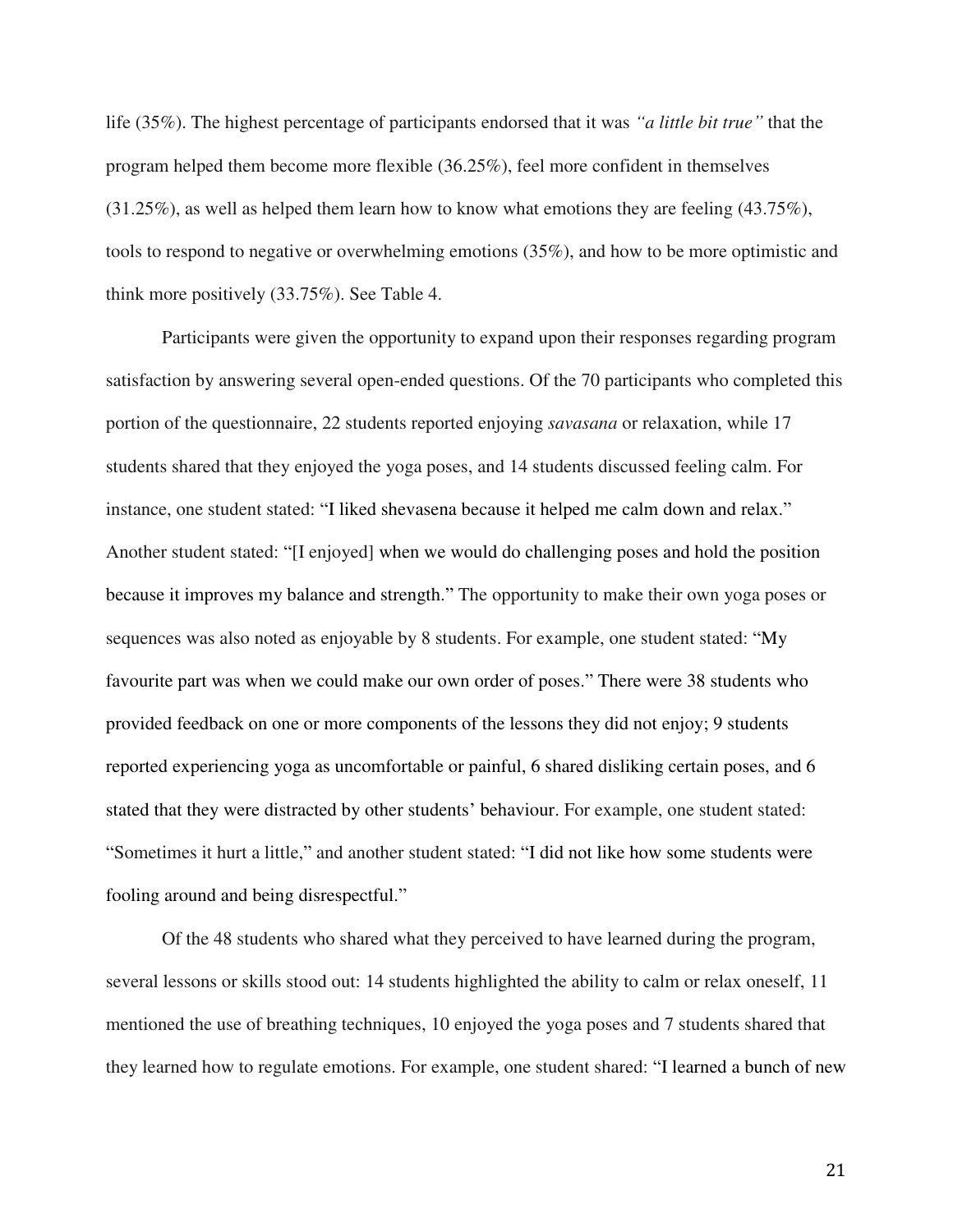life (35%). The highest percentage of participants endorsed that it was *"a little bit true"* that the program helped them become more flexible (36.25%), feel more confident in themselves (31.25%), as well as helped them learn how to know what emotions they are feeling (43.75%), tools to respond to negative or overwhelming emotions (35%), and how to be more optimistic and think more positively (33.75%). See Table 4.

Participants were given the opportunity to expand upon their responses regarding program satisfaction by answering several open-ended questions. Of the 70 participants who completed this portion of the questionnaire, 22 students reported enjoying *savasana* or relaxation, while 17 students shared that they enjoyed the yoga poses, and 14 students discussed feeling calm. For instance, one student stated: "I liked shevasena because it helped me calm down and relax." Another student stated: "[I enjoyed] when we would do challenging poses and hold the position because it improves my balance and strength." The opportunity to make their own yoga poses or sequences was also noted as enjoyable by 8 students. For example, one student stated: "My favourite part was when we could make our own order of poses." There were 38 students who provided feedback on one or more components of the lessons they did not enjoy; 9 students reported experiencing yoga as uncomfortable or painful, 6 shared disliking certain poses, and 6 stated that they were distracted by other students' behaviour. For example, one student stated: "Sometimes it hurt a little," and another student stated: "I did not like how some students were fooling around and being disrespectful."

Of the 48 students who shared what they perceived to have learned during the program, several lessons or skills stood out: 14 students highlighted the ability to calm or relax oneself, 11 mentioned the use of breathing techniques, 10 enjoyed the yoga poses and 7 students shared that they learned how to regulate emotions. For example, one student shared: "I learned a bunch of new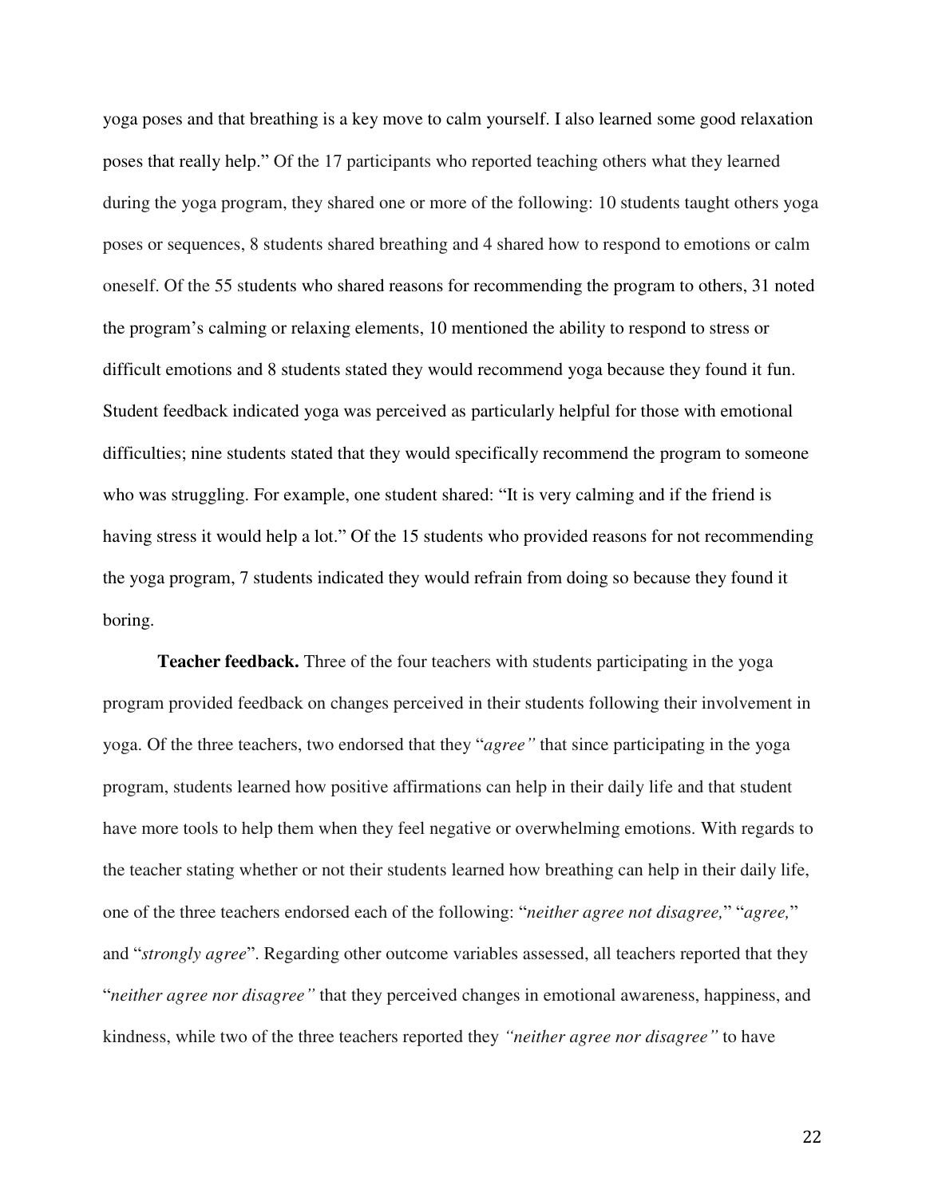yoga poses and that breathing is a key move to calm yourself. I also learned some good relaxation poses that really help." Of the 17 participants who reported teaching others what they learned during the yoga program, they shared one or more of the following: 10 students taught others yoga poses or sequences, 8 students shared breathing and 4 shared how to respond to emotions or calm oneself. Of the 55 students who shared reasons for recommending the program to others, 31 noted the program's calming or relaxing elements, 10 mentioned the ability to respond to stress or difficult emotions and 8 students stated they would recommend yoga because they found it fun. Student feedback indicated yoga was perceived as particularly helpful for those with emotional difficulties; nine students stated that they would specifically recommend the program to someone who was struggling. For example, one student shared: "It is very calming and if the friend is having stress it would help a lot." Of the 15 students who provided reasons for not recommending the yoga program, 7 students indicated they would refrain from doing so because they found it boring.

**Teacher feedback.** Three of the four teachers with students participating in the yoga program provided feedback on changes perceived in their students following their involvement in yoga. Of the three teachers, two endorsed that they "*agree"* that since participating in the yoga program, students learned how positive affirmations can help in their daily life and that student have more tools to help them when they feel negative or overwhelming emotions. With regards to the teacher stating whether or not their students learned how breathing can help in their daily life, one of the three teachers endorsed each of the following: "*neither agree not disagree,*" "*agree,*" and "*strongly agree*". Regarding other outcome variables assessed, all teachers reported that they "*neither agree nor disagree"* that they perceived changes in emotional awareness, happiness, and kindness, while two of the three teachers reported they *"neither agree nor disagree"* to have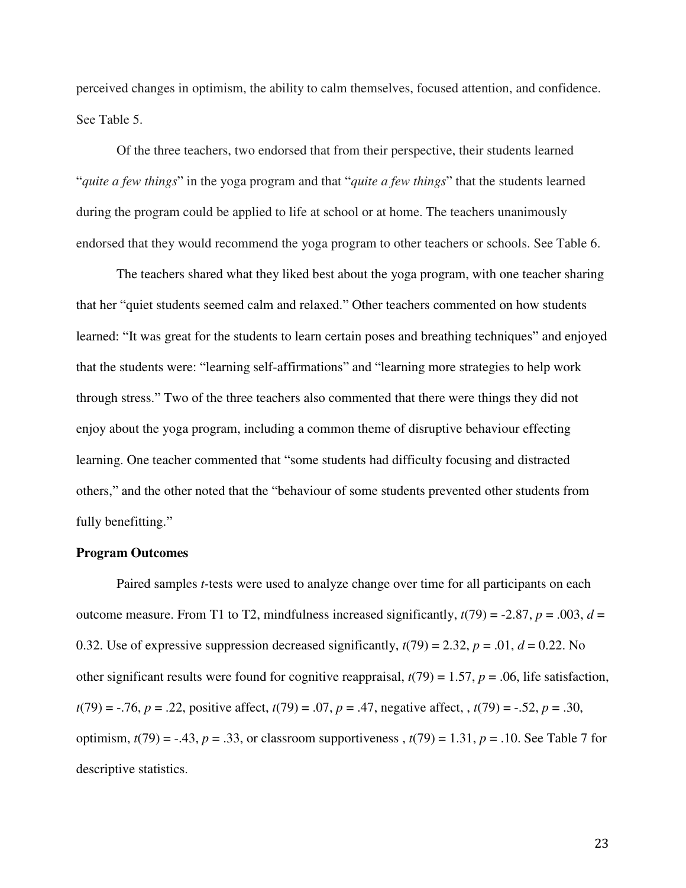perceived changes in optimism, the ability to calm themselves, focused attention, and confidence. See Table 5.

Of the three teachers, two endorsed that from their perspective, their students learned "*quite a few things*" in the yoga program and that "*quite a few things*" that the students learned during the program could be applied to life at school or at home. The teachers unanimously endorsed that they would recommend the yoga program to other teachers or schools. See Table 6.

The teachers shared what they liked best about the yoga program, with one teacher sharing that her "quiet students seemed calm and relaxed." Other teachers commented on how students learned: "It was great for the students to learn certain poses and breathing techniques" and enjoyed that the students were: "learning self-affirmations" and "learning more strategies to help work through stress." Two of the three teachers also commented that there were things they did not enjoy about the yoga program, including a common theme of disruptive behaviour effecting learning. One teacher commented that "some students had difficulty focusing and distracted others," and the other noted that the "behaviour of some students prevented other students from fully benefitting."

**Program Outcomes**

Paired samples *t*-tests were used to analyze change over time for all participants on each outcome measure. From T1 to T2, mindfulness increased significantly, $t(79) = -2.87$, $p = .003$, $d = 0.32$. Use of expressive suppression decreased significantly, $t(79) = 2.32$, $p = .01$, $d = 0.22$. No other significant results were found for cognitive reappraisal, $t(79) = 1.57$, $p = .06$, life satisfaction, $t(79) = -.76$, $p = .22$, positive affect, $t(79) = .07$, $p = .47$, negative affect, , $t(79) = -.52$, $p = .30$, optimism, $t(79) = -.43$, $p = .33$, or classroom supportiveness , $t(79) = 1.31$, $p = .10$. See Table 7 for descriptive statistics.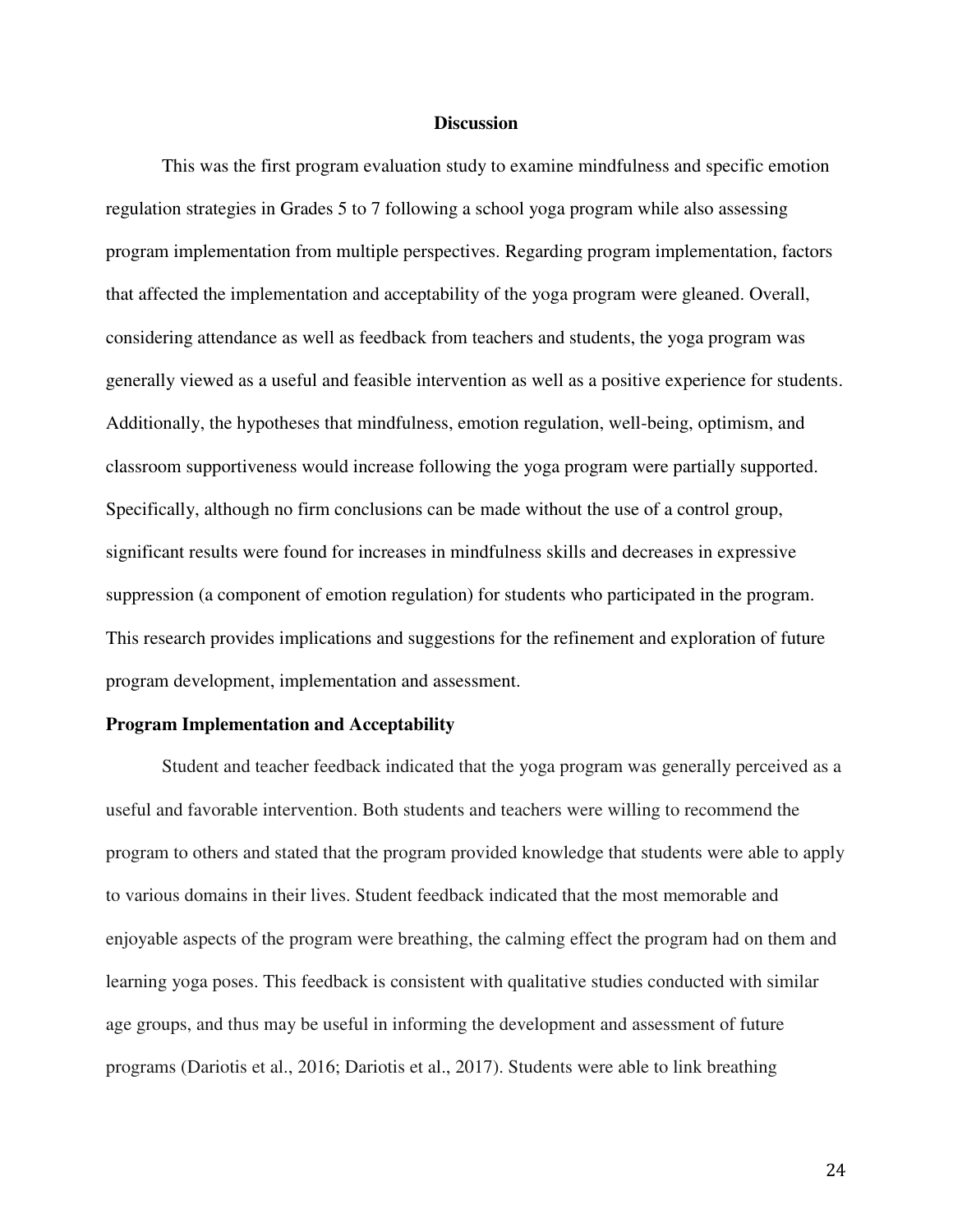## Discussion

This was the first program evaluation study to examine mindfulness and specific emotion regulation strategies in Grades 5 to 7 following a school yoga program while also assessing program implementation from multiple perspectives. Regarding program implementation, factors that affected the implementation and acceptability of the yoga program were gleaned. Overall, considering attendance as well as feedback from teachers and students, the yoga program was generally viewed as a useful and feasible intervention as well as a positive experience for students. Additionally, the hypotheses that mindfulness, emotion regulation, well-being, optimism, and classroom supportiveness would increase following the yoga program were partially supported. Specifically, although no firm conclusions can be made without the use of a control group, significant results were found for increases in mindfulness skills and decreases in expressive suppression (a component of emotion regulation) for students who participated in the program. This research provides implications and suggestions for the refinement and exploration of future program development, implementation and assessment.

### Program Implementation and Acceptability

Student and teacher feedback indicated that the yoga program was generally perceived as a useful and favorable intervention. Both students and teachers were willing to recommend the program to others and stated that the program provided knowledge that students were able to apply to various domains in their lives. Student feedback indicated that the most memorable and enjoyable aspects of the program were breathing, the calming effect the program had on them and learning yoga poses. This feedback is consistent with qualitative studies conducted with similar age groups, and thus may be useful in informing the development and assessment of future programs (Dariotis et al., 2016; Dariotis et al., 2017). Students were able to link breathing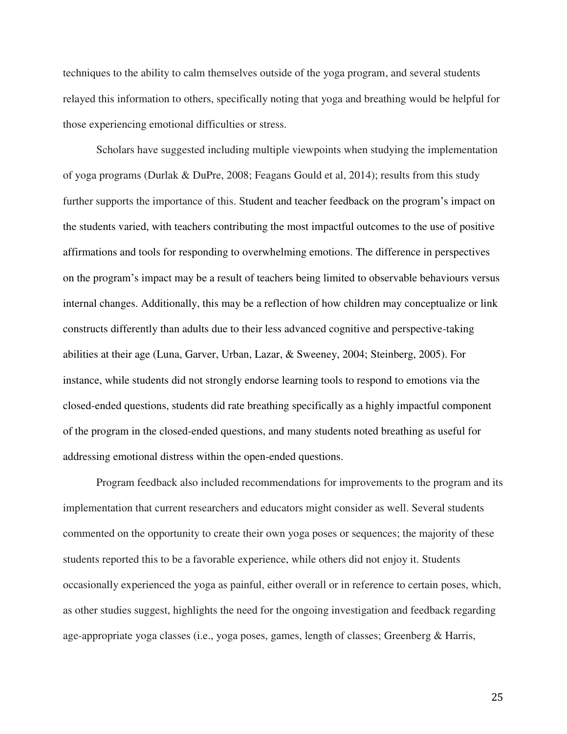techniques to the ability to calm themselves outside of the yoga program, and several students relayed this information to others, specifically noting that yoga and breathing would be helpful for those experiencing emotional difficulties or stress.

Scholars have suggested including multiple viewpoints when studying the implementation of yoga programs (Durlak & DuPre, 2008; Feagans Gould et al, 2014); results from this study further supports the importance of this. Student and teacher feedback on the program's impact on the students varied, with teachers contributing the most impactful outcomes to the use of positive affirmations and tools for responding to overwhelming emotions. The difference in perspectives on the program's impact may be a result of teachers being limited to observable behaviours versus internal changes. Additionally, this may be a reflection of how children may conceptualize or link constructs differently than adults due to their less advanced cognitive and perspective-taking abilities at their age (Luna, Garver, Urban, Lazar, & Sweeney, 2004; Steinberg, 2005). For instance, while students did not strongly endorse learning tools to respond to emotions via the closed-ended questions, students did rate breathing specifically as a highly impactful component of the program in the closed-ended questions, and many students noted breathing as useful for addressing emotional distress within the open-ended questions.

Program feedback also included recommendations for improvements to the program and its implementation that current researchers and educators might consider as well. Several students commented on the opportunity to create their own yoga poses or sequences; the majority of these students reported this to be a favorable experience, while others did not enjoy it. Students occasionally experienced the yoga as painful, either overall or in reference to certain poses, which, as other studies suggest, highlights the need for the ongoing investigation and feedback regarding age-appropriate yoga classes (i.e., yoga poses, games, length of classes; Greenberg & Harris,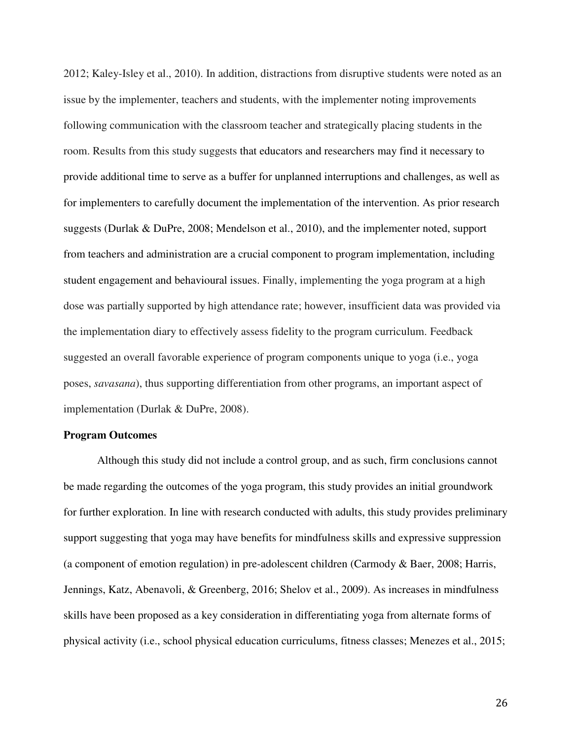2012; Kaley-Isley et al., 2010). In addition, distractions from disruptive students were noted as an issue by the implementer, teachers and students, with the implementer noting improvements following communication with the classroom teacher and strategically placing students in the room. Results from this study suggests that educators and researchers may find it necessary to provide additional time to serve as a buffer for unplanned interruptions and challenges, as well as for implementers to carefully document the implementation of the intervention. As prior research suggests (Durlak & DuPre, 2008; Mendelson et al., 2010), and the implementer noted, support from teachers and administration are a crucial component to program implementation, including student engagement and behavioural issues. Finally, implementing the yoga program at a high dose was partially supported by high attendance rate; however, insufficient data was provided via the implementation diary to effectively assess fidelity to the program curriculum. Feedback suggested an overall favorable experience of program components unique to yoga (i.e., yoga poses, *savasana*), thus supporting differentiation from other programs, an important aspect of implementation (Durlak & DuPre, 2008).

**Program Outcomes**

Although this study did not include a control group, and as such, firm conclusions cannot be made regarding the outcomes of the yoga program, this study provides an initial groundwork for further exploration. In line with research conducted with adults, this study provides preliminary support suggesting that yoga may have benefits for mindfulness skills and expressive suppression (a component of emotion regulation) in pre-adolescent children (Carmody & Baer, 2008; Harris, Jennings, Katz, Abenavoli, & Greenberg, 2016; Shelov et al., 2009). As increases in mindfulness skills have been proposed as a key consideration in differentiating yoga from alternate forms of physical activity (i.e., school physical education curriculums, fitness classes; Menezes et al., 2015;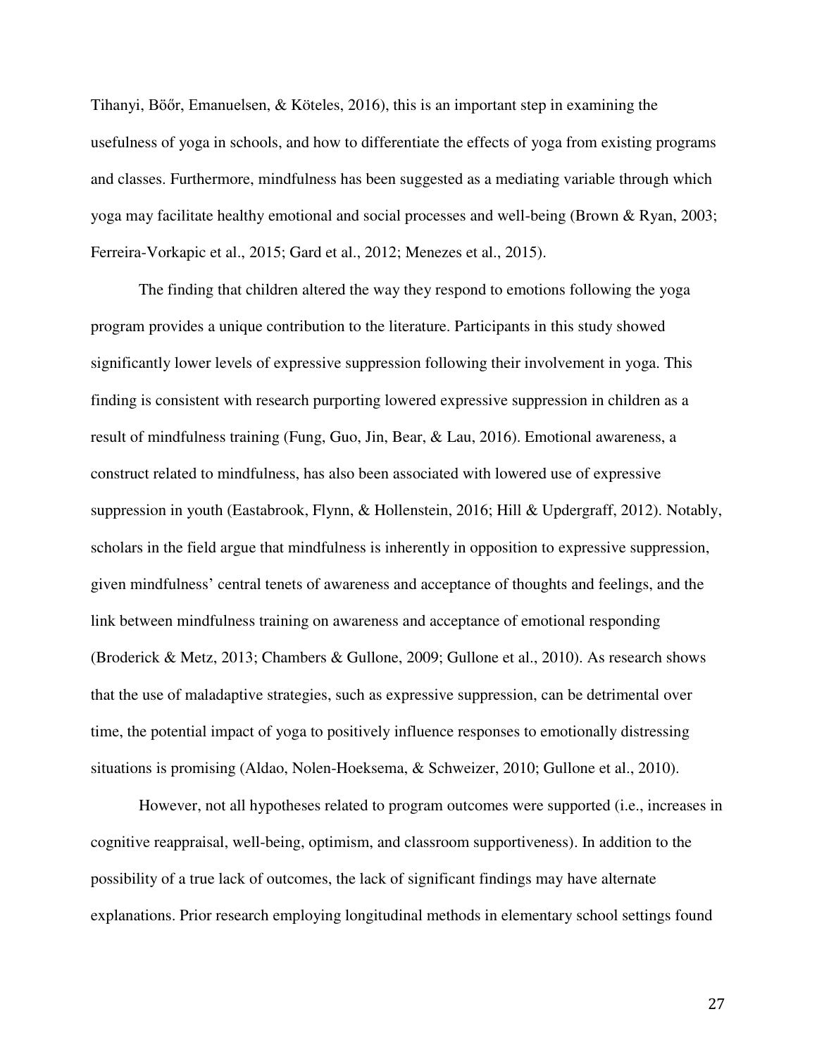Tihanyi, Bőőr, Emanuelsen, & Köteles, 2016), this is an important step in examining the usefulness of yoga in schools, and how to differentiate the effects of yoga from existing programs and classes. Furthermore, mindfulness has been suggested as a mediating variable through which yoga may facilitate healthy emotional and social processes and well-being (Brown & Ryan, 2003; Ferreira-Vorkapic et al., 2015; Gard et al., 2012; Menezes et al., 2015).

The finding that children altered the way they respond to emotions following the yoga program provides a unique contribution to the literature. Participants in this study showed significantly lower levels of expressive suppression following their involvement in yoga. This finding is consistent with research purporting lowered expressive suppression in children as a result of mindfulness training (Fung, Guo, Jin, Bear, & Lau, 2016). Emotional awareness, a construct related to mindfulness, has also been associated with lowered use of expressive suppression in youth (Eastabrook, Flynn, & Hollenstein, 2016; Hill & Updergraff, 2012). Notably, scholars in the field argue that mindfulness is inherently in opposition to expressive suppression, given mindfulness' central tenets of awareness and acceptance of thoughts and feelings, and the link between mindfulness training on awareness and acceptance of emotional responding (Broderick & Metz, 2013; Chambers & Gullone, 2009; Gullone et al., 2010). As research shows that the use of maladaptive strategies, such as expressive suppression, can be detrimental over time, the potential impact of yoga to positively influence responses to emotionally distressing situations is promising (Aldao, Nolen-Hoeksema, & Schweizer, 2010; Gullone et al., 2010).

However, not all hypotheses related to program outcomes were supported (i.e., increases in cognitive reappraisal, well-being, optimism, and classroom supportiveness). In addition to the possibility of a true lack of outcomes, the lack of significant findings may have alternate explanations. Prior research employing longitudinal methods in elementary school settings found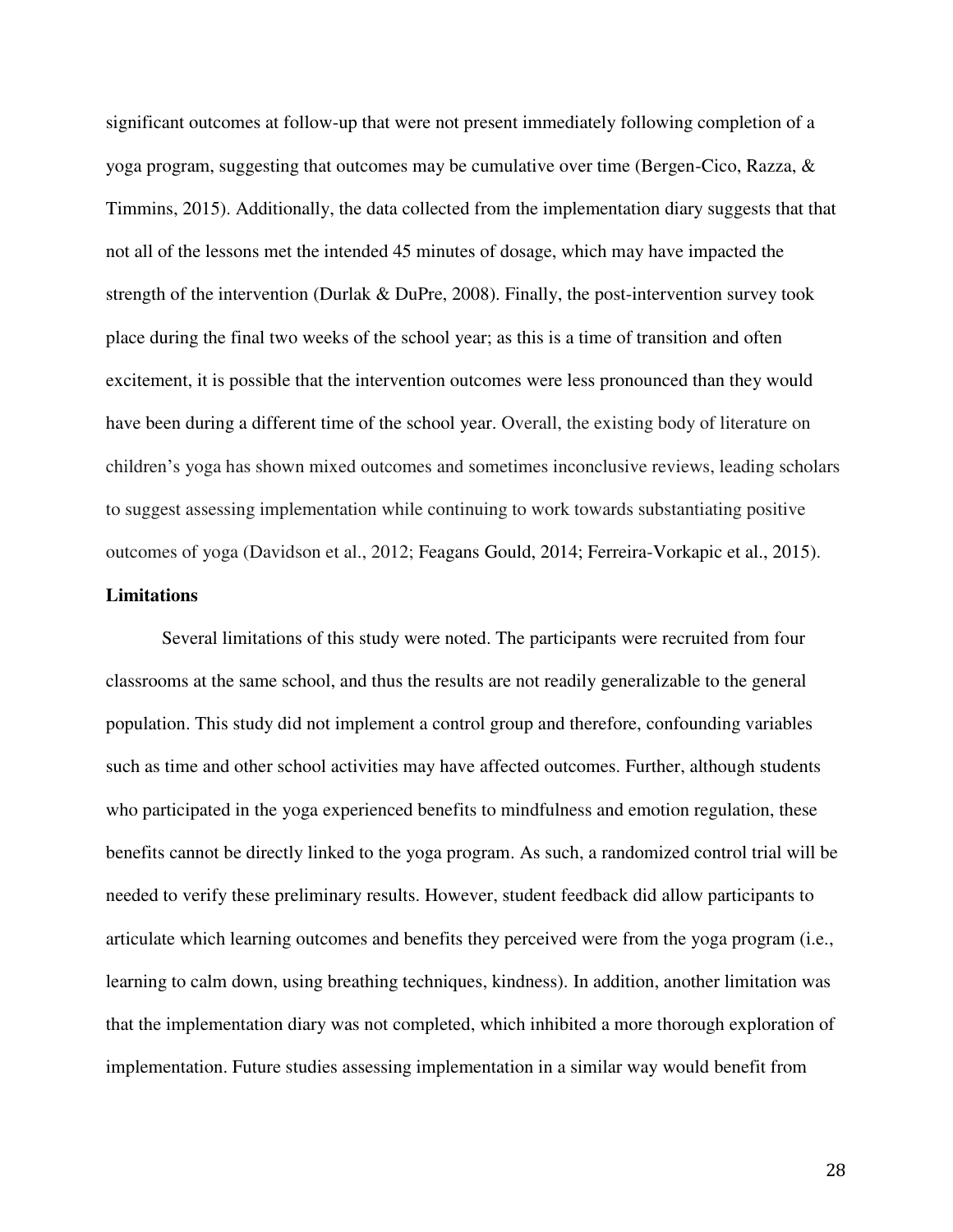significant outcomes at follow-up that were not present immediately following completion of a yoga program, suggesting that outcomes may be cumulative over time (Bergen-Cico, Razza, & Timmins, 2015). Additionally, the data collected from the implementation diary suggests that that not all of the lessons met the intended 45 minutes of dosage, which may have impacted the strength of the intervention (Durlak & DuPre, 2008). Finally, the post-intervention survey took place during the final two weeks of the school year; as this is a time of transition and often excitement, it is possible that the intervention outcomes were less pronounced than they would have been during a different time of the school year. Overall, the existing body of literature on children's yoga has shown mixed outcomes and sometimes inconclusive reviews, leading scholars to suggest assessing implementation while continuing to work towards substantiating positive outcomes of yoga (Davidson et al., 2012; Feagans Gould, 2014; Ferreira-Vorkapic et al., 2015).

## Limitations

Several limitations of this study were noted. The participants were recruited from four classrooms at the same school, and thus the results are not readily generalizable to the general population. This study did not implement a control group and therefore, confounding variables such as time and other school activities may have affected outcomes. Further, although students who participated in the yoga experienced benefits to mindfulness and emotion regulation, these benefits cannot be directly linked to the yoga program. As such, a randomized control trial will be needed to verify these preliminary results. However, student feedback did allow participants to articulate which learning outcomes and benefits they perceived were from the yoga program (i.e., learning to calm down, using breathing techniques, kindness). In addition, another limitation was that the implementation diary was not completed, which inhibited a more thorough exploration of implementation. Future studies assessing implementation in a similar way would benefit from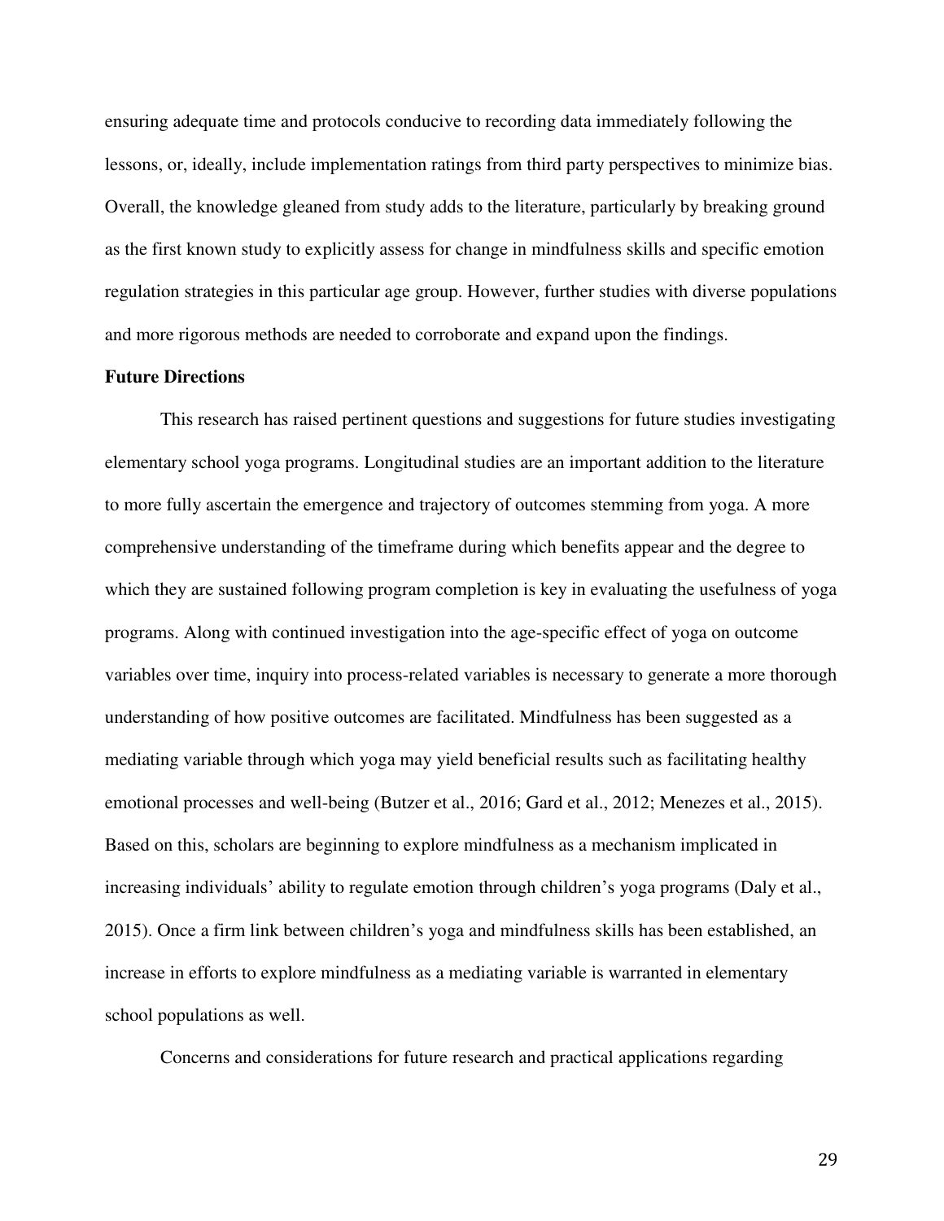ensuring adequate time and protocols conducive to recording data immediately following the lessons, or, ideally, include implementation ratings from third party perspectives to minimize bias. Overall, the knowledge gleaned from study adds to the literature, particularly by breaking ground as the first known study to explicitly assess for change in mindfulness skills and specific emotion regulation strategies in this particular age group. However, further studies with diverse populations and more rigorous methods are needed to corroborate and expand upon the findings.

**Future Directions**

This research has raised pertinent questions and suggestions for future studies investigating elementary school yoga programs. Longitudinal studies are an important addition to the literature to more fully ascertain the emergence and trajectory of outcomes stemming from yoga. A more comprehensive understanding of the timeframe during which benefits appear and the degree to which they are sustained following program completion is key in evaluating the usefulness of yoga programs. Along with continued investigation into the age-specific effect of yoga on outcome variables over time, inquiry into process-related variables is necessary to generate a more thorough understanding of how positive outcomes are facilitated. Mindfulness has been suggested as a mediating variable through which yoga may yield beneficial results such as facilitating healthy emotional processes and well-being (Butzer et al., 2016; Gard et al., 2012; Menezes et al., 2015). Based on this, scholars are beginning to explore mindfulness as a mechanism implicated in increasing individuals' ability to regulate emotion through children's yoga programs (Daly et al., 2015). Once a firm link between children's yoga and mindfulness skills has been established, an increase in efforts to explore mindfulness as a mediating variable is warranted in elementary school populations as well.

Concerns and considerations for future research and practical applications regarding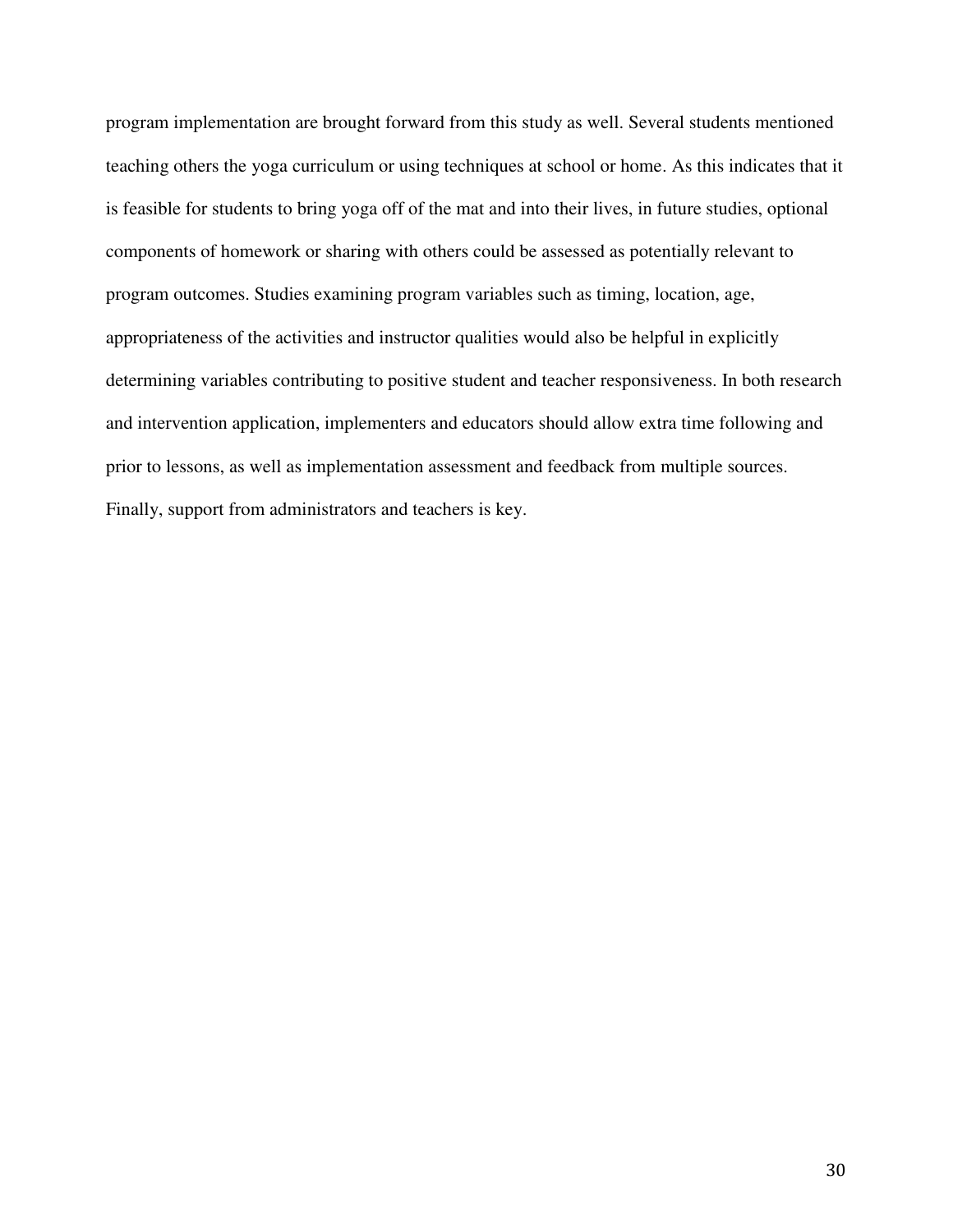program implementation are brought forward from this study as well. Several students mentioned teaching others the yoga curriculum or using techniques at school or home. As this indicates that it is feasible for students to bring yoga off of the mat and into their lives, in future studies, optional components of homework or sharing with others could be assessed as potentially relevant to program outcomes. Studies examining program variables such as timing, location, age, appropriateness of the activities and instructor qualities would also be helpful in explicitly determining variables contributing to positive student and teacher responsiveness. In both research and intervention application, implementers and educators should allow extra time following and prior to lessons, as well as implementation assessment and feedback from multiple sources. Finally, support from administrators and teachers is key.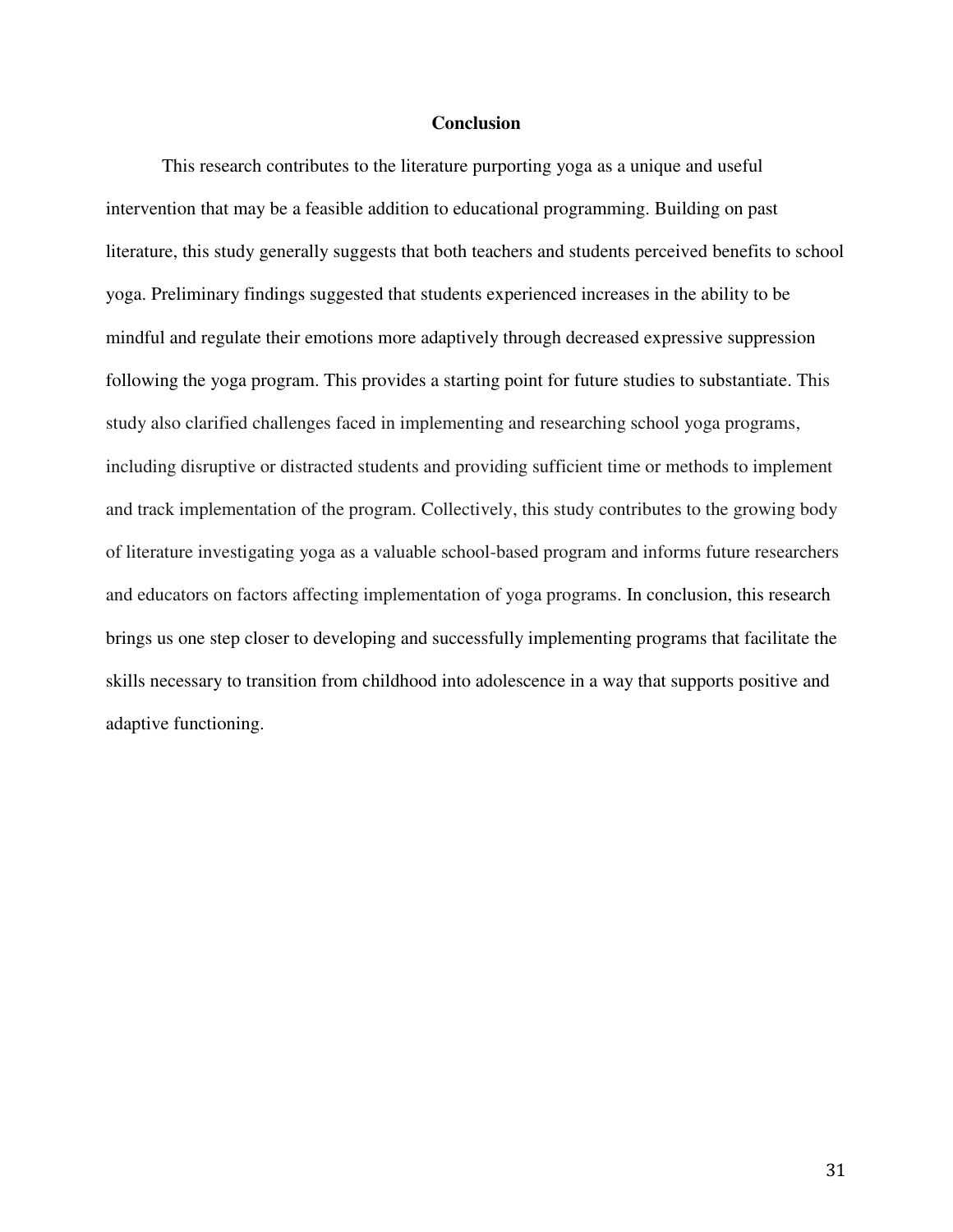## Conclusion

This research contributes to the literature purporting yoga as a unique and useful intervention that may be a feasible addition to educational programming. Building on past literature, this study generally suggests that both teachers and students perceived benefits to school yoga. Preliminary findings suggested that students experienced increases in the ability to be mindful and regulate their emotions more adaptively through decreased expressive suppression following the yoga program. This provides a starting point for future studies to substantiate. This study also clarified challenges faced in implementing and researching school yoga programs, including disruptive or distracted students and providing sufficient time or methods to implement and track implementation of the program. Collectively, this study contributes to the growing body of literature investigating yoga as a valuable school-based program and informs future researchers and educators on factors affecting implementation of yoga programs. In conclusion, this research brings us one step closer to developing and successfully implementing programs that facilitate the skills necessary to transition from childhood into adolescence in a way that supports positive and adaptive functioning.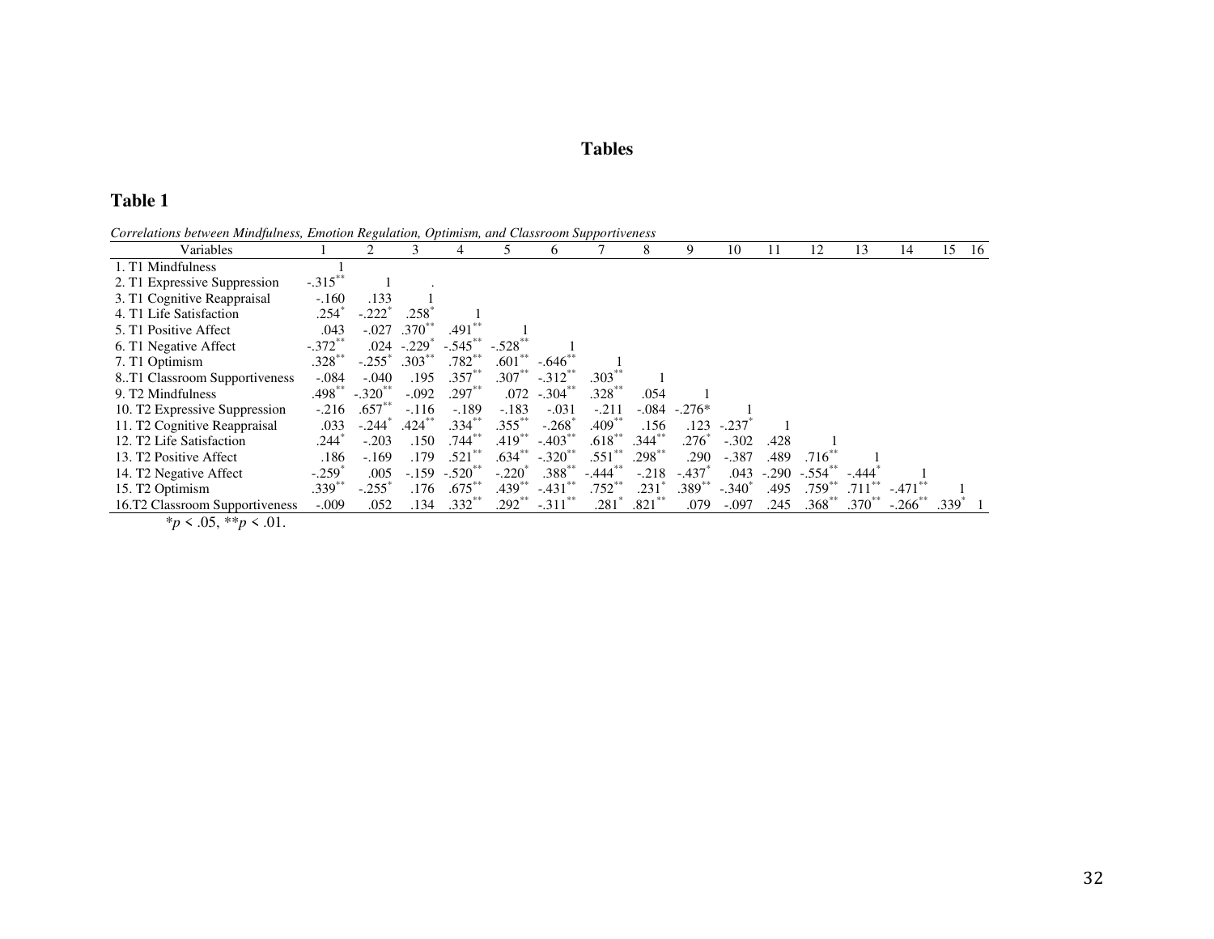# Tables

## Table 1

*Correlations between Mindfulness, Emotion Regulation, Optimism, and Classroom Supportiveness*

| Variables | 1 | 2 | 3 | 4 | 5 | 6 | 7 | 8 | 9 | 10 | 11 | 12 | 13 | 14 | 15 | 16 |
|---|---|---|---|---|---|---|---|---|---|---|---|---|---|---|---|---|
| 1. T1 Mindfulness | 1 | | | | | | | | | | | | | | | |
| 2. T1 Expressive Suppression | -.315** | 1 | . | | | | | | | | | | | | | |
| 3. T1 Cognitive Reappraisal | -.160 | .133 | 1 | | | | | | | | | | | | | |
| 4. T1 Life Satisfaction | .254* | -.222* | .258* | 1 | | | | | | | | | | | | |
| 5. T1 Positive Affect | .043 | -.027 | .370** | .491** | 1 | | | | | | | | | | | |
| 6. T1 Negative Affect | -.372** | .024 | -.229* | -.545** | -.528** | 1 | | | | | | | | | | |
| 7. T1 Optimism | .328** | -.255* | .303** | .782** | .601** | -.646** | 1 | | | | | | | | | |
| 8..T1 Classroom Supportiveness | -.084 | -.040 | .195 | .357** | .307** | -.312** | .303** | 1 | | | | | | | | |
| 9. T2 Mindfulness | .498** | -.320** | -.092 | .297** | .072 | -.304** | .328** | .054 | 1 | | | | | | | |
| 10. T2 Expressive Suppression | -.216 | .657** | -.116 | -.189 | -.183 | -.031 | -.211 | -.084 | -.276* | 1 | | | | | | |
| 11. T2 Cognitive Reappraisal | .033 | -.244* | .424** | .334** | .355** | -.268* | .409** | .156 | .123 | -.237* | 1 | | | | | |
| 12. T2 Life Satisfaction | .244* | -.203 | .150 | .744** | .419** | -.403** | .618** | .344** | .276* | -.302 | .428 | 1 | | | | |
| 13. T2 Positive Affect | .186 | -.169 | .179 | .521** | .634** | -.320** | .551** | .298** | .290 | -.387 | .489 | .716** | 1 | | | |
| 14. T2 Negative Affect | -.259* | .005 | -.159 | -.520** | -.220* | .388** | -.444** | -.218 | -.437* | .043 | -.290 | -.554** | -.444* | 1 | | |
| 15. T2 Optimism | .339** | -.255* | .176 | .675** | .439** | -.431** | .752** | .231* | .389** | -.340* | .495 | .759** | .711** | -.471** | 1 | |
| 16.T2 Classroom Supportiveness | -.009 | .052 | .134 | .332** | .292** | -.311** | .281* | .821** | .079 | -.097 | .245 | .368** | .370** | -.266** | .339* | 1 |

*$p < .05$, **$p < .01$.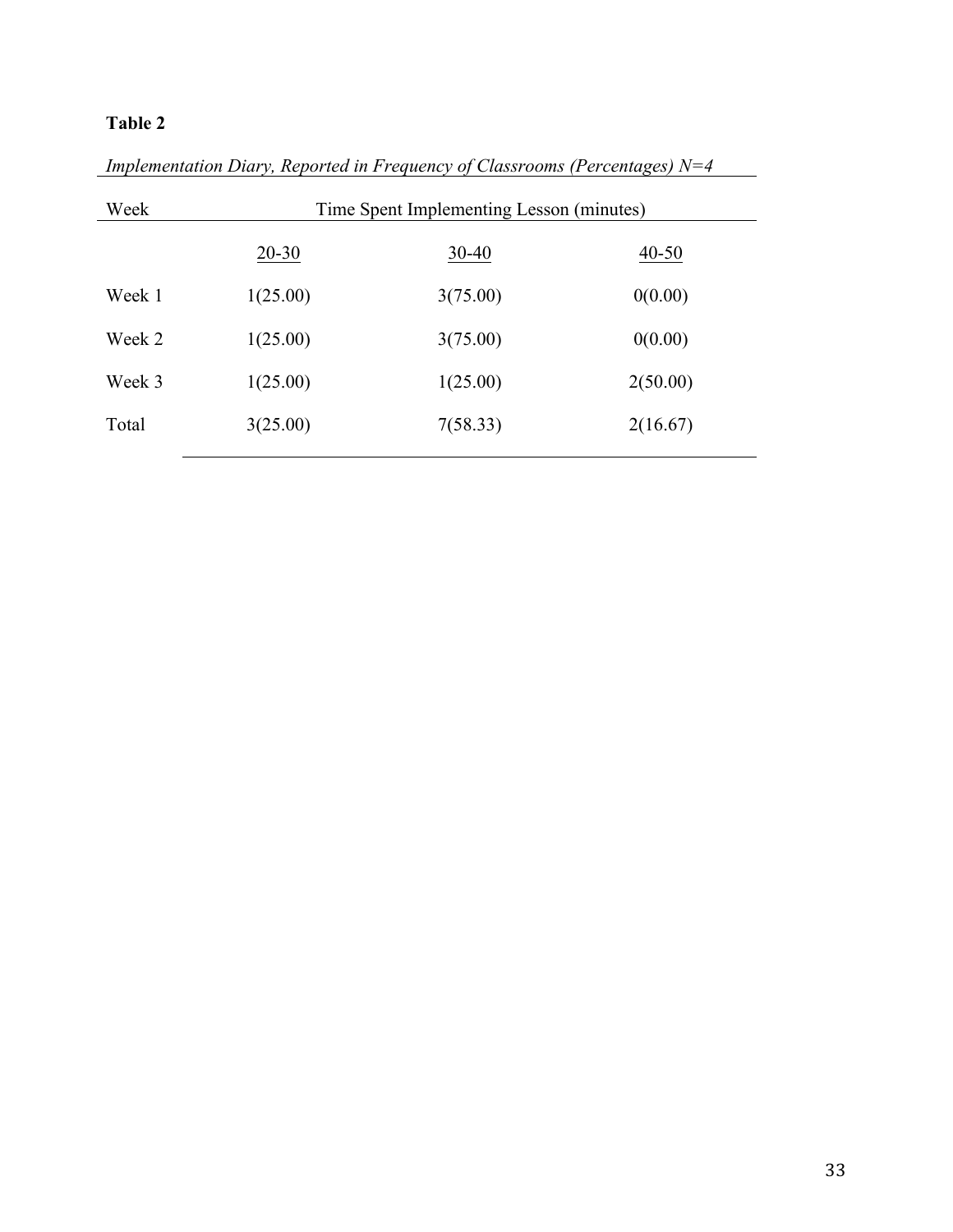**Table 2**

*Implementation Diary, Reported in Frequency of Classrooms (Percentages) N=4*

| Week | Time Spent Implementing Lesson (minutes) | | |
|---|---|---|---|
| | 20-30 | 30-40 | 40-50 |
| Week 1 | 1(25.00) | 3(75.00) | 0(0.00) |
| Week 2 | 1(25.00) | 3(75.00) | 0(0.00) |
| Week 3 | 1(25.00) | 1(25.00) | 2(50.00) |
| Total | 3(25.00) | 7(58.33) | 2(16.67) |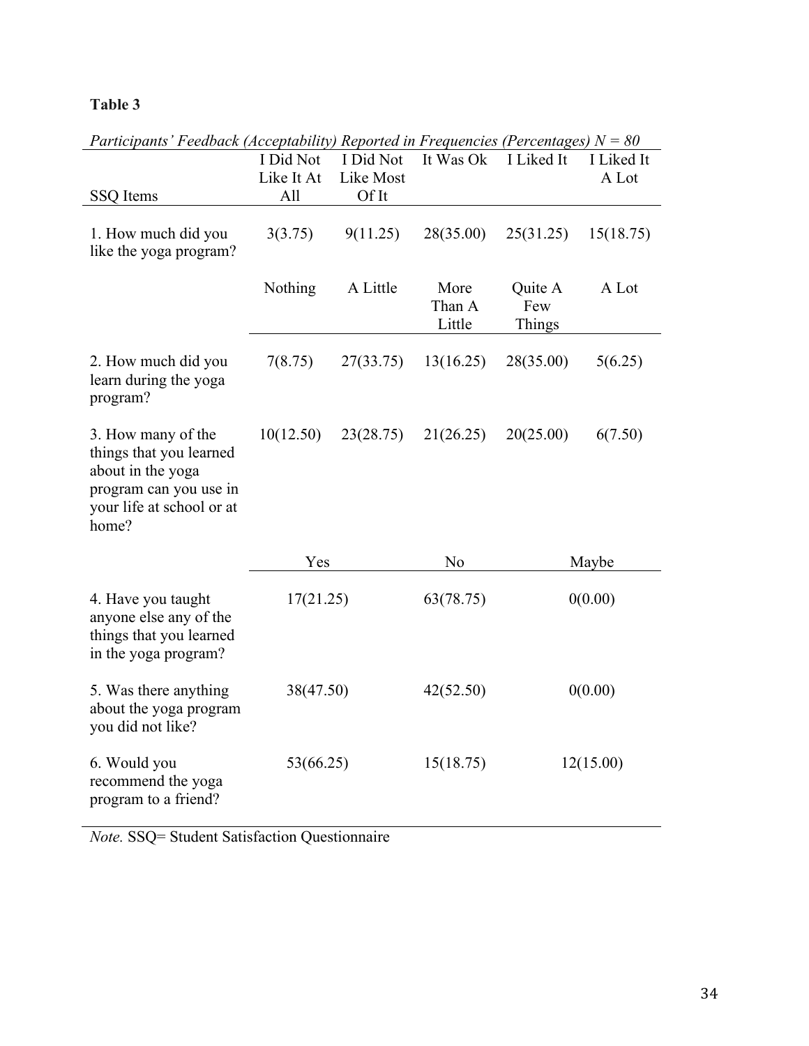**Table 3**

*Participants' Feedback (Acceptability) Reported in Frequencies (Percentages) N = 80*

| SSQ Items | I Did Not Like It At All | I Did Not Like Most Of It | It Was Ok | I Liked It | I Liked It A Lot |
|---|---|---|---|---|---|
| 1. How much did you like the yoga program? | 3(3.75) | 9(11.25) | 28(35.00) | 25(31.25) | 15(18.75) |
| | Nothing | A Little | More Than A Little | Quite A Few Things | A Lot |
| 2. How much did you learn during the yoga program? | 7(8.75) | 27(33.75) | 13(16.25) | 28(35.00) | 5(6.25) |
| 3. How many of the things that you learned about in the yoga program can you use in your life at school or at home? | 10(12.50) | 23(28.75) | 21(26.25) | 20(25.00) | 6(7.50) |

| | Yes | No | Maybe |
|---|---|---|---|
| 4. Have you taught anyone else any of the things that you learned in the yoga program? | 17(21.25) | 63(78.75) | 0(0.00) |
| 5. Was there anything about the yoga program you did not like? | 38(47.50) | 42(52.50) | 0(0.00) |
| 6. Would you recommend the yoga program to a friend? | 53(66.25) | 15(18.75) | 12(15.00) |

*Note.* SSQ= Student Satisfaction Questionnaire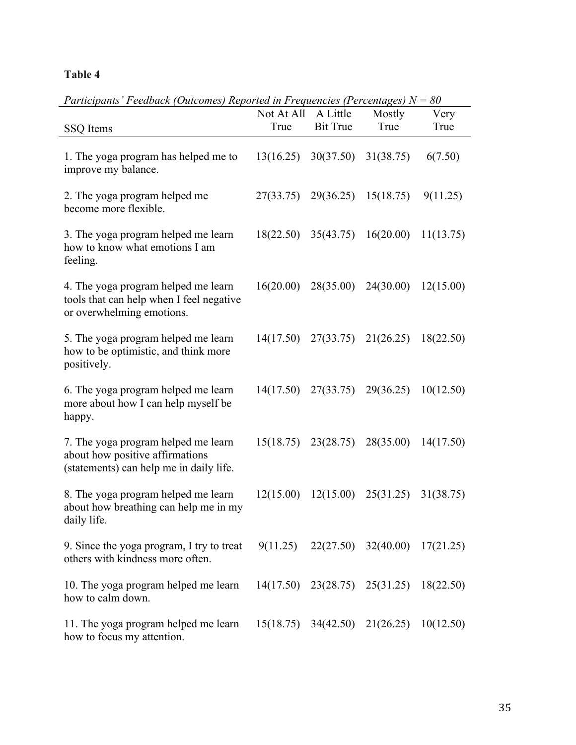**Table 4**

*Participants' Feedback (Outcomes) Reported in Frequencies (Percentages) N = 80*

| SSQ Items | Not At All True | A Little Bit True | Mostly True | Very True |
|---|---|---|---|---|
| 1. The yoga program has helped me to improve my balance. | 13(16.25) | 30(37.50) | 31(38.75) | 6(7.50) |
| 2. The yoga program helped me become more flexible. | 27(33.75) | 29(36.25) | 15(18.75) | 9(11.25) |
| 3. The yoga program helped me learn how to know what emotions I am feeling. | 18(22.50) | 35(43.75) | 16(20.00) | 11(13.75) |
| 4. The yoga program helped me learn tools that can help when I feel negative or overwhelming emotions. | 16(20.00) | 28(35.00) | 24(30.00) | 12(15.00) |
| 5. The yoga program helped me learn how to be optimistic, and think more positively. | 14(17.50) | 27(33.75) | 21(26.25) | 18(22.50) |
| 6. The yoga program helped me learn more about how I can help myself be happy. | 14(17.50) | 27(33.75) | 29(36.25) | 10(12.50) |
| 7. The yoga program helped me learn about how positive affirmations (statements) can help me in daily life. | 15(18.75) | 23(28.75) | 28(35.00) | 14(17.50) |
| 8. The yoga program helped me learn about how breathing can help me in my daily life. | 12(15.00) | 12(15.00) | 25(31.25) | 31(38.75) |
| 9. Since the yoga program, I try to treat others with kindness more often. | 9(11.25) | 22(27.50) | 32(40.00) | 17(21.25) |
| 10. The yoga program helped me learn how to calm down. | 14(17.50) | 23(28.75) | 25(31.25) | 18(22.50) |
| 11. The yoga program helped me learn how to focus my attention. | 15(18.75) | 34(42.50) | 21(26.25) | 10(12.50) |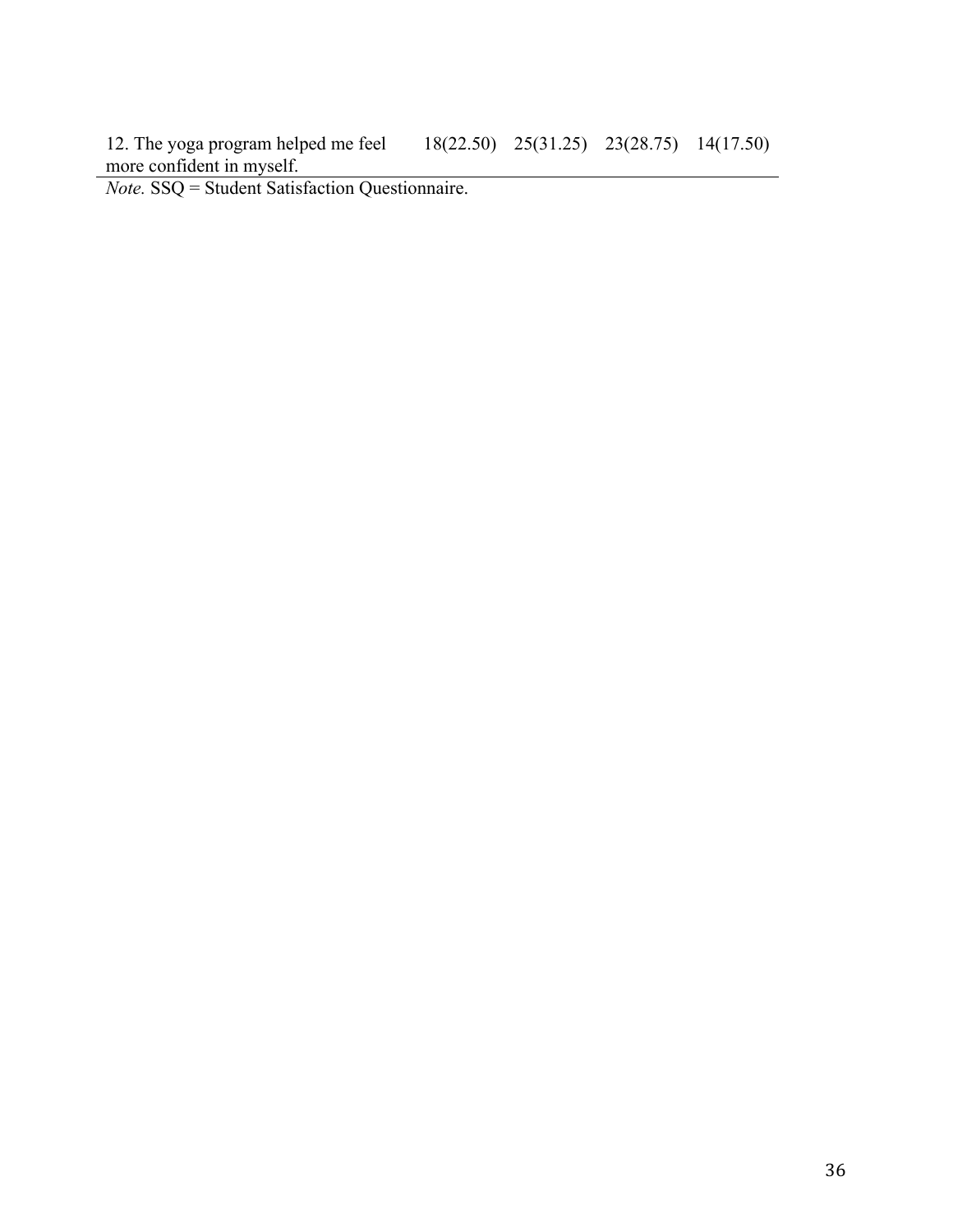| | | | | |
|---|---|---|---|---|
| 12. The yoga program helped me feel more confident in myself. | 18(22.50) | 25(31.25) | 23(28.75) | 14(17.50) |

*Note.* SSQ = Student Satisfaction Questionnaire.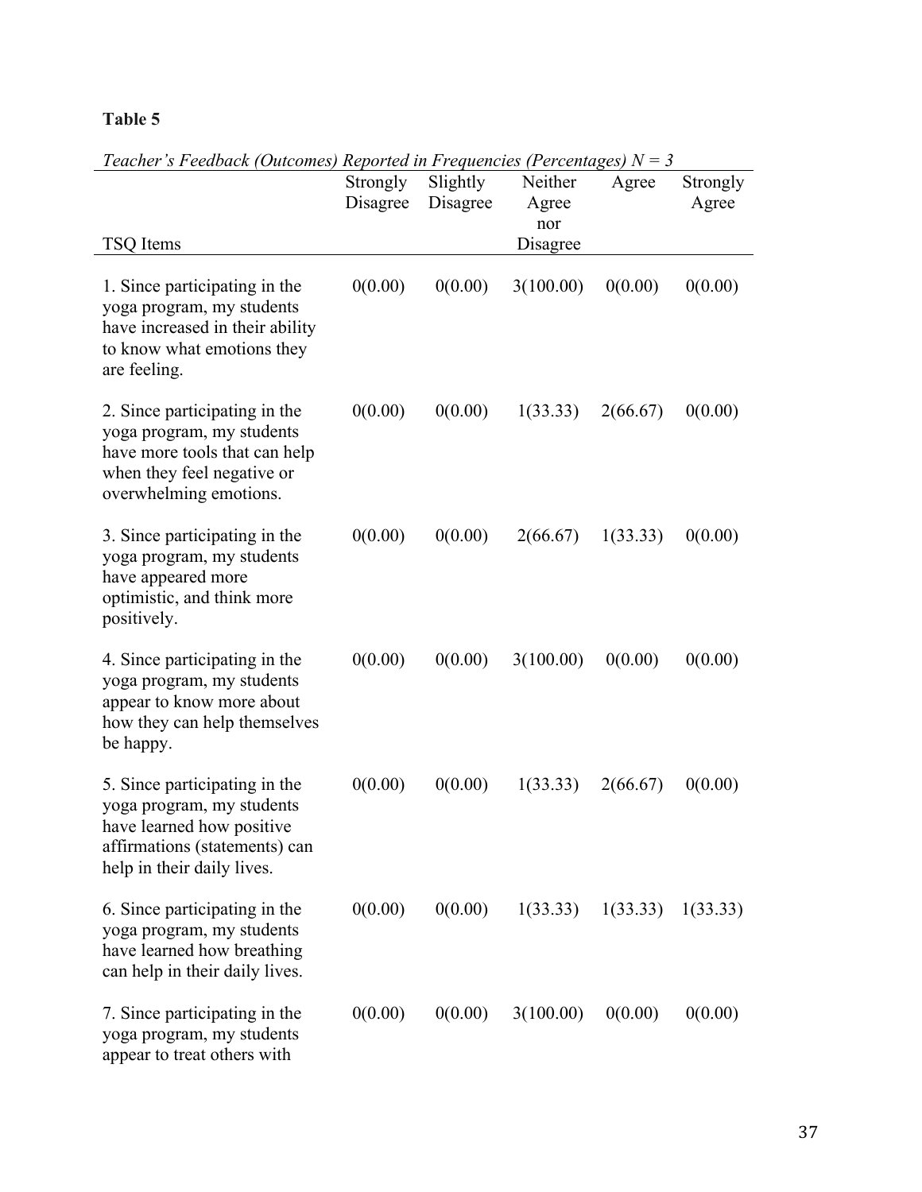**Table 5**

*Teacher's Feedback (Outcomes) Reported in Frequencies (Percentages) N = 3*

| TSQ Items | Strongly Disagree | Slightly Disagree | Neither Agree nor Disagree | Agree | Strongly Agree |
|---|---|---|---|---|---|
| 1. Since participating in the yoga program, my students have increased in their ability to know what emotions they are feeling. | 0(0.00) | 0(0.00) | 3(100.00) | 0(0.00) | 0(0.00) |
| 2. Since participating in the yoga program, my students have more tools that can help when they feel negative or overwhelming emotions. | 0(0.00) | 0(0.00) | 1(33.33) | 2(66.67) | 0(0.00) |
| 3. Since participating in the yoga program, my students have appeared more optimistic, and think more positively. | 0(0.00) | 0(0.00) | 2(66.67) | 1(33.33) | 0(0.00) |
| 4. Since participating in the yoga program, my students appear to know more about how they can help themselves be happy. | 0(0.00) | 0(0.00) | 3(100.00) | 0(0.00) | 0(0.00) |
| 5. Since participating in the yoga program, my students have learned how positive affirmations (statements) can help in their daily lives. | 0(0.00) | 0(0.00) | 1(33.33) | 2(66.67) | 0(0.00) |
| 6. Since participating in the yoga program, my students have learned how breathing can help in their daily lives. | 0(0.00) | 0(0.00) | 1(33.33) | 1(33.33) | 1(33.33) |
| 7. Since participating in the yoga program, my students appear to treat others with | 0(0.00) | 0(0.00) | 3(100.00) | 0(0.00) | 0(0.00) |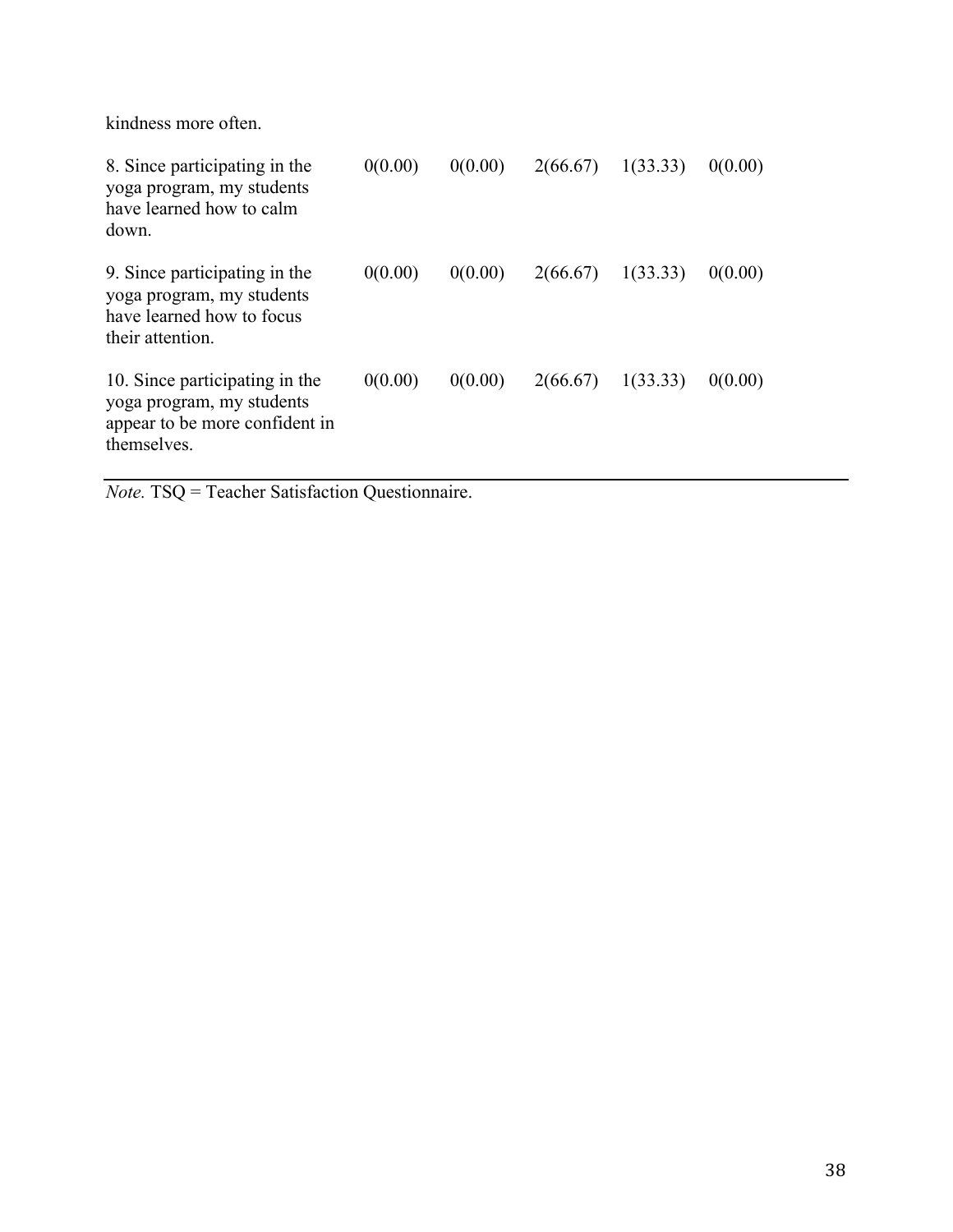| | | | | | |
|---|---|---|---|---|---|
| kindness more often. | | | | | |
| 8. Since participating in the yoga program, my students have learned how to calm down. | 0(0.00) | 0(0.00) | 2(66.67) | 1(33.33) | 0(0.00) |
| 9. Since participating in the yoga program, my students have learned how to focus their attention. | 0(0.00) | 0(0.00) | 2(66.67) | 1(33.33) | 0(0.00) |
| 10. Since participating in the yoga program, my students appear to be more confident in themselves. | 0(0.00) | 0(0.00) | 2(66.67) | 1(33.33) | 0(0.00) |

*Note.* TSQ = Teacher Satisfaction Questionnaire.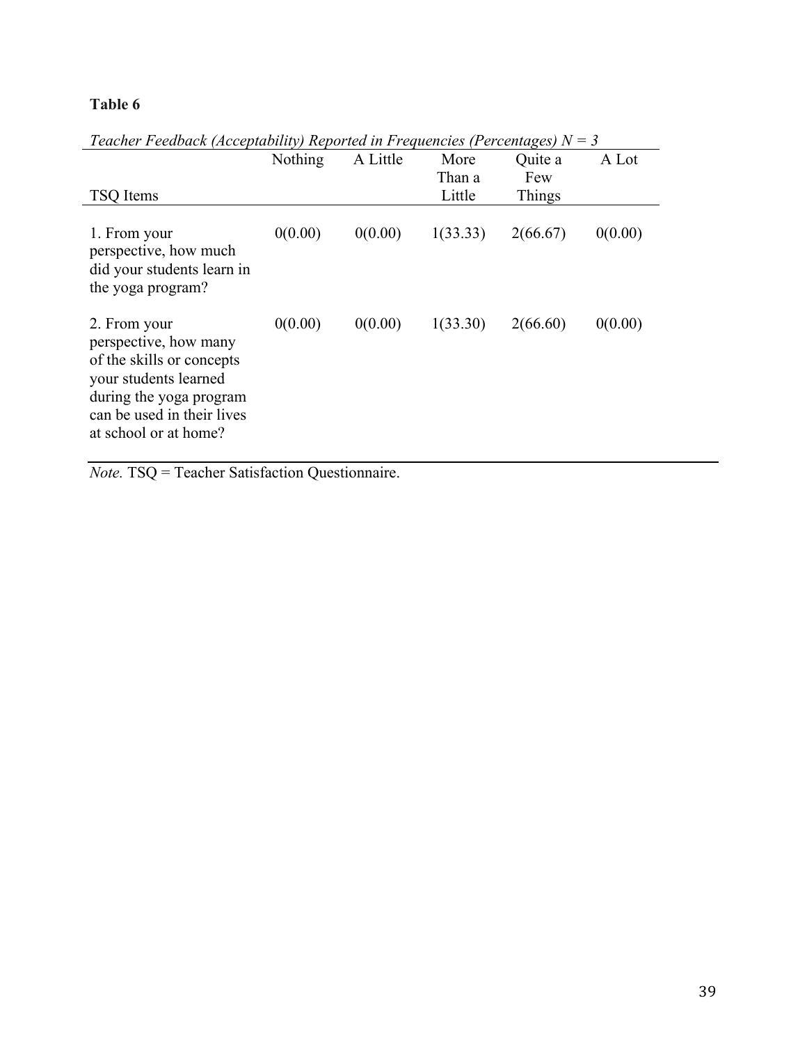**Table 6**

*Teacher Feedback (Acceptability) Reported in Frequencies (Percentages) N = 3*

| TSQ Items | Nothing | A Little | More Than a Little | Quite a Few Things | A Lot |
|---|---|---|---|---|---|
| 1. From your perspective, how much did your students learn in the yoga program? | 0(0.00) | 0(0.00) | 1(33.33) | 2(66.67) | 0(0.00) |
| 2. From your perspective, how many of the skills or concepts your students learned during the yoga program can be used in their lives at school or at home? | 0(0.00) | 0(0.00) | 1(33.30) | 2(66.60) | 0(0.00) |

*Note.* TSQ = Teacher Satisfaction Questionnaire.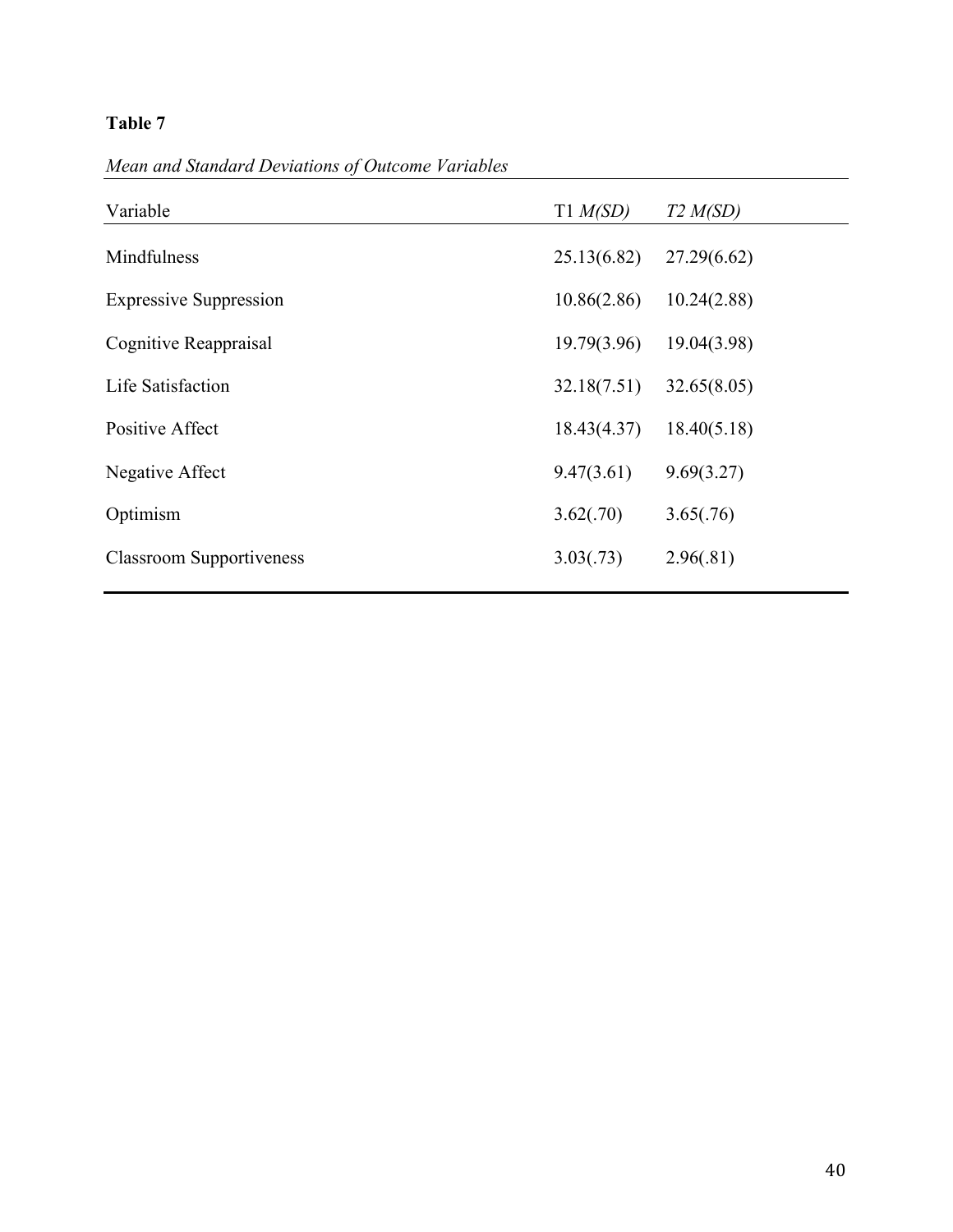**Table 7**

*Mean and Standard Deviations of Outcome Variables*

| Variable | T1 *M(SD)* | *T2 M(SD)* |
|---|---|---|
| Mindfulness | 25.13(6.82) | 27.29(6.62) |
| Expressive Suppression | 10.86(2.86) | 10.24(2.88) |
| Cognitive Reappraisal | 19.79(3.96) | 19.04(3.98) |
| Life Satisfaction | 32.18(7.51) | 32.65(8.05) |
| Positive Affect | 18.43(4.37) | 18.40(5.18) |
| Negative Affect | 9.47(3.61) | 9.69(3.27) |
| Optimism | 3.62(.70) | 3.65(.76) |
| Classroom Supportiveness | 3.03(.73) | 2.96(.81) |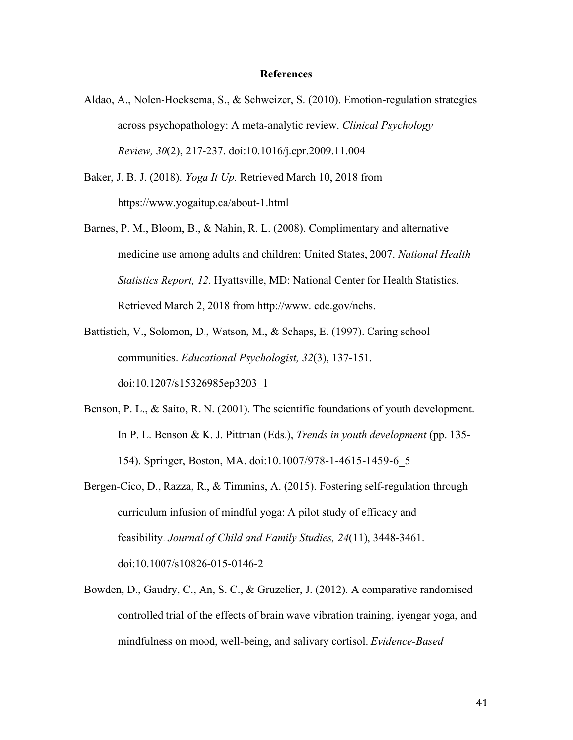# References

Aldao, A., Nolen-Hoeksema, S., & Schweizer, S. (2010). Emotion-regulation strategies across psychopathology: A meta-analytic review. *Clinical Psychology Review, 30*(2), 217-237. doi:10.1016/j.cpr.2009.11.004

Baker, J. B. J. (2018). *Yoga It Up.* Retrieved March 10, 2018 from https://www.yogaitup.ca/about-1.html

Barnes, P. M., Bloom, B., & Nahin, R. L. (2008). Complimentary and alternative medicine use among adults and children: United States, 2007. *National Health Statistics Report, 12*. Hyattsville, MD: National Center for Health Statistics. Retrieved March 2, 2018 from http://www. cdc.gov/nchs.

Battistich, V., Solomon, D., Watson, M., & Schaps, E. (1997). Caring school communities. *Educational Psychologist, 32*(3), 137-151. doi:10.1207/s15326985ep3203_1

Benson, P. L., & Saito, R. N. (2001). The scientific foundations of youth development. In P. L. Benson & K. J. Pittman (Eds.), *Trends in youth development* (pp. 135-154). Springer, Boston, MA. doi:10.1007/978-1-4615-1459-6_5

Bergen-Cico, D., Razza, R., & Timmins, A. (2015). Fostering self-regulation through curriculum infusion of mindful yoga: A pilot study of efficacy and feasibility. *Journal of Child and Family Studies, 24*(11), 3448-3461. doi:10.1007/s10826-015-0146-2

Bowden, D., Gaudry, C., An, S. C., & Gruzelier, J. (2012). A comparative randomised controlled trial of the effects of brain wave vibration training, iyengar yoga, and mindfulness on mood, well-being, and salivary cortisol. *Evidence-Based*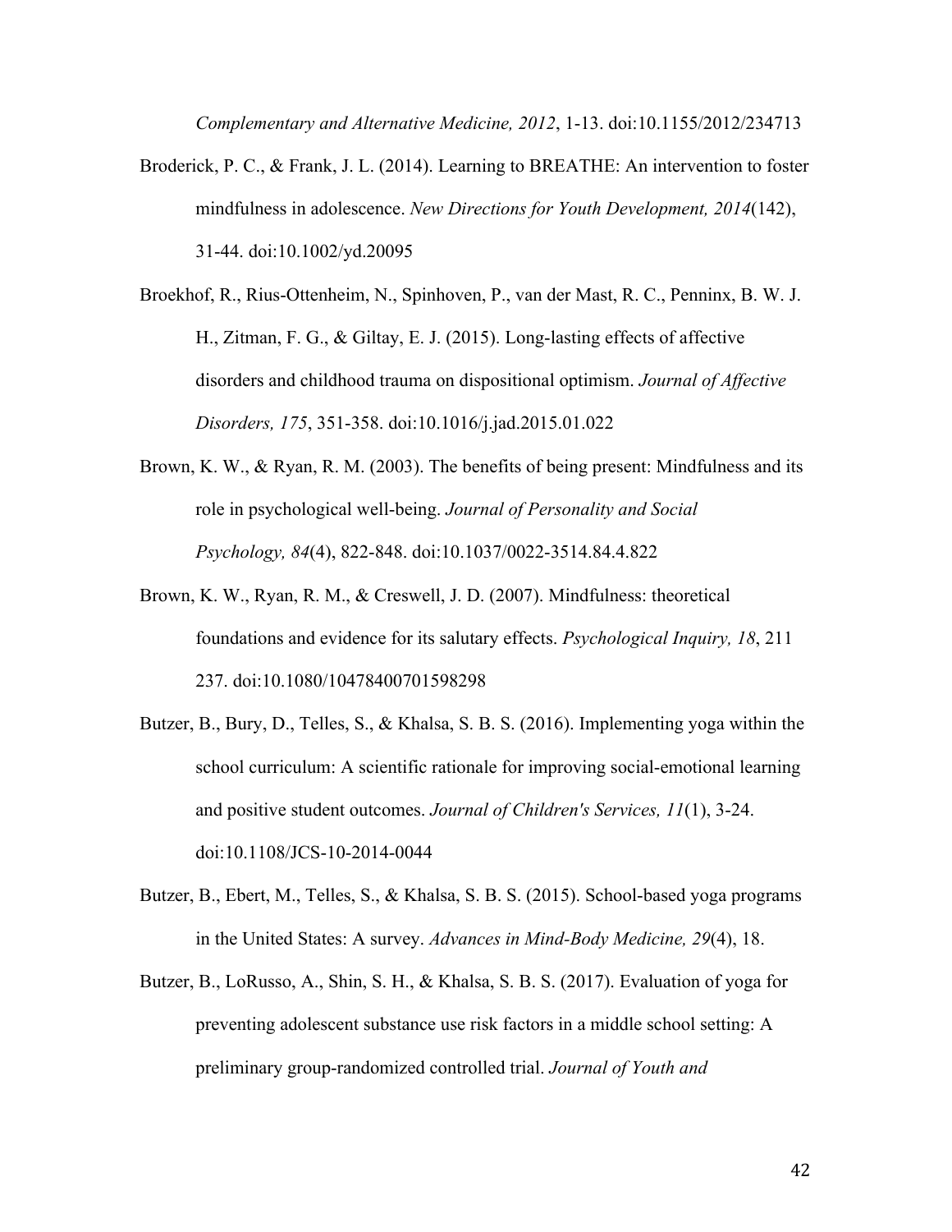*Complementary and Alternative Medicine, 2012*, 1-13. doi:10.1155/2012/234713

Broderick, P. C., & Frank, J. L. (2014). Learning to BREATHE: An intervention to foster mindfulness in adolescence. *New Directions for Youth Development, 2014*(142), 31-44. doi:10.1002/yd.20095

Broekhof, R., Rius-Ottenheim, N., Spinhoven, P., van der Mast, R. C., Penninx, B. W. J. H., Zitman, F. G., & Giltay, E. J. (2015). Long-lasting effects of affective disorders and childhood trauma on dispositional optimism. *Journal of Affective Disorders, 175*, 351-358. doi:10.1016/j.jad.2015.01.022

Brown, K. W., & Ryan, R. M. (2003). The benefits of being present: Mindfulness and its role in psychological well-being. *Journal of Personality and Social Psychology, 84*(4), 822-848. doi:10.1037/0022-3514.84.4.822

Brown, K. W., Ryan, R. M., & Creswell, J. D. (2007). Mindfulness: theoretical foundations and evidence for its salutary effects. *Psychological Inquiry, 18*, 211 237. doi:10.1080/10478400701598298

Butzer, B., Bury, D., Telles, S., & Khalsa, S. B. S. (2016). Implementing yoga within the school curriculum: A scientific rationale for improving social-emotional learning and positive student outcomes. *Journal of Children's Services, 11*(1), 3-24. doi:10.1108/JCS-10-2014-0044

Butzer, B., Ebert, M., Telles, S., & Khalsa, S. B. S. (2015). School-based yoga programs in the United States: A survey. *Advances in Mind-Body Medicine, 29*(4), 18.

Butzer, B., LoRusso, A., Shin, S. H., & Khalsa, S. B. S. (2017). Evaluation of yoga for preventing adolescent substance use risk factors in a middle school setting: A preliminary group-randomized controlled trial. *Journal of Youth and*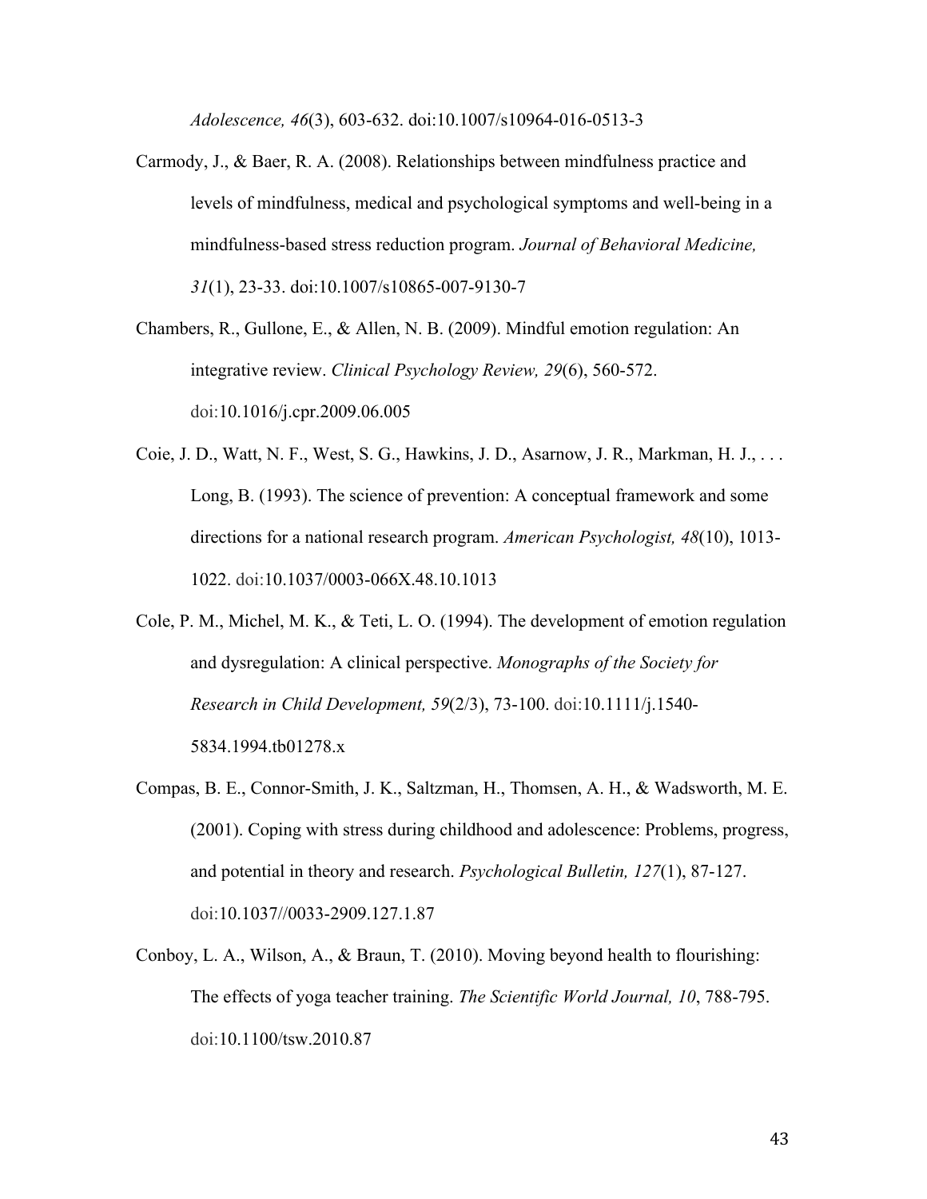*Adolescence, 46*(3), 603-632. doi:10.1007/s10964-016-0513-3

Carmody, J., & Baer, R. A. (2008). Relationships between mindfulness practice and levels of mindfulness, medical and psychological symptoms and well-being in a mindfulness-based stress reduction program. *Journal of Behavioral Medicine, 31*(1), 23-33. doi:10.1007/s10865-007-9130-7

Chambers, R., Gullone, E., & Allen, N. B. (2009). Mindful emotion regulation: An integrative review. *Clinical Psychology Review, 29*(6), 560-572. doi:10.1016/j.cpr.2009.06.005

Coie, J. D., Watt, N. F., West, S. G., Hawkins, J. D., Asarnow, J. R., Markman, H. J., . . . Long, B. (1993). The science of prevention: A conceptual framework and some directions for a national research program. *American Psychologist, 48*(10), 1013-1022. doi:10.1037/0003-066X.48.10.1013

Cole, P. M., Michel, M. K., & Teti, L. O. (1994). The development of emotion regulation and dysregulation: A clinical perspective. *Monographs of the Society for Research in Child Development, 59*(2/3), 73-100. doi:10.1111/j.1540-5834.1994.tb01278.x

Compas, B. E., Connor-Smith, J. K., Saltzman, H., Thomsen, A. H., & Wadsworth, M. E. (2001). Coping with stress during childhood and adolescence: Problems, progress, and potential in theory and research. *Psychological Bulletin, 127*(1), 87-127. doi:10.1037//0033-2909.127.1.87

Conboy, L. A., Wilson, A., & Braun, T. (2010). Moving beyond health to flourishing: The effects of yoga teacher training. *The Scientific World Journal, 10*, 788-795. doi:10.1100/tsw.2010.87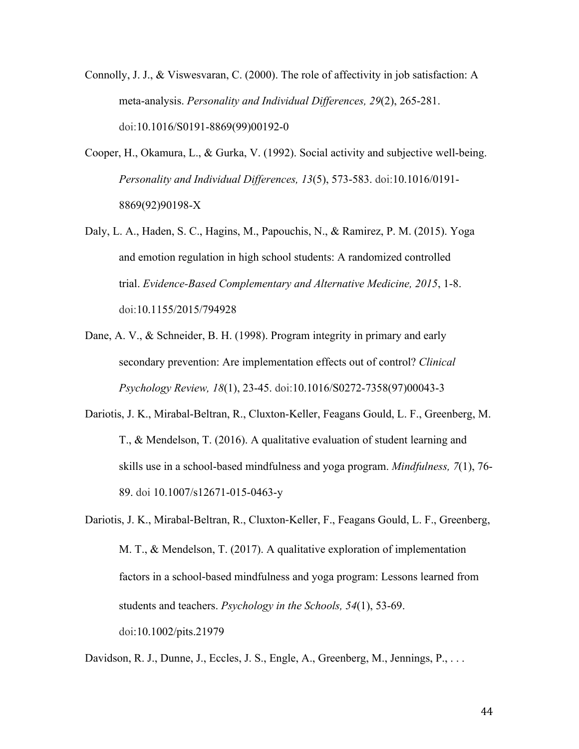Connolly, J. J., & Viswesvaran, C. (2000). The role of affectivity in job satisfaction: A meta-analysis. *Personality and Individual Differences, 29*(2), 265-281. doi:10.1016/S0191-8869(99)00192-0

Cooper, H., Okamura, L., & Gurka, V. (1992). Social activity and subjective well-being. *Personality and Individual Differences, 13*(5), 573-583. doi:10.1016/0191-8869(92)90198-X

Daly, L. A., Haden, S. C., Hagins, M., Papouchis, N., & Ramirez, P. M. (2015). Yoga and emotion regulation in high school students: A randomized controlled trial. *Evidence-Based Complementary and Alternative Medicine, 2015*, 1-8. doi:10.1155/2015/794928

Dane, A. V., & Schneider, B. H. (1998). Program integrity in primary and early secondary prevention: Are implementation effects out of control? *Clinical Psychology Review, 18*(1), 23-45. doi:10.1016/S0272-7358(97)00043-3

Dariotis, J. K., Mirabal-Beltran, R., Cluxton-Keller, Feagans Gould, L. F., Greenberg, M. T., & Mendelson, T. (2016). A qualitative evaluation of student learning and skills use in a school-based mindfulness and yoga program. *Mindfulness, 7*(1), 76-89. doi 10.1007/s12671-015-0463-y

Dariotis, J. K., Mirabal-Beltran, R., Cluxton-Keller, F., Feagans Gould, L. F., Greenberg, M. T., & Mendelson, T. (2017). A qualitative exploration of implementation factors in a school-based mindfulness and yoga program: Lessons learned from students and teachers. *Psychology in the Schools, 54*(1), 53-69. doi:10.1002/pits.21979

Davidson, R. J., Dunne, J., Eccles, J. S., Engle, A., Greenberg, M., Jennings, P., . . .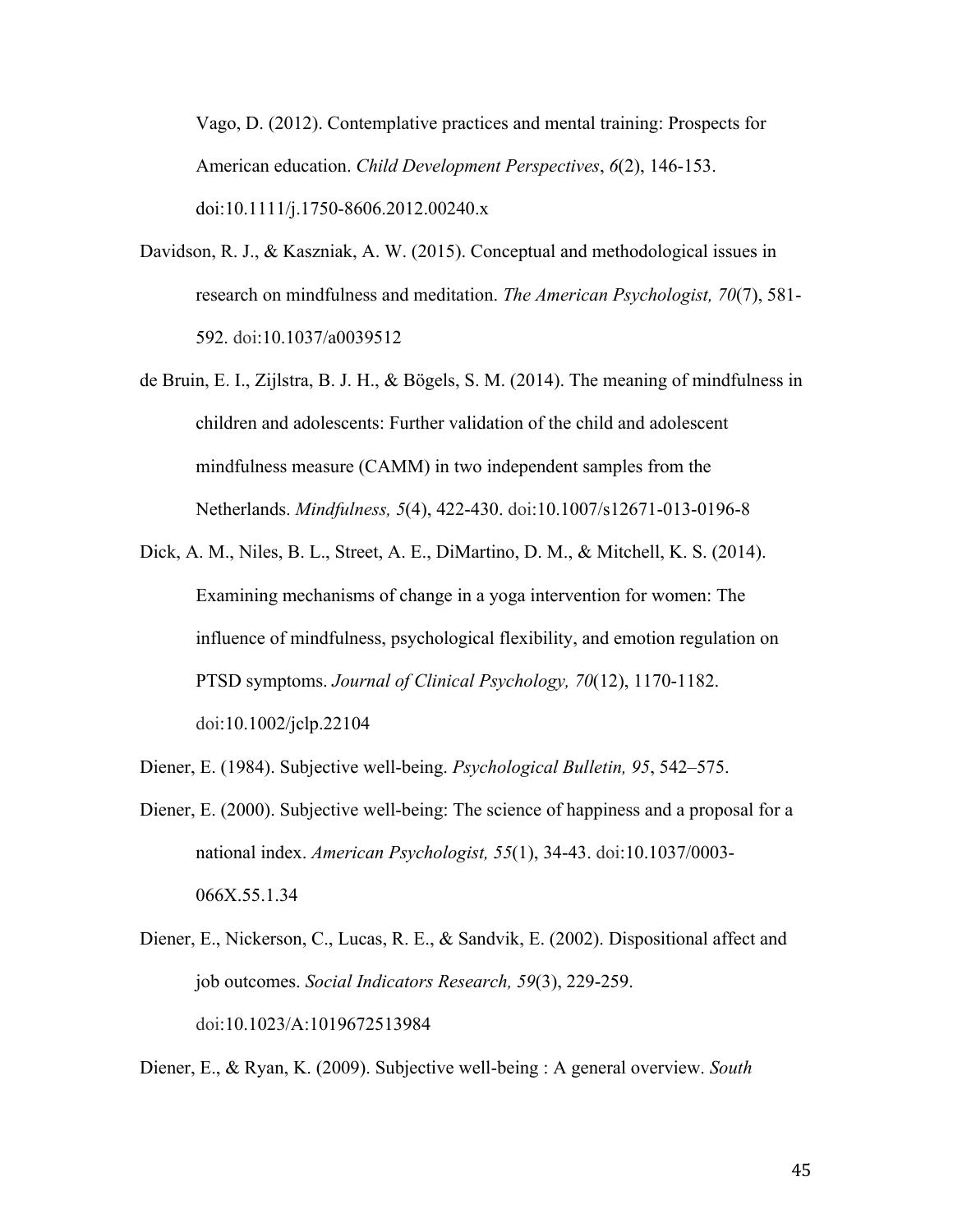Vago, D. (2012). Contemplative practices and mental training: Prospects for American education. *Child Development Perspectives*, *6*(2), 146-153. doi:10.1111/j.1750-8606.2012.00240.x

Davidson, R. J., & Kaszniak, A. W. (2015). Conceptual and methodological issues in research on mindfulness and meditation. *The American Psychologist, 70*(7), 581-592. doi:10.1037/a0039512

de Bruin, E. I., Zijlstra, B. J. H., & Bögels, S. M. (2014). The meaning of mindfulness in children and adolescents: Further validation of the child and adolescent mindfulness measure (CAMM) in two independent samples from the Netherlands. *Mindfulness, 5*(4), 422-430. doi:10.1007/s12671-013-0196-8

Dick, A. M., Niles, B. L., Street, A. E., DiMartino, D. M., & Mitchell, K. S. (2014). Examining mechanisms of change in a yoga intervention for women: The influence of mindfulness, psychological flexibility, and emotion regulation on PTSD symptoms. *Journal of Clinical Psychology, 70*(12), 1170-1182. doi:10.1002/jclp.22104

Diener, E. (1984). Subjective well-being. *Psychological Bulletin, 95*, 542–575.

Diener, E. (2000). Subjective well-being: The science of happiness and a proposal for a national index. *American Psychologist, 55*(1), 34-43. doi:10.1037/0003-066X.55.1.34

Diener, E., Nickerson, C., Lucas, R. E., & Sandvik, E. (2002). Dispositional affect and job outcomes. *Social Indicators Research, 59*(3), 229-259. doi:10.1023/A:1019672513984

Diener, E., & Ryan, K. (2009). Subjective well-being : A general overview. *South*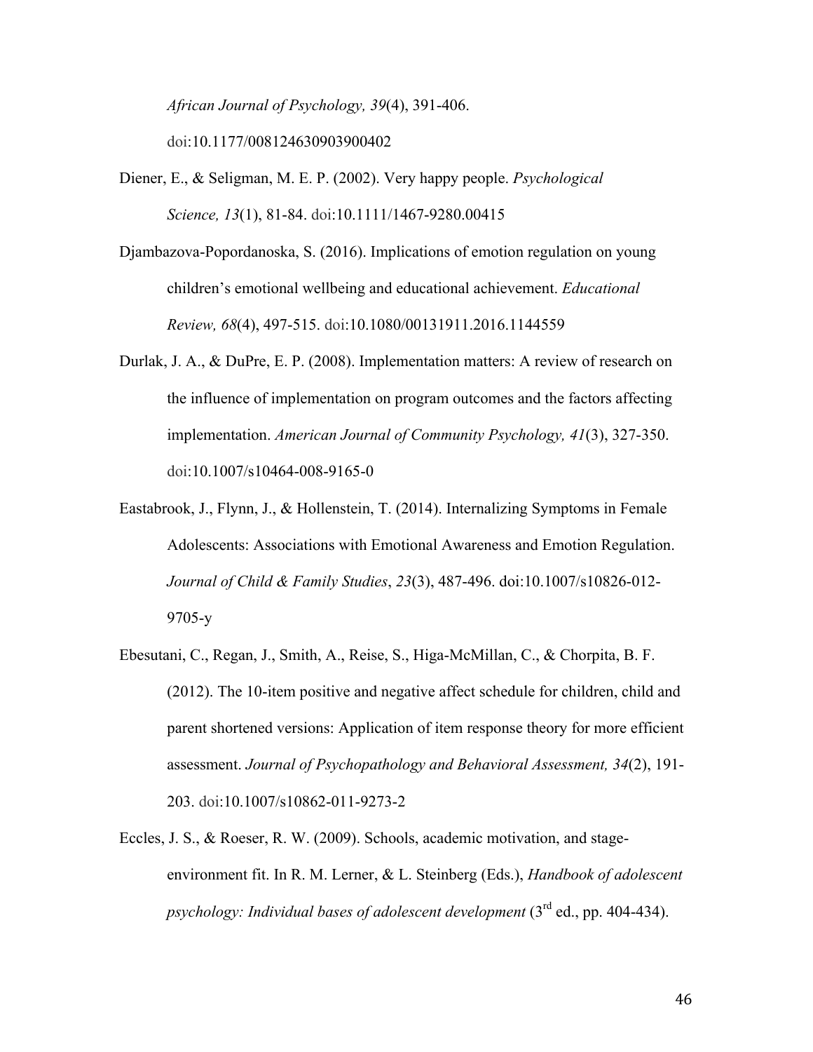*African Journal of Psychology, 39*(4), 391-406. doi:10.1177/008124630903900402

Diener, E., & Seligman, M. E. P. (2002). Very happy people. *Psychological Science, 13*(1), 81-84. doi:10.1111/1467-9280.00415

Djambazova-Popordanoska, S. (2016). Implications of emotion regulation on young children's emotional wellbeing and educational achievement. *Educational Review, 68*(4), 497-515. doi:10.1080/00131911.2016.1144559

Durlak, J. A., & DuPre, E. P. (2008). Implementation matters: A review of research on the influence of implementation on program outcomes and the factors affecting implementation. *American Journal of Community Psychology, 41*(3), 327-350. doi:10.1007/s10464-008-9165-0

Eastabrook, J., Flynn, J., & Hollenstein, T. (2014). Internalizing Symptoms in Female Adolescents: Associations with Emotional Awareness and Emotion Regulation. *Journal of Child & Family Studies*, *23*(3), 487-496. doi:10.1007/s10826-012-9705-y

Ebesutani, C., Regan, J., Smith, A., Reise, S., Higa-McMillan, C., & Chorpita, B. F. (2012). The 10-item positive and negative affect schedule for children, child and parent shortened versions: Application of item response theory for more efficient assessment. *Journal of Psychopathology and Behavioral Assessment, 34*(2), 191-203. doi:10.1007/s10862-011-9273-2

Eccles, J. S., & Roeser, R. W. (2009). Schools, academic motivation, and stage-environment fit. In R. M. Lerner, & L. Steinberg (Eds.), *Handbook of adolescent psychology: Individual bases of adolescent development* (3rd ed., pp. 404-434).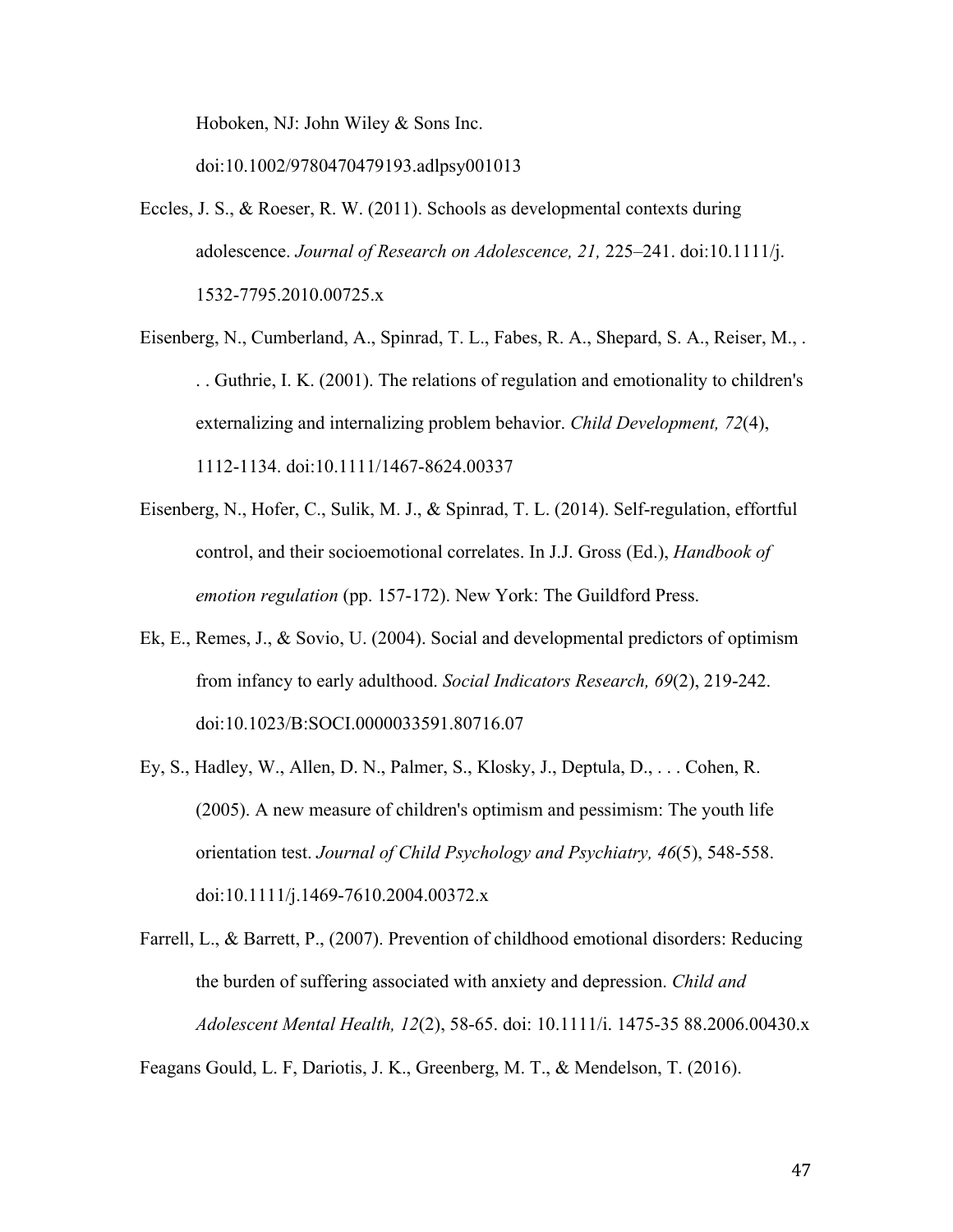Hoboken, NJ: John Wiley & Sons Inc. doi:10.1002/9780470479193.adlpsy001013

Eccles, J. S., & Roeser, R. W. (2011). Schools as developmental contexts during adolescence. *Journal of Research on Adolescence, 21,* 225–241. doi:10.1111/j. 1532-7795.2010.00725.x

Eisenberg, N., Cumberland, A., Spinrad, T. L., Fabes, R. A., Shepard, S. A., Reiser, M., . . . Guthrie, I. K. (2001). The relations of regulation and emotionality to children's externalizing and internalizing problem behavior. *Child Development, 72*(4), 1112-1134. doi:10.1111/1467-8624.00337

Eisenberg, N., Hofer, C., Sulik, M. J., & Spinrad, T. L. (2014). Self-regulation, effortful control, and their socioemotional correlates. In J.J. Gross (Ed.), *Handbook of emotion regulation* (pp. 157-172). New York: The Guildford Press.

Ek, E., Remes, J., & Sovio, U. (2004). Social and developmental predictors of optimism from infancy to early adulthood. *Social Indicators Research, 69*(2), 219-242. doi:10.1023/B:SOCI.0000033591.80716.07

Ey, S., Hadley, W., Allen, D. N., Palmer, S., Klosky, J., Deptula, D., . . . Cohen, R. (2005). A new measure of children's optimism and pessimism: The youth life orientation test. *Journal of Child Psychology and Psychiatry, 46*(5), 548-558. doi:10.1111/j.1469-7610.2004.00372.x

Farrell, L., & Barrett, P., (2007). Prevention of childhood emotional disorders: Reducing the burden of suffering associated with anxiety and depression. *Child and Adolescent Mental Health, 12*(2), 58-65. doi: 10.1111/i. 1475-35 88.2006.00430.x

Feagans Gould, L. F, Dariotis, J. K., Greenberg, M. T., & Mendelson, T. (2016).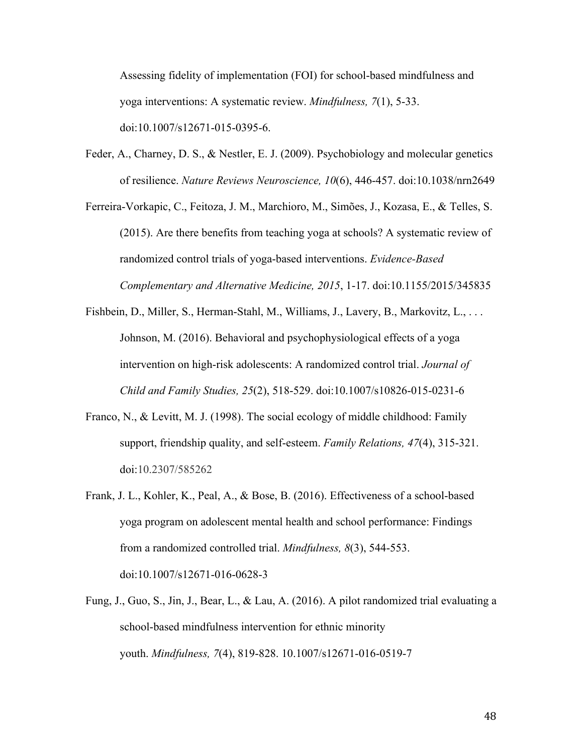Assessing fidelity of implementation (FOI) for school-based mindfulness and yoga interventions: A systematic review. *Mindfulness, 7*(1), 5-33. doi:10.1007/s12671-015-0395-6.

Feder, A., Charney, D. S., & Nestler, E. J. (2009). Psychobiology and molecular genetics of resilience. *Nature Reviews Neuroscience, 10*(6), 446-457. doi:10.1038/nrn2649

Ferreira-Vorkapic, C., Feitoza, J. M., Marchioro, M., Simões, J., Kozasa, E., & Telles, S. (2015). Are there benefits from teaching yoga at schools? A systematic review of randomized control trials of yoga-based interventions. *Evidence-Based Complementary and Alternative Medicine, 2015*, 1-17. doi:10.1155/2015/345835

Fishbein, D., Miller, S., Herman-Stahl, M., Williams, J., Lavery, B., Markovitz, L., . . . Johnson, M. (2016). Behavioral and psychophysiological effects of a yoga intervention on high-risk adolescents: A randomized control trial. *Journal of Child and Family Studies, 25*(2), 518-529. doi:10.1007/s10826-015-0231-6

Franco, N., & Levitt, M. J. (1998). The social ecology of middle childhood: Family support, friendship quality, and self-esteem. *Family Relations, 47*(4), 315-321. doi:10.2307/585262

Frank, J. L., Kohler, K., Peal, A., & Bose, B. (2016). Effectiveness of a school-based yoga program on adolescent mental health and school performance: Findings from a randomized controlled trial. *Mindfulness, 8*(3), 544-553. doi:10.1007/s12671-016-0628-3

Fung, J., Guo, S., Jin, J., Bear, L., & Lau, A. (2016). A pilot randomized trial evaluating a school-based mindfulness intervention for ethnic minority youth. *Mindfulness, 7*(4), 819-828. 10.1007/s12671-016-0519-7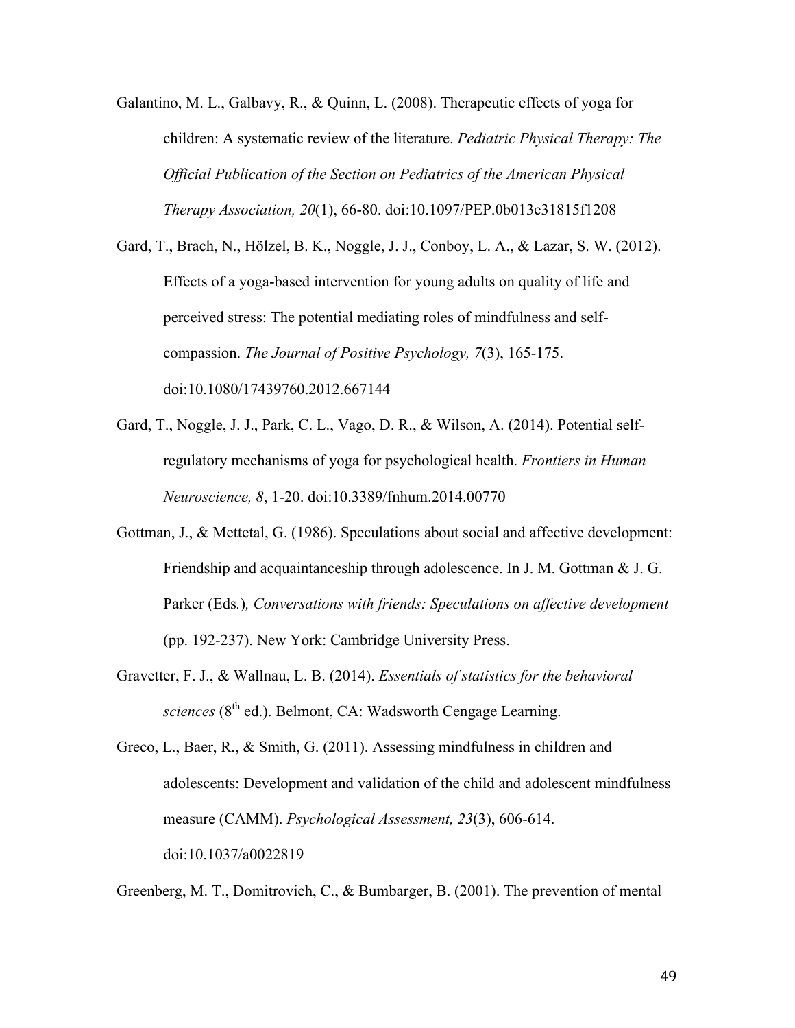Galantino, M. L., Galbavy, R., & Quinn, L. (2008). Therapeutic effects of yoga for children: A systematic review of the literature. *Pediatric Physical Therapy: The Official Publication of the Section on Pediatrics of the American Physical Therapy Association, 20*(1), 66-80. doi:10.1097/PEP.0b013e31815f1208

Gard, T., Brach, N., Hölzel, B. K., Noggle, J. J., Conboy, L. A., & Lazar, S. W. (2012). Effects of a yoga-based intervention for young adults on quality of life and perceived stress: The potential mediating roles of mindfulness and self-compassion. *The Journal of Positive Psychology, 7*(3), 165-175. doi:10.1080/17439760.2012.667144

Gard, T., Noggle, J. J., Park, C. L., Vago, D. R., & Wilson, A. (2014). Potential self-regulatory mechanisms of yoga for psychological health. *Frontiers in Human Neuroscience, 8*, 1-20. doi:10.3389/fnhum.2014.00770

Gottman, J., & Mettetal, G. (1986). Speculations about social and affective development: Friendship and acquaintanceship through adolescence. In J. M. Gottman & J. G. Parker (Eds.), *Conversations with friends: Speculations on affective development* (pp. 192-237). New York: Cambridge University Press.

Gravetter, F. J., & Wallnau, L. B. (2014). *Essentials of statistics for the behavioral sciences* (8th ed.). Belmont, CA: Wadsworth Cengage Learning.

Greco, L., Baer, R., & Smith, G. (2011). Assessing mindfulness in children and adolescents: Development and validation of the child and adolescent mindfulness measure (CAMM). *Psychological Assessment, 23*(3), 606-614. doi:10.1037/a0022819

Greenberg, M. T., Domitrovich, C., & Bumbarger, B. (2001). The prevention of mental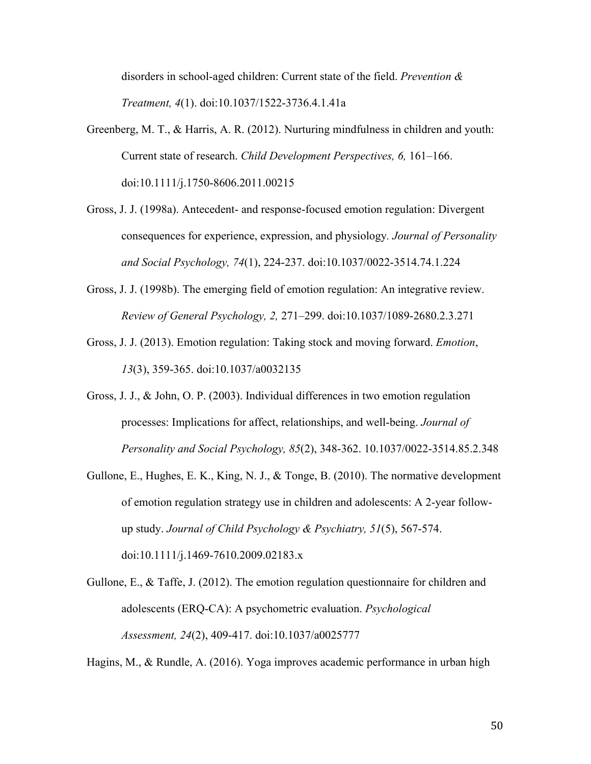disorders in school-aged children: Current state of the field. *Prevention & Treatment, 4*(1). doi:10.1037/1522-3736.4.1.41a

Greenberg, M. T., & Harris, A. R. (2012). Nurturing mindfulness in children and youth: Current state of research. *Child Development Perspectives, 6,* 161–166. doi:10.1111/j.1750-8606.2011.00215

Gross, J. J. (1998a). Antecedent- and response-focused emotion regulation: Divergent consequences for experience, expression, and physiology. *Journal of Personality and Social Psychology, 74*(1), 224-237. doi:10.1037/0022-3514.74.1.224

Gross, J. J. (1998b). The emerging field of emotion regulation: An integrative review. *Review of General Psychology, 2,* 271–299. doi:10.1037/1089-2680.2.3.271

Gross, J. J. (2013). Emotion regulation: Taking stock and moving forward. *Emotion*, *13*(3), 359-365. doi:10.1037/a0032135

Gross, J. J., & John, O. P. (2003). Individual differences in two emotion regulation processes: Implications for affect, relationships, and well-being. *Journal of Personality and Social Psychology, 85*(2), 348-362. 10.1037/0022-3514.85.2.348

Gullone, E., Hughes, E. K., King, N. J., & Tonge, B. (2010). The normative development of emotion regulation strategy use in children and adolescents: A 2-year follow-up study. *Journal of Child Psychology & Psychiatry, 51*(5), 567-574. doi:10.1111/j.1469-7610.2009.02183.x

Gullone, E., & Taffe, J. (2012). The emotion regulation questionnaire for children and adolescents (ERQ-CA): A psychometric evaluation. *Psychological Assessment, 24*(2), 409-417. doi:10.1037/a0025777

Hagins, M., & Rundle, A. (2016). Yoga improves academic performance in urban high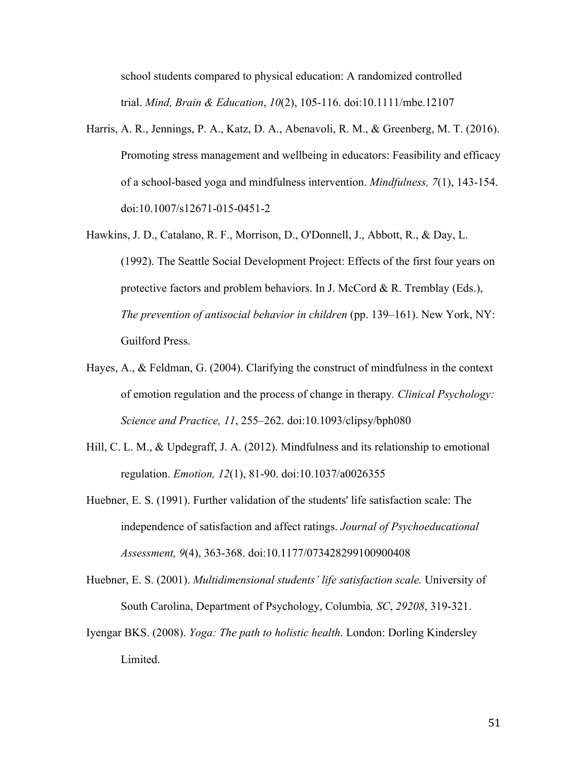school students compared to physical education: A randomized controlled trial. *Mind, Brain & Education*, *10*(2), 105-116. doi:10.1111/mbe.12107

Harris, A. R., Jennings, P. A., Katz, D. A., Abenavoli, R. M., & Greenberg, M. T. (2016). Promoting stress management and wellbeing in educators: Feasibility and efficacy of a school-based yoga and mindfulness intervention. *Mindfulness, 7*(1), 143-154. doi:10.1007/s12671-015-0451-2

Hawkins, J. D., Catalano, R. F., Morrison, D., O'Donnell, J., Abbott, R., & Day, L. (1992). The Seattle Social Development Project: Effects of the first four years on protective factors and problem behaviors. In J. McCord & R. Tremblay (Eds.), *The prevention of antisocial behavior in children* (pp. 139–161). New York, NY: Guilford Press.

Hayes, A., & Feldman, G. (2004). Clarifying the construct of mindfulness in the context of emotion regulation and the process of change in therapy. *Clinical Psychology: Science and Practice, 11*, 255–262. doi:10.1093/clipsy/bph080

Hill, C. L. M., & Updegraff, J. A. (2012). Mindfulness and its relationship to emotional regulation. *Emotion, 12*(1), 81-90. doi:10.1037/a0026355

Huebner, E. S. (1991). Further validation of the students' life satisfaction scale: The independence of satisfaction and affect ratings. *Journal of Psychoeducational Assessment, 9*(4), 363-368. doi:10.1177/073428299100900408

Huebner, E. S. (2001). *Multidimensional students' life satisfaction scale.* University of South Carolina, Department of Psychology, Columbia*, SC*, *29208*, 319-321.

Iyengar BKS. (2008). *Yoga: The path to holistic health*. London: Dorling Kindersley Limited.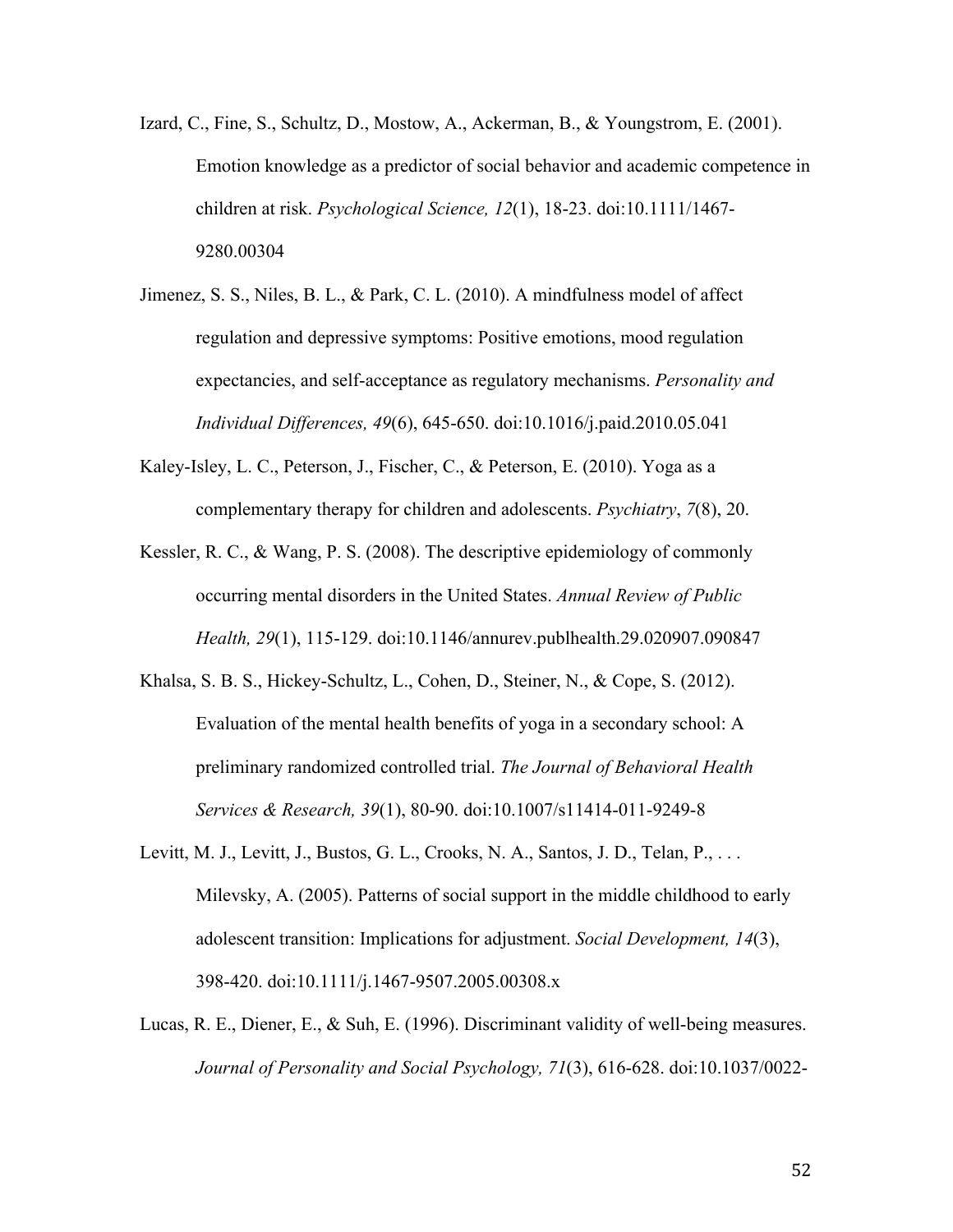Izard, C., Fine, S., Schultz, D., Mostow, A., Ackerman, B., & Youngstrom, E. (2001). Emotion knowledge as a predictor of social behavior and academic competence in children at risk. *Psychological Science, 12*(1), 18-23. doi:10.1111/1467-9280.00304

Jimenez, S. S., Niles, B. L., & Park, C. L. (2010). A mindfulness model of affect regulation and depressive symptoms: Positive emotions, mood regulation expectancies, and self-acceptance as regulatory mechanisms. *Personality and Individual Differences, 49*(6), 645-650. doi:10.1016/j.paid.2010.05.041

Kaley-Isley, L. C., Peterson, J., Fischer, C., & Peterson, E. (2010). Yoga as a complementary therapy for children and adolescents. *Psychiatry*, *7*(8), 20.

Kessler, R. C., & Wang, P. S. (2008). The descriptive epidemiology of commonly occurring mental disorders in the United States. *Annual Review of Public Health, 29*(1), 115-129. doi:10.1146/annurev.publhealth.29.020907.090847

Khalsa, S. B. S., Hickey-Schultz, L., Cohen, D., Steiner, N., & Cope, S. (2012). Evaluation of the mental health benefits of yoga in a secondary school: A preliminary randomized controlled trial. *The Journal of Behavioral Health Services & Research, 39*(1), 80-90. doi:10.1007/s11414-011-9249-8

Levitt, M. J., Levitt, J., Bustos, G. L., Crooks, N. A., Santos, J. D., Telan, P., . . . Milevsky, A. (2005). Patterns of social support in the middle childhood to early adolescent transition: Implications for adjustment. *Social Development, 14*(3), 398-420. doi:10.1111/j.1467-9507.2005.00308.x

Lucas, R. E., Diener, E., & Suh, E. (1996). Discriminant validity of well-being measures. *Journal of Personality and Social Psychology, 71*(3), 616-628. doi:10.1037/0022-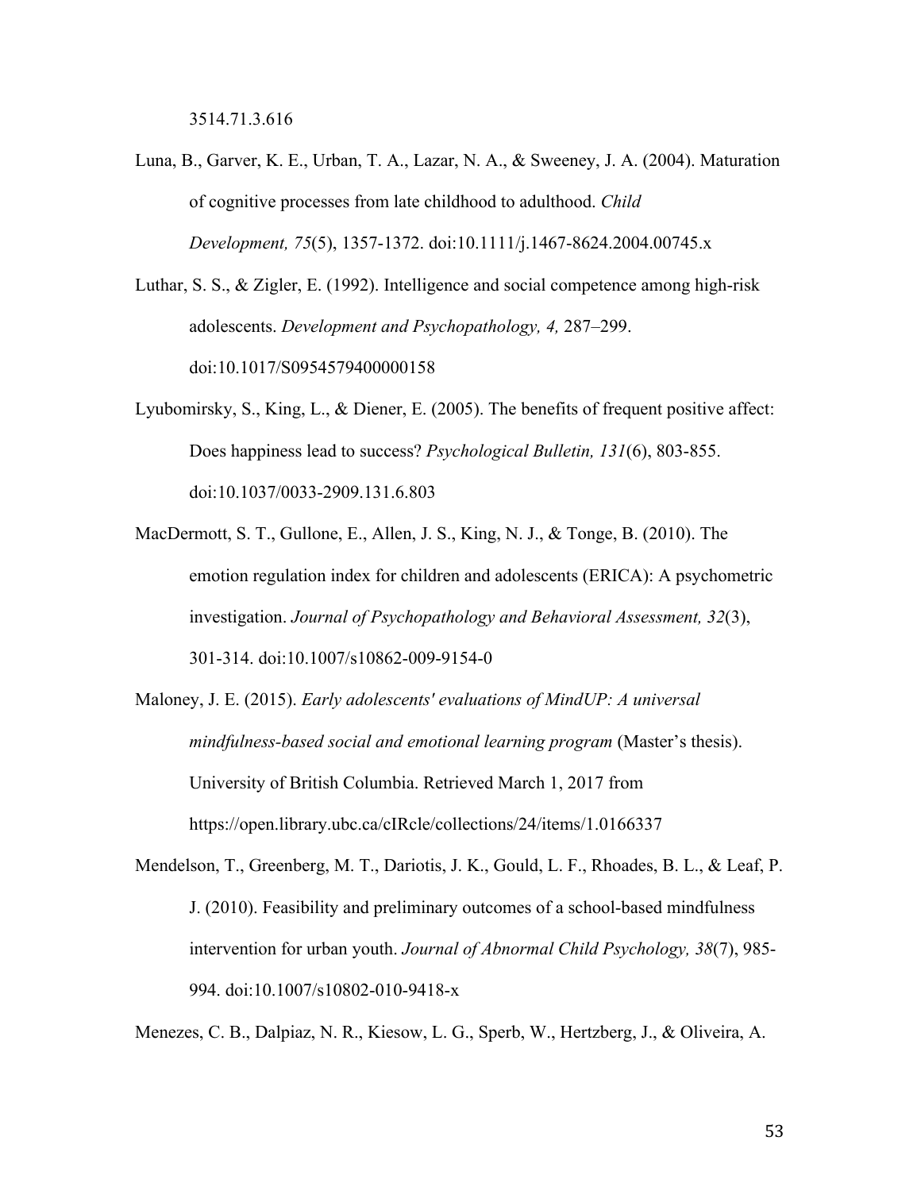3514.71.3.616

Luna, B., Garver, K. E., Urban, T. A., Lazar, N. A., & Sweeney, J. A. (2004). Maturation of cognitive processes from late childhood to adulthood. *Child Development, 75*(5), 1357-1372. doi:10.1111/j.1467-8624.2004.00745.x

Luthar, S. S., & Zigler, E. (1992). Intelligence and social competence among high-risk adolescents. *Development and Psychopathology, 4,* 287–299. doi:10.1017/S0954579400000158

Lyubomirsky, S., King, L., & Diener, E. (2005). The benefits of frequent positive affect: Does happiness lead to success? *Psychological Bulletin, 131*(6), 803-855. doi:10.1037/0033-2909.131.6.803

MacDermott, S. T., Gullone, E., Allen, J. S., King, N. J., & Tonge, B. (2010). The emotion regulation index for children and adolescents (ERICA): A psychometric investigation. *Journal of Psychopathology and Behavioral Assessment, 32*(3), 301-314. doi:10.1007/s10862-009-9154-0

Maloney, J. E. (2015). *Early adolescents' evaluations of MindUP: A universal mindfulness-based social and emotional learning program* (Master's thesis). University of British Columbia. Retrieved March 1, 2017 from https://open.library.ubc.ca/cIRcle/collections/24/items/1.0166337

Mendelson, T., Greenberg, M. T., Dariotis, J. K., Gould, L. F., Rhoades, B. L., & Leaf, P. J. (2010). Feasibility and preliminary outcomes of a school-based mindfulness intervention for urban youth. *Journal of Abnormal Child Psychology, 38*(7), 985-994. doi:10.1007/s10802-010-9418-x

Menezes, C. B., Dalpiaz, N. R., Kiesow, L. G., Sperb, W., Hertzberg, J., & Oliveira, A.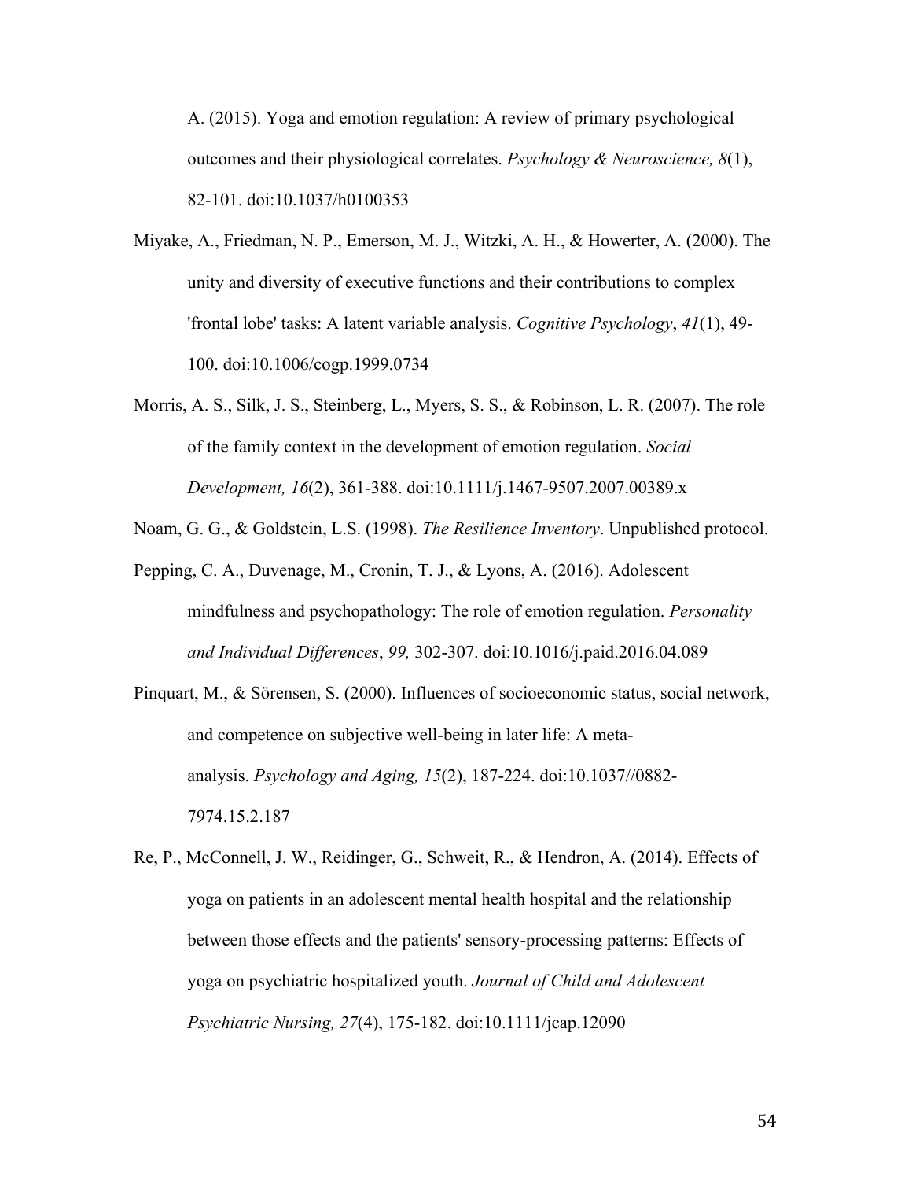A. (2015). Yoga and emotion regulation: A review of primary psychological outcomes and their physiological correlates. *Psychology & Neuroscience, 8*(1), 82-101. doi:10.1037/h0100353

Miyake, A., Friedman, N. P., Emerson, M. J., Witzki, A. H., & Howerter, A. (2000). The unity and diversity of executive functions and their contributions to complex 'frontal lobe' tasks: A latent variable analysis. *Cognitive Psychology*, *41*(1), 49-100. doi:10.1006/cogp.1999.0734

Morris, A. S., Silk, J. S., Steinberg, L., Myers, S. S., & Robinson, L. R. (2007). The role of the family context in the development of emotion regulation. *Social Development, 16*(2), 361-388. doi:10.1111/j.1467-9507.2007.00389.x

Noam, G. G., & Goldstein, L.S. (1998). *The Resilience Inventory*. Unpublished protocol.

Pepping, C. A., Duvenage, M., Cronin, T. J., & Lyons, A. (2016). Adolescent mindfulness and psychopathology: The role of emotion regulation. *Personality and Individual Differences*, *99,* 302-307. doi:10.1016/j.paid.2016.04.089

Pinquart, M., & Sörensen, S. (2000). Influences of socioeconomic status, social network, and competence on subjective well-being in later life: A meta-analysis. *Psychology and Aging, 15*(2), 187-224. doi:10.1037//0882-7974.15.2.187

Re, P., McConnell, J. W., Reidinger, G., Schweit, R., & Hendron, A. (2014). Effects of yoga on patients in an adolescent mental health hospital and the relationship between those effects and the patients' sensory-processing patterns: Effects of yoga on psychiatric hospitalized youth. *Journal of Child and Adolescent Psychiatric Nursing, 27*(4), 175-182. doi:10.1111/jcap.12090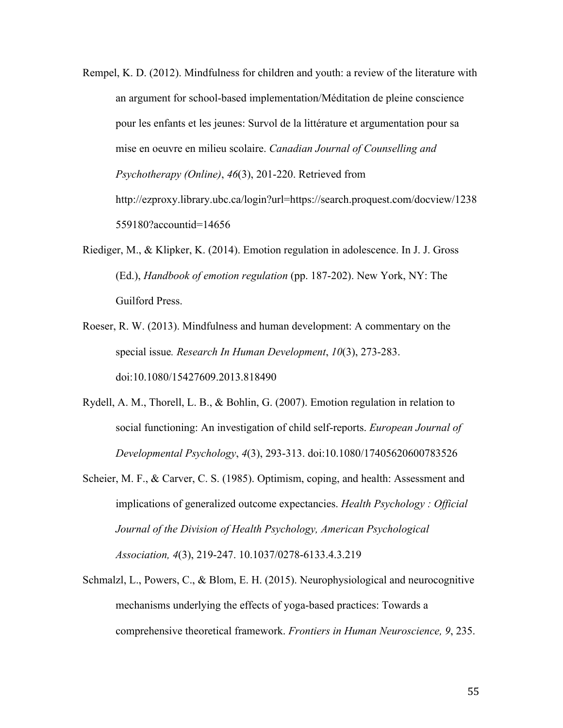Rempel, K. D. (2012). Mindfulness for children and youth: a review of the literature with an argument for school-based implementation/Méditation de pleine conscience pour les enfants et les jeunes: Survol de la littérature et argumentation pour sa mise en oeuvre en milieu scolaire. *Canadian Journal of Counselling and Psychotherapy (Online)*, *46*(3), 201-220. Retrieved from http://ezproxy.library.ubc.ca/login?url=https://search.proquest.com/docview/1238559180?accountid=14656

Riediger, M., & Klipker, K. (2014). Emotion regulation in adolescence. In J. J. Gross (Ed.), *Handbook of emotion regulation* (pp. 187-202). New York, NY: The Guilford Press.

Roeser, R. W. (2013). Mindfulness and human development: A commentary on the special issue*. Research In Human Development*, *10*(3), 273-283. doi:10.1080/15427609.2013.818490

Rydell, A. M., Thorell, L. B., & Bohlin, G. (2007). Emotion regulation in relation to social functioning: An investigation of child self-reports. *European Journal of Developmental Psychology*, *4*(3), 293-313. doi:10.1080/17405620600783526

Scheier, M. F., & Carver, C. S. (1985). Optimism, coping, and health: Assessment and implications of generalized outcome expectancies. *Health Psychology : Official Journal of the Division of Health Psychology, American Psychological Association, 4*(3), 219-247. 10.1037/0278-6133.4.3.219

Schmalzl, L., Powers, C., & Blom, E. H. (2015). Neurophysiological and neurocognitive mechanisms underlying the effects of yoga-based practices: Towards a comprehensive theoretical framework. *Frontiers in Human Neuroscience, 9*, 235.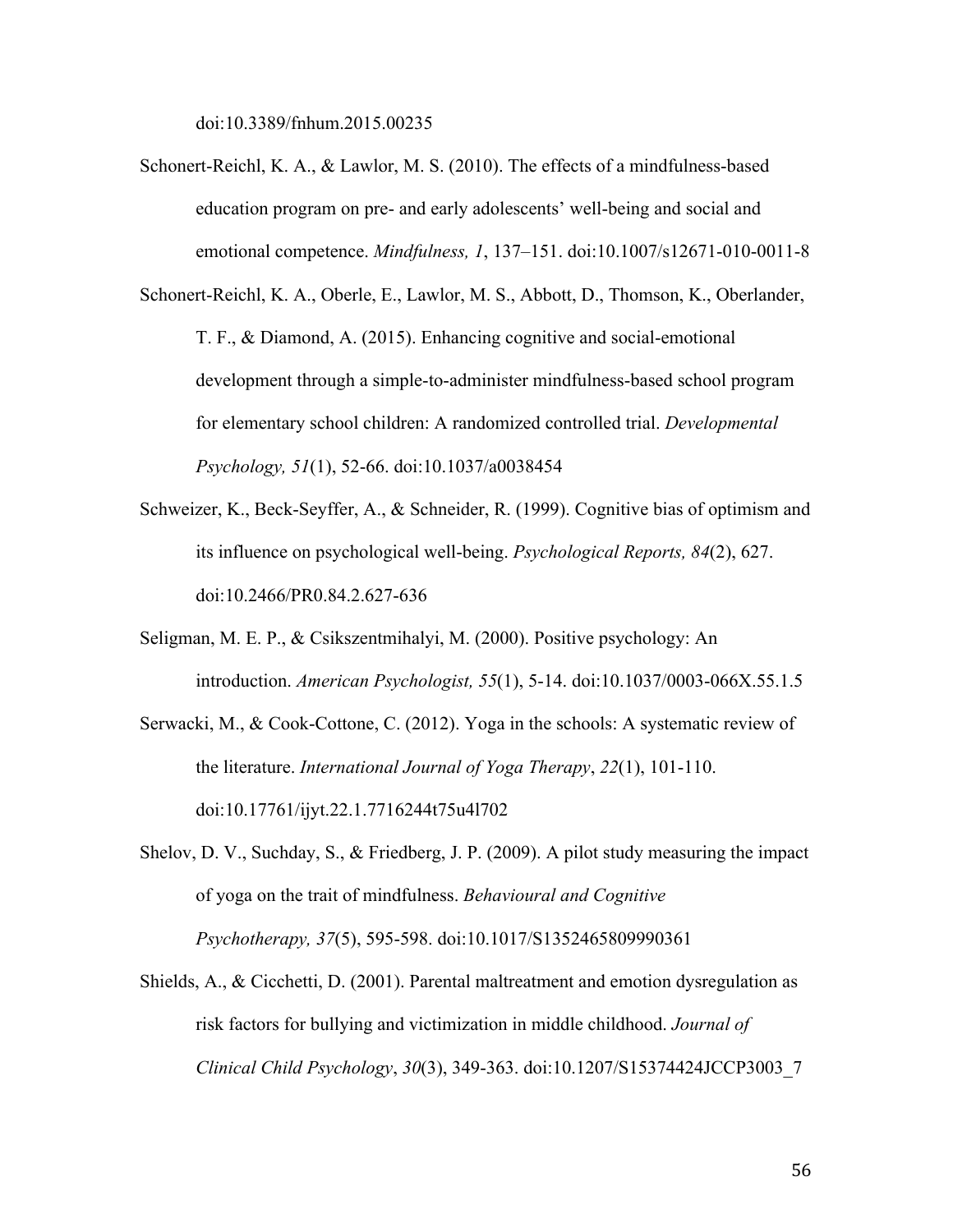doi:10.3389/fnhum.2015.00235

Schonert-Reichl, K. A., & Lawlor, M. S. (2010). The effects of a mindfulness-based education program on pre- and early adolescents' well-being and social and emotional competence. *Mindfulness, 1*, 137–151. doi:10.1007/s12671-010-0011-8

Schonert-Reichl, K. A., Oberle, E., Lawlor, M. S., Abbott, D., Thomson, K., Oberlander, T. F., & Diamond, A. (2015). Enhancing cognitive and social-emotional development through a simple-to-administer mindfulness-based school program for elementary school children: A randomized controlled trial. *Developmental Psychology, 51*(1), 52-66. doi:10.1037/a0038454

Schweizer, K., Beck-Seyffer, A., & Schneider, R. (1999). Cognitive bias of optimism and its influence on psychological well-being. *Psychological Reports, 84*(2), 627. doi:10.2466/PR0.84.2.627-636

Seligman, M. E. P., & Csikszentmihalyi, M. (2000). Positive psychology: An introduction. *American Psychologist, 55*(1), 5-14. doi:10.1037/0003-066X.55.1.5

Serwacki, M., & Cook-Cottone, C. (2012). Yoga in the schools: A systematic review of the literature. *International Journal of Yoga Therapy*, *22*(1), 101-110. doi:10.17761/ijyt.22.1.7716244t75u4l702

Shelov, D. V., Suchday, S., & Friedberg, J. P. (2009). A pilot study measuring the impact of yoga on the trait of mindfulness. *Behavioural and Cognitive Psychotherapy, 37*(5), 595-598. doi:10.1017/S1352465809990361

Shields, A., & Cicchetti, D. (2001). Parental maltreatment and emotion dysregulation as risk factors for bullying and victimization in middle childhood. *Journal of Clinical Child Psychology*, *30*(3), 349-363. doi:10.1207/S15374424JCCP3003_7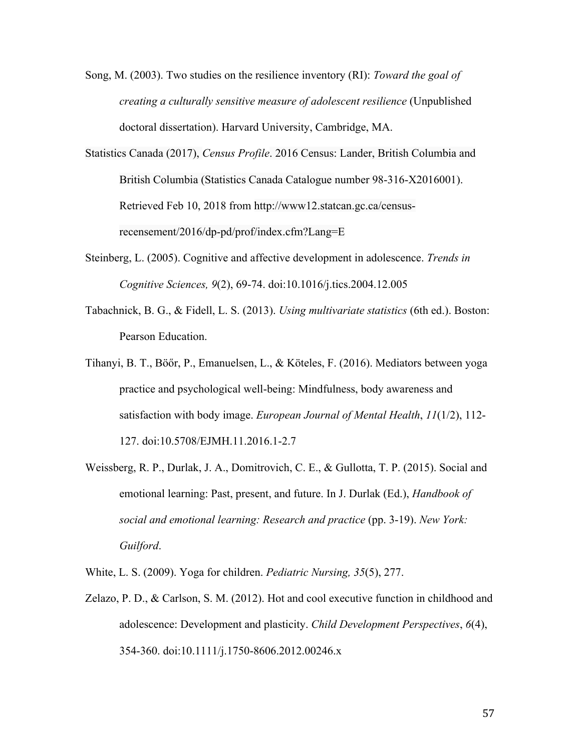Song, M. (2003). Two studies on the resilience inventory (RI): *Toward the goal of creating a culturally sensitive measure of adolescent resilience* (Unpublished doctoral dissertation). Harvard University, Cambridge, MA.

Statistics Canada (2017), *Census Profile*. 2016 Census: Lander, British Columbia and British Columbia (Statistics Canada Catalogue number 98-316-X2016001). Retrieved Feb 10, 2018 from http://www12.statcan.gc.ca/census-recensement/2016/dp-pd/prof/index.cfm?Lang=E

Steinberg, L. (2005). Cognitive and affective development in adolescence. *Trends in Cognitive Sciences, 9*(2), 69-74. doi:10.1016/j.tics.2004.12.005

Tabachnick, B. G., & Fidell, L. S. (2013). *Using multivariate statistics* (6th ed.). Boston: Pearson Education.

Tihanyi, B. T., Böőr, P., Emanuelsen, L., & Köteles, F. (2016). Mediators between yoga practice and psychological well-being: Mindfulness, body awareness and satisfaction with body image. *European Journal of Mental Health*, *11*(1/2), 112-127. doi:10.5708/EJMH.11.2016.1-2.7

Weissberg, R. P., Durlak, J. A., Domitrovich, C. E., & Gullotta, T. P. (2015). Social and emotional learning: Past, present, and future. In J. Durlak (Ed.), *Handbook of social and emotional learning: Research and practice* (pp. 3-19). *New York: Guilford*.

White, L. S. (2009). Yoga for children. *Pediatric Nursing, 35*(5), 277.

Zelazo, P. D., & Carlson, S. M. (2012). Hot and cool executive function in childhood and adolescence: Development and plasticity. *Child Development Perspectives*, *6*(4), 354-360. doi:10.1111/j.1750-8606.2012.00246.x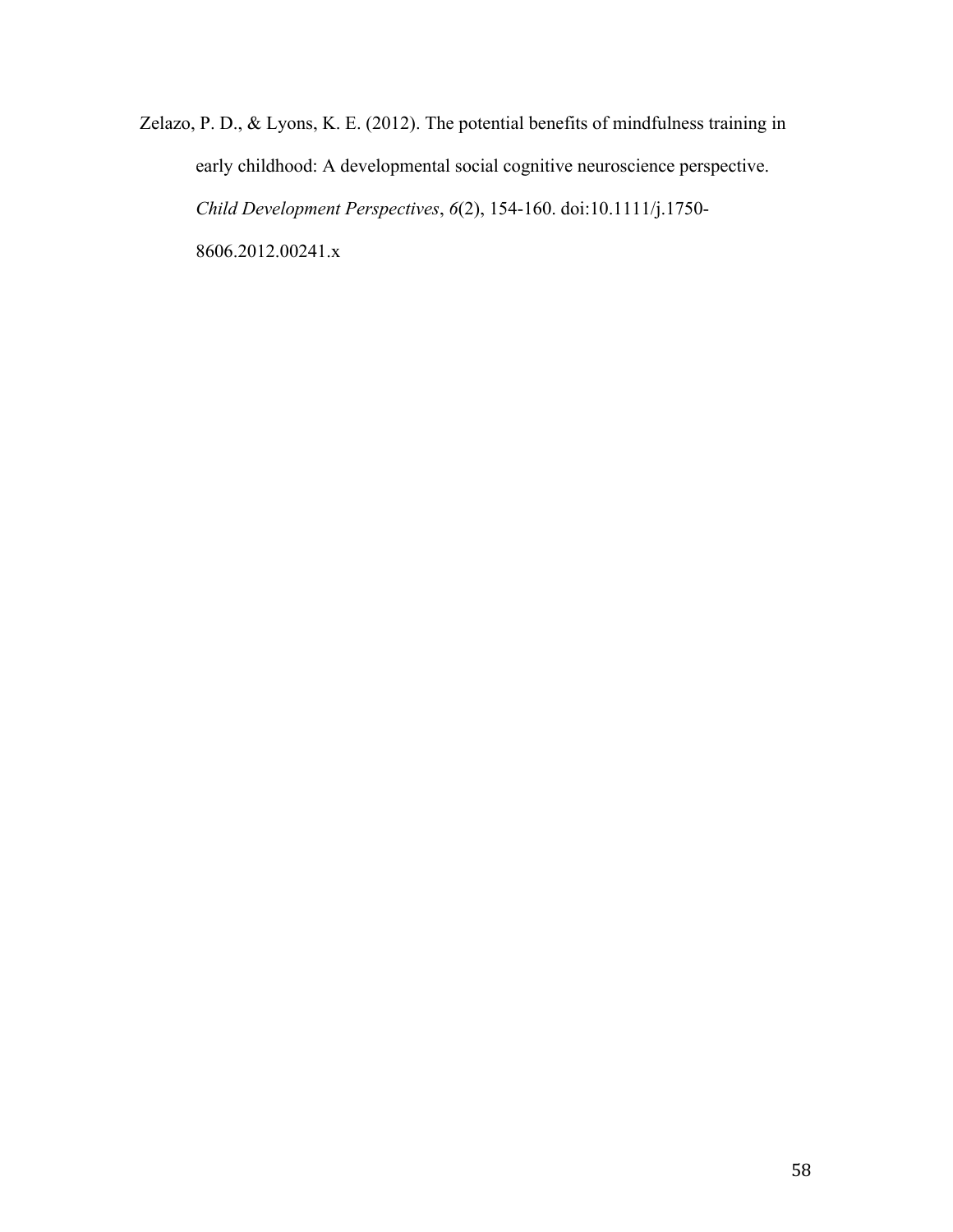Zelazo, P. D., & Lyons, K. E. (2012). The potential benefits of mindfulness training in early childhood: A developmental social cognitive neuroscience perspective. *Child Development Perspectives*, *6*(2), 154-160. doi:10.1111/j.1750-8606.2012.00241.x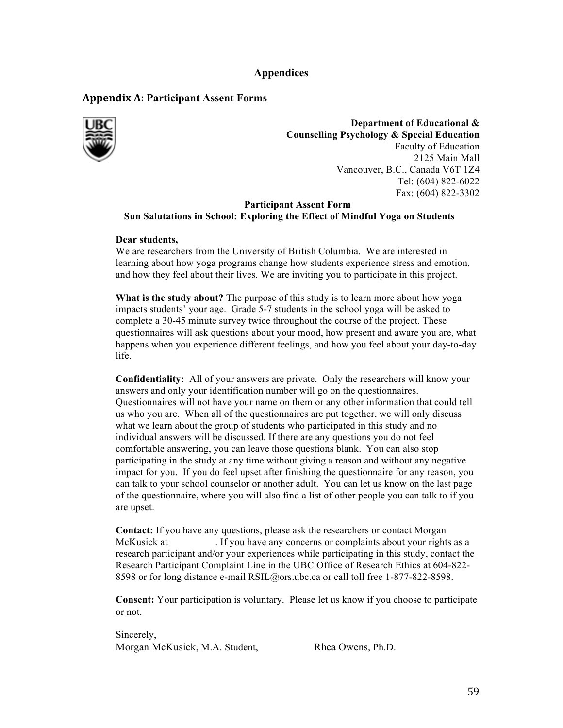# Appendices

## Appendix A: Participant Assent Forms

**Department of Educational &**
**Counselling Psychology & Special Education**
Faculty of Education
2125 Main Mall
Vancouver, B.C., Canada V6T 1Z4
Tel: (604) 822-6022
Fax: (604) 822-3302

**Participant Assent Form**

**Sun Salutations in School: Exploring the Effect of Mindful Yoga on Students**

**Dear students,**
We are researchers from the University of British Columbia. We are interested in learning about how yoga programs change how students experience stress and emotion, and how they feel about their lives. We are inviting you to participate in this project.

**What is the study about?** The purpose of this study is to learn more about how yoga impacts students' your age. Grade 5-7 students in the school yoga will be asked to complete a 30-45 minute survey twice throughout the course of the project. These questionnaires will ask questions about your mood, how present and aware you are, what happens when you experience different feelings, and how you feel about your day-to-day life.

**Confidentiality:** All of your answers are private. Only the researchers will know your answers and only your identification number will go on the questionnaires. Questionnaires will not have your name on them or any other information that could tell us who you are. When all of the questionnaires are put together, we will only discuss what we learn about the group of students who participated in this study and no individual answers will be discussed. If there are any questions you do not feel comfortable answering, you can leave those questions blank. You can also stop participating in the study at any time without giving a reason and without any negative impact for you. If you do feel upset after finishing the questionnaire for any reason, you can talk to your school counselor or another adult. You can let us know on the last page of the questionnaire, where you will also find a list of other people you can talk to if you are upset.

**Contact:** If you have any questions, please ask the researchers or contact Morgan McKusick at . If you have any concerns or complaints about your rights as a research participant and/or your experiences while participating in this study, contact the Research Participant Complaint Line in the UBC Office of Research Ethics at 604-822-8598 or for long distance e-mail RSIL@ors.ubc.ca or call toll free 1-877-822-8598.

**Consent:** Your participation is voluntary. Please let us know if you choose to participate or not.

Sincerely,
Morgan McKusick, M.A. Student, Rhea Owens, Ph.D.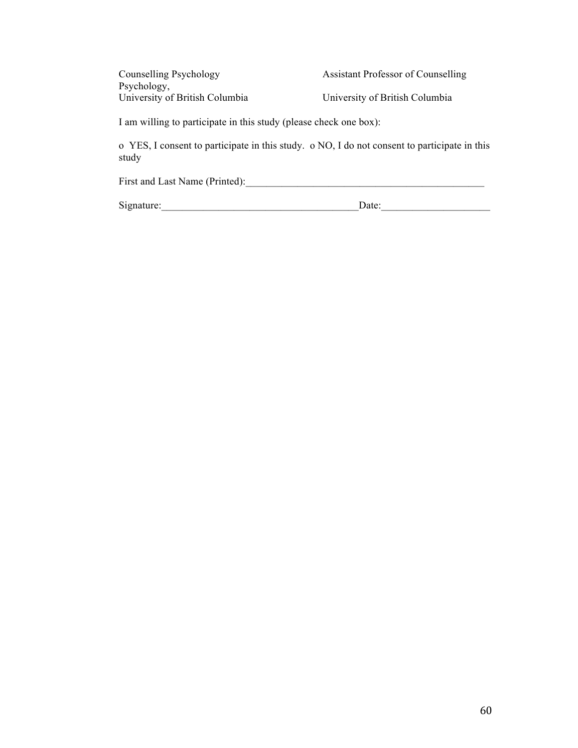Counselling Psychology
Psychology,
University of British Columbia

Assistant Professor of Counselling
University of British Columbia

I am willing to participate in this study (please check one box):

o YES, I consent to participate in this study. o NO, I do not consent to participate in this study

First and Last Name (Printed):_______________________________________________

Signature:______________________________________Date:_____________________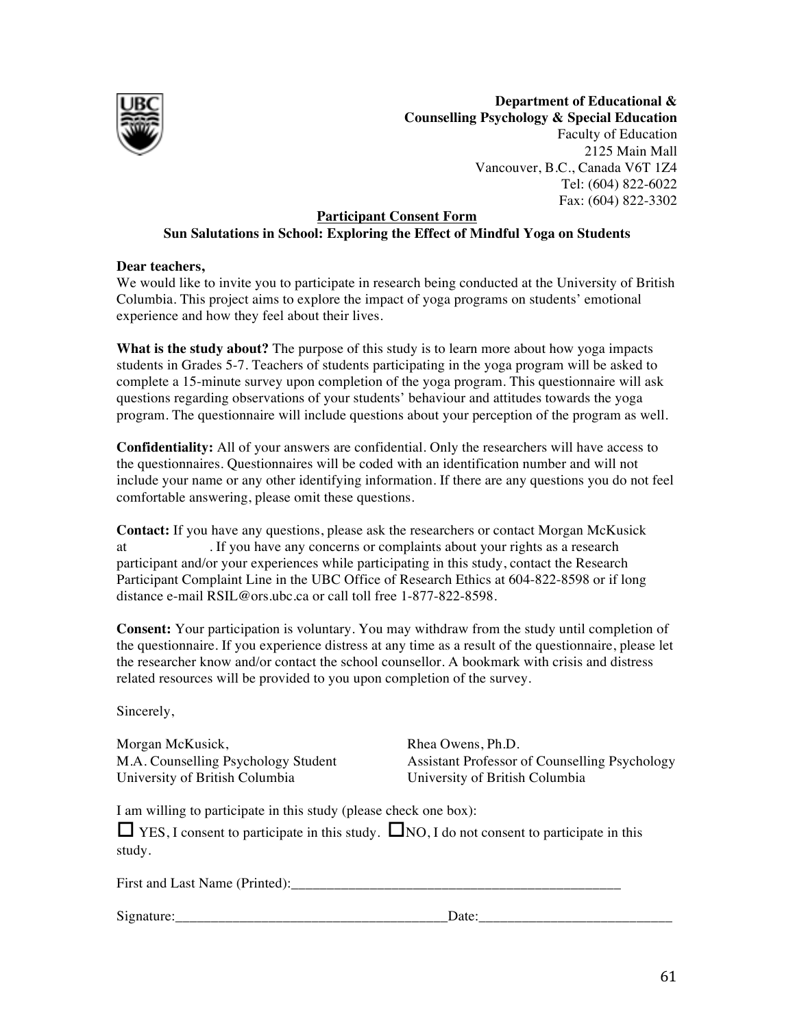**Department of Educational &**
**Counselling Psychology & Special Education**
Faculty of Education
2125 Main Mall
Vancouver, B.C., Canada V6T 1Z4
Tel: (604) 822-6022
Fax: (604) 822-3302

**Participant Consent Form**

**Sun Salutations in School: Exploring the Effect of Mindful Yoga on Students**

**Dear teachers,**

We would like to invite you to participate in research being conducted at the University of British Columbia. This project aims to explore the impact of yoga programs on students' emotional experience and how they feel about their lives.

**What is the study about?** The purpose of this study is to learn more about how yoga impacts students in Grades 5-7. Teachers of students participating in the yoga program will be asked to complete a 15-minute survey upon completion of the yoga program. This questionnaire will ask questions regarding observations of your students' behaviour and attitudes towards the yoga program. The questionnaire will include questions about your perception of the program as well.

**Confidentiality:** All of your answers are confidential. Only the researchers will have access to the questionnaires. Questionnaires will be coded with an identification number and will not include your name or any other identifying information. If there are any questions you do not feel comfortable answering, please omit these questions.

**Contact:** If you have any questions, please ask the researchers or contact Morgan McKusick at . If you have any concerns or complaints about your rights as a research participant and/or your experiences while participating in this study, contact the Research Participant Complaint Line in the UBC Office of Research Ethics at 604-822-8598 or if long distance e-mail RSIL@ors.ubc.ca or call toll free 1-877-822-8598.

**Consent:** Your participation is voluntary. You may withdraw from the study until completion of the questionnaire. If you experience distress at any time as a result of the questionnaire, please let the researcher know and/or contact the school counsellor. A bookmark with crisis and distress related resources will be provided to you upon completion of the survey.

Sincerely,

Morgan McKusick,
M.A. Counselling Psychology Student
University of British Columbia

Rhea Owens, Ph.D.
Assistant Professor of Counselling Psychology
University of British Columbia

I am willing to participate in this study (please check one box):

☐ YES, I consent to participate in this study. ☐NO, I do not consent to participate in this study.

First and Last Name (Printed):_______________________________________________

Signature:______________________________________Date:__________________________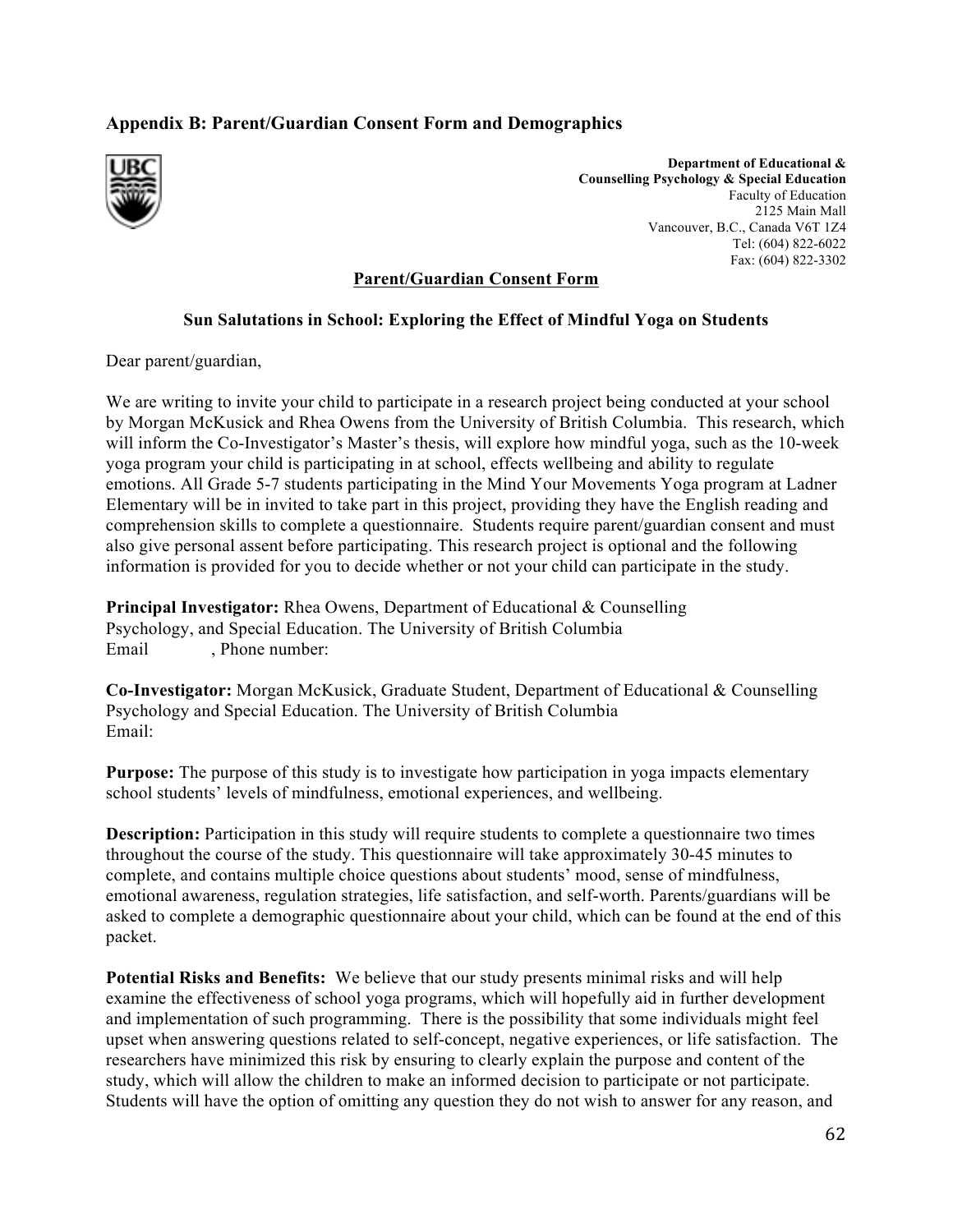## Appendix B: Parent/Guardian Consent Form and Demographics

**Department of Educational &**
**Counselling Psychology & Special Education**
Faculty of Education
2125 Main Mall
Vancouver, B.C., Canada V6T 1Z4
Tel: (604) 822-6022
Fax: (604) 822-3302

**Parent/Guardian Consent Form**

**Sun Salutations in School: Exploring the Effect of Mindful Yoga on Students**

Dear parent/guardian,

We are writing to invite your child to participate in a research project being conducted at your school by Morgan McKusick and Rhea Owens from the University of British Columbia. This research, which will inform the Co-Investigator's Master's thesis, will explore how mindful yoga, such as the 10-week yoga program your child is participating in at school, effects wellbeing and ability to regulate emotions. All Grade 5-7 students participating in the Mind Your Movements Yoga program at Ladner Elementary will be in invited to take part in this project, providing they have the English reading and comprehension skills to complete a questionnaire. Students require parent/guardian consent and must also give personal assent before participating. This research project is optional and the following information is provided for you to decide whether or not your child can participate in the study.

**Principal Investigator:** Rhea Owens, Department of Educational & Counselling Psychology, and Special Education. The University of British Columbia
Email , Phone number:

**Co-Investigator:** Morgan McKusick, Graduate Student, Department of Educational & Counselling Psychology and Special Education. The University of British Columbia
Email:

**Purpose:** The purpose of this study is to investigate how participation in yoga impacts elementary school students' levels of mindfulness, emotional experiences, and wellbeing.

**Description:** Participation in this study will require students to complete a questionnaire two times throughout the course of the study. This questionnaire will take approximately 30-45 minutes to complete, and contains multiple choice questions about students' mood, sense of mindfulness, emotional awareness, regulation strategies, life satisfaction, and self-worth. Parents/guardians will be asked to complete a demographic questionnaire about your child, which can be found at the end of this packet.

**Potential Risks and Benefits:** We believe that our study presents minimal risks and will help examine the effectiveness of school yoga programs, which will hopefully aid in further development and implementation of such programming. There is the possibility that some individuals might feel upset when answering questions related to self-concept, negative experiences, or life satisfaction. The researchers have minimized this risk by ensuring to clearly explain the purpose and content of the study, which will allow the children to make an informed decision to participate or not participate. Students will have the option of omitting any question they do not wish to answer for any reason, and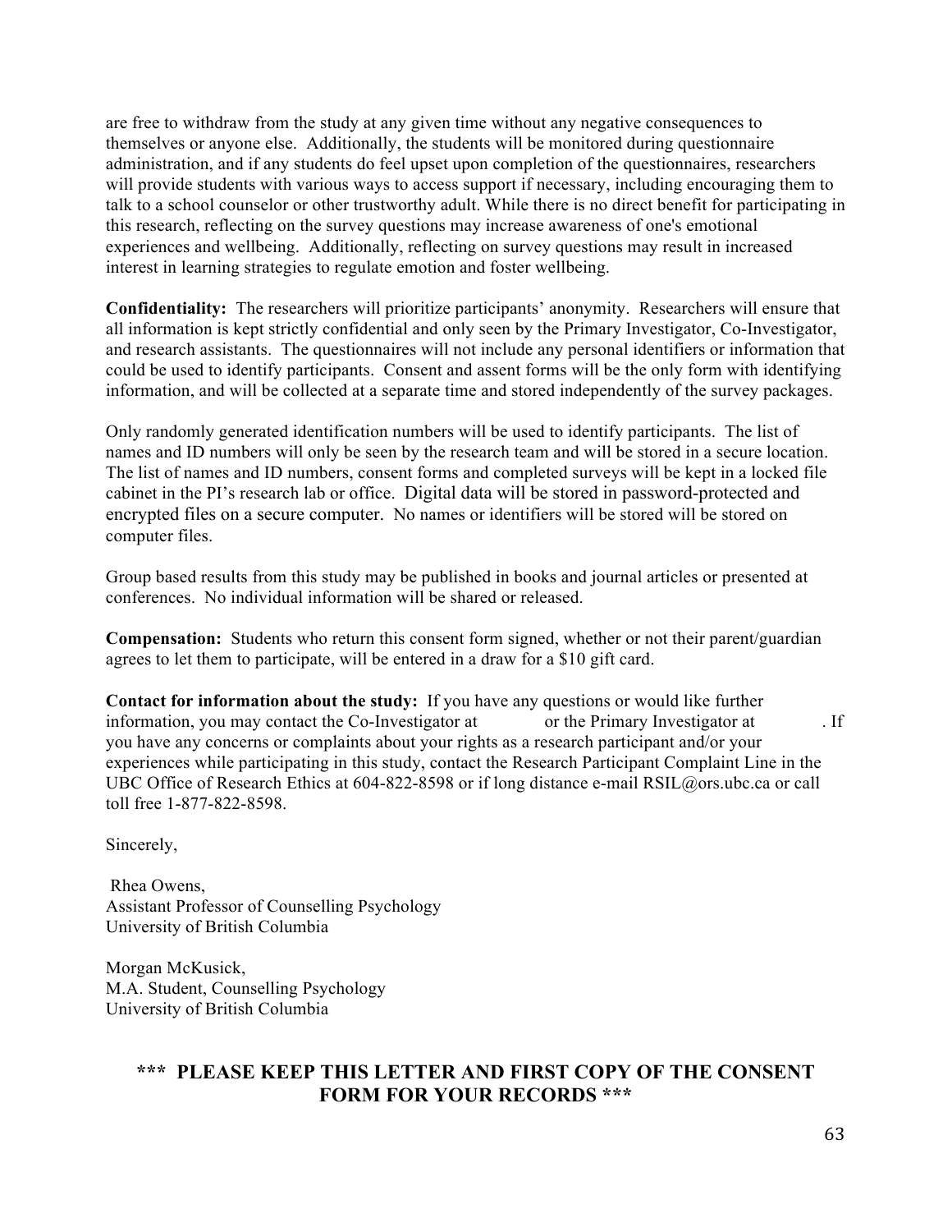are free to withdraw from the study at any given time without any negative consequences to themselves or anyone else. Additionally, the students will be monitored during questionnaire administration, and if any students do feel upset upon completion of the questionnaires, researchers will provide students with various ways to access support if necessary, including encouraging them to talk to a school counselor or other trustworthy adult. While there is no direct benefit for participating in this research, reflecting on the survey questions may increase awareness of one's emotional experiences and wellbeing. Additionally, reflecting on survey questions may result in increased interest in learning strategies to regulate emotion and foster wellbeing.

**Confidentiality:** The researchers will prioritize participants' anonymity. Researchers will ensure that all information is kept strictly confidential and only seen by the Primary Investigator, Co-Investigator, and research assistants. The questionnaires will not include any personal identifiers or information that could be used to identify participants. Consent and assent forms will be the only form with identifying information, and will be collected at a separate time and stored independently of the survey packages.

Only randomly generated identification numbers will be used to identify participants. The list of names and ID numbers will only be seen by the research team and will be stored in a secure location. The list of names and ID numbers, consent forms and completed surveys will be kept in a locked file cabinet in the PI's research lab or office. Digital data will be stored in password-protected and encrypted files on a secure computer. No names or identifiers will be stored will be stored on computer files.

Group based results from this study may be published in books and journal articles or presented at conferences. No individual information will be shared or released.

**Compensation:** Students who return this consent form signed, whether or not their parent/guardian agrees to let them to participate, will be entered in a draw for a $10 gift card.

**Contact for information about the study:** If you have any questions or would like further information, you may contact the Co-Investigator at or the Primary Investigator at . If you have any concerns or complaints about your rights as a research participant and/or your experiences while participating in this study, contact the Research Participant Complaint Line in the UBC Office of Research Ethics at 604-822-8598 or if long distance e-mail RSIL@ors.ubc.ca or call toll free 1-877-822-8598.

Sincerely,

Rhea Owens,
Assistant Professor of Counselling Psychology
University of British Columbia

Morgan McKusick,
M.A. Student, Counselling Psychology
University of British Columbia

**\*\*\* PLEASE KEEP THIS LETTER AND FIRST COPY OF THE CONSENT FORM FOR YOUR RECORDS \*\*\***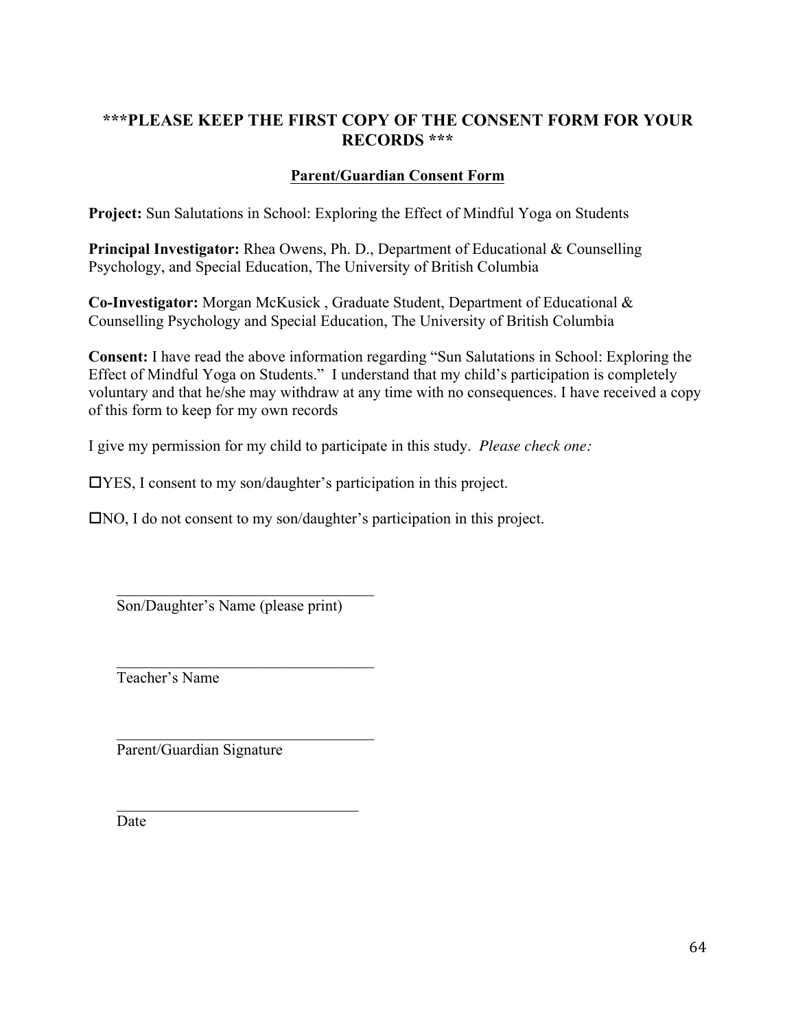**\*\*\*PLEASE KEEP THE FIRST COPY OF THE CONSENT FORM FOR YOUR RECORDS \*\*\***

## Parent/Guardian Consent Form

**Project:** Sun Salutations in School: Exploring the Effect of Mindful Yoga on Students

**Principal Investigator:** Rhea Owens, Ph. D., Department of Educational & Counselling Psychology, and Special Education, The University of British Columbia

**Co-Investigator:** Morgan McKusick , Graduate Student, Department of Educational & Counselling Psychology and Special Education, The University of British Columbia

**Consent:** I have read the above information regarding "Sun Salutations in School: Exploring the Effect of Mindful Yoga on Students." I understand that my child's participation is completely voluntary and that he/she may withdraw at any time with no consequences. I have received a copy of this form to keep for my own records

I give my permission for my child to participate in this study. *Please check one:*

☐YES, I consent to my son/daughter's participation in this project.

☐NO, I do not consent to my son/daughter's participation in this project.

\_\_\_\_\_\_\_\_\_\_\_\_\_\_\_\_\_\_\_\_\_\_\_\_\_\_\_\_\_\_\_\_\_\_
Son/Daughter's Name (please print)

\_\_\_\_\_\_\_\_\_\_\_\_\_\_\_\_\_\_\_\_\_\_\_\_\_\_\_\_\_\_\_\_\_\_
Teacher's Name

\_\_\_\_\_\_\_\_\_\_\_\_\_\_\_\_\_\_\_\_\_\_\_\_\_\_\_\_\_\_\_\_\_\_
Parent/Guardian Signature

\_\_\_\_\_\_\_\_\_\_\_\_\_\_\_\_\_\_\_\_\_\_\_\_\_\_\_\_\_\_\_\_
Date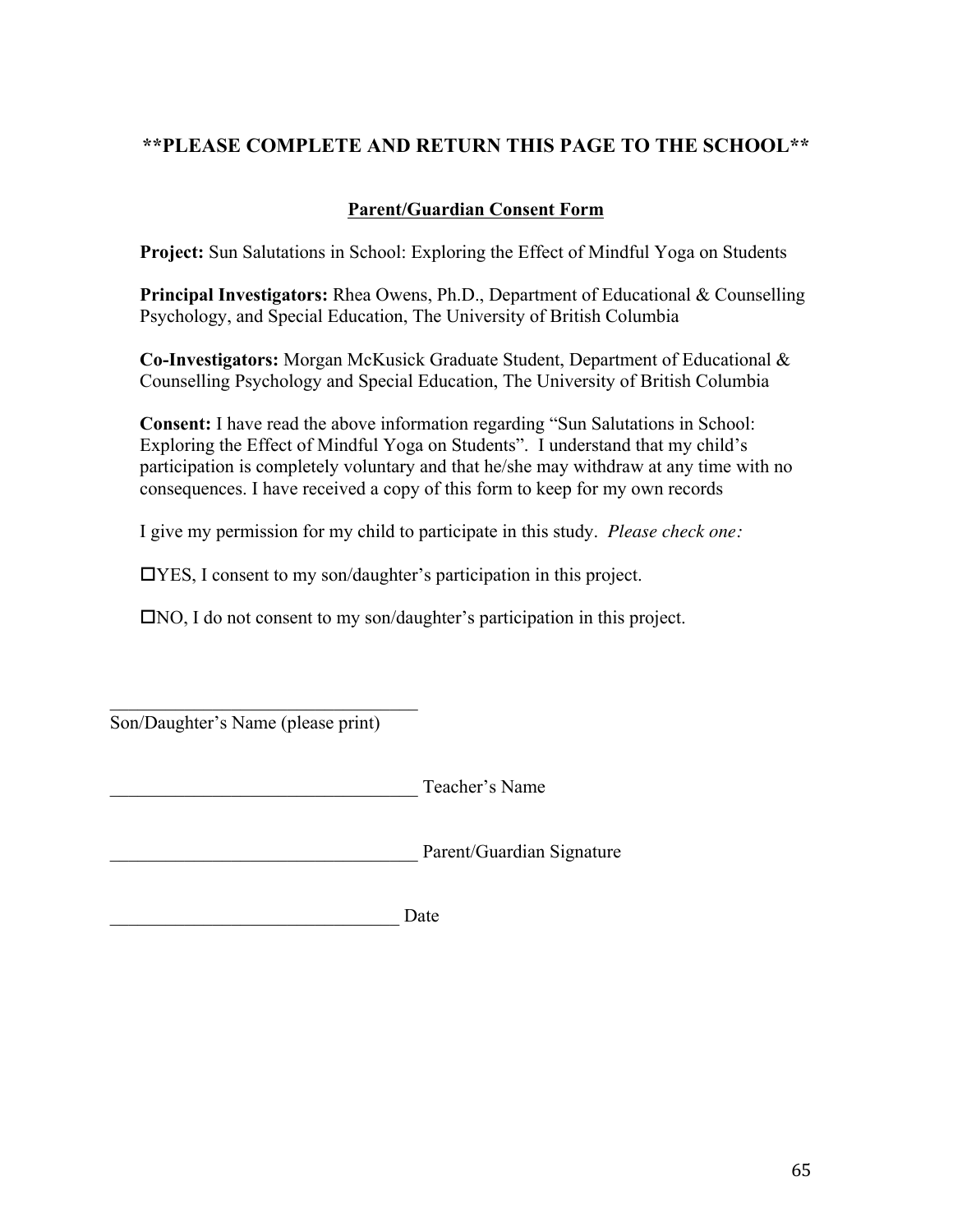**\*\*PLEASE COMPLETE AND RETURN THIS PAGE TO THE SCHOOL\*\***

**Parent/Guardian Consent Form**

**Project:** Sun Salutations in School: Exploring the Effect of Mindful Yoga on Students

**Principal Investigators:** Rhea Owens, Ph.D., Department of Educational & Counselling Psychology, and Special Education, The University of British Columbia

**Co-Investigators:** Morgan McKusick Graduate Student, Department of Educational & Counselling Psychology and Special Education, The University of British Columbia

**Consent:** I have read the above information regarding "Sun Salutations in School: Exploring the Effect of Mindful Yoga on Students". I understand that my child's participation is completely voluntary and that he/she may withdraw at any time with no consequences. I have received a copy of this form to keep for my own records

I give my permission for my child to participate in this study. *Please check one:*

☐YES, I consent to my son/daughter's participation in this project.

☐NO, I do not consent to my son/daughter's participation in this project.

\_\_\_\_\_\_\_\_\_\_\_\_\_\_\_\_\_\_\_\_\_\_\_\_\_\_\_\_\_\_\_\_\_\_
Son/Daughter's Name (please print)

\_\_\_\_\_\_\_\_\_\_\_\_\_\_\_\_\_\_\_\_\_\_\_\_\_\_\_\_\_\_\_\_\_\_ Teacher's Name

\_\_\_\_\_\_\_\_\_\_\_\_\_\_\_\_\_\_\_\_\_\_\_\_\_\_\_\_\_\_\_\_\_\_ Parent/Guardian Signature

\_\_\_\_\_\_\_\_\_\_\_\_\_\_\_\_\_\_\_\_\_\_\_\_\_\_\_\_\_\_\_\_ Date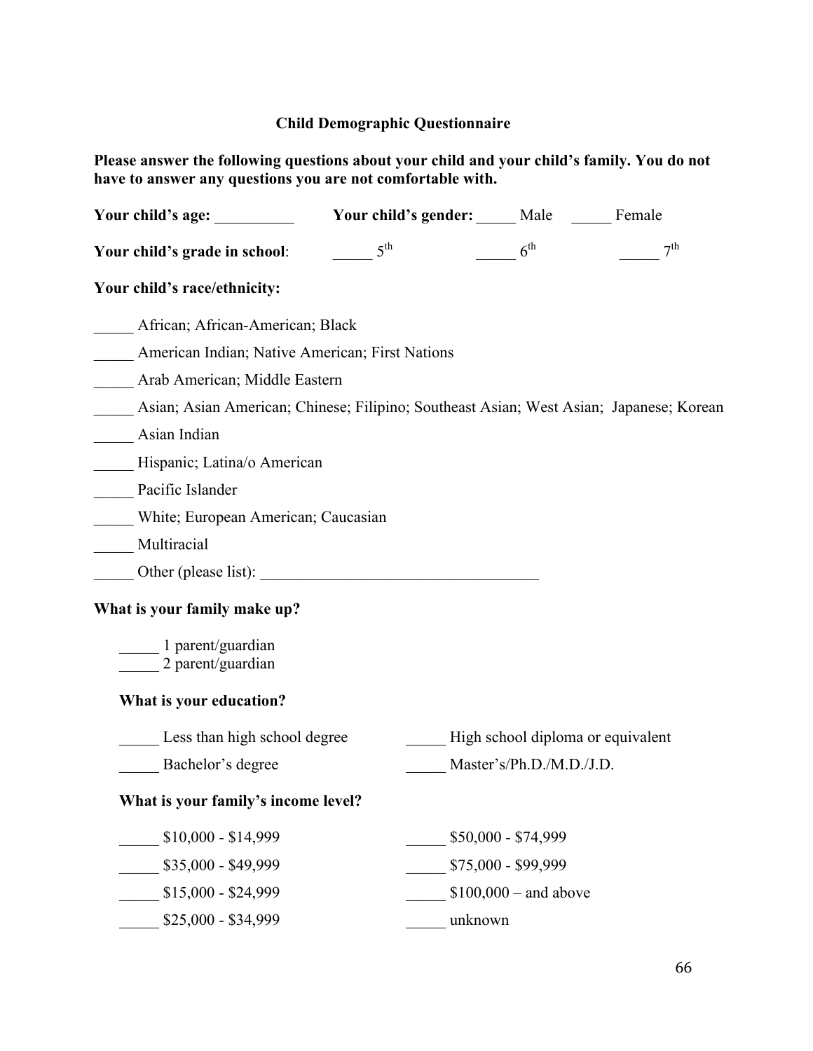**Child Demographic Questionnaire**

**Please answer the following questions about your child and your child's family. You do not have to answer any questions you are not comfortable with.**

**Your child's age:** __________ **Your child's gender:** _____ Male _____ Female

**Your child's grade in school**: _____ 5th _____ 6th _____ 7th

**Your child's race/ethnicity:**

_____ African; African-American; Black

_____ American Indian; Native American; First Nations

_____ Arab American; Middle Eastern

_____ Asian; Asian American; Chinese; Filipino; Southeast Asian; West Asian; Japanese; Korean

_____ Asian Indian

_____ Hispanic; Latina/o American

_____ Pacific Islander

_____ White; European American; Caucasian

_____ Multiracial

_____ Other (please list): ___________________________________

**What is your family make up?**

_____ 1 parent/guardian
_____ 2 parent/guardian

**What is your education?**

_____ Less than high school degree _____ High school diploma or equivalent

_____ Bachelor's degree _____ Master's/Ph.D./M.D./J.D.

**What is your family's income level?**

_____ $10,000 - $14,999 _____ $50,000 - $74,999

_____ $35,000 - $49,999 _____ $75,000 - $99,999

_____ $15,000 - $24,999 _____ $100,000 – and above

_____ $25,000 - $34,999 _____ unknown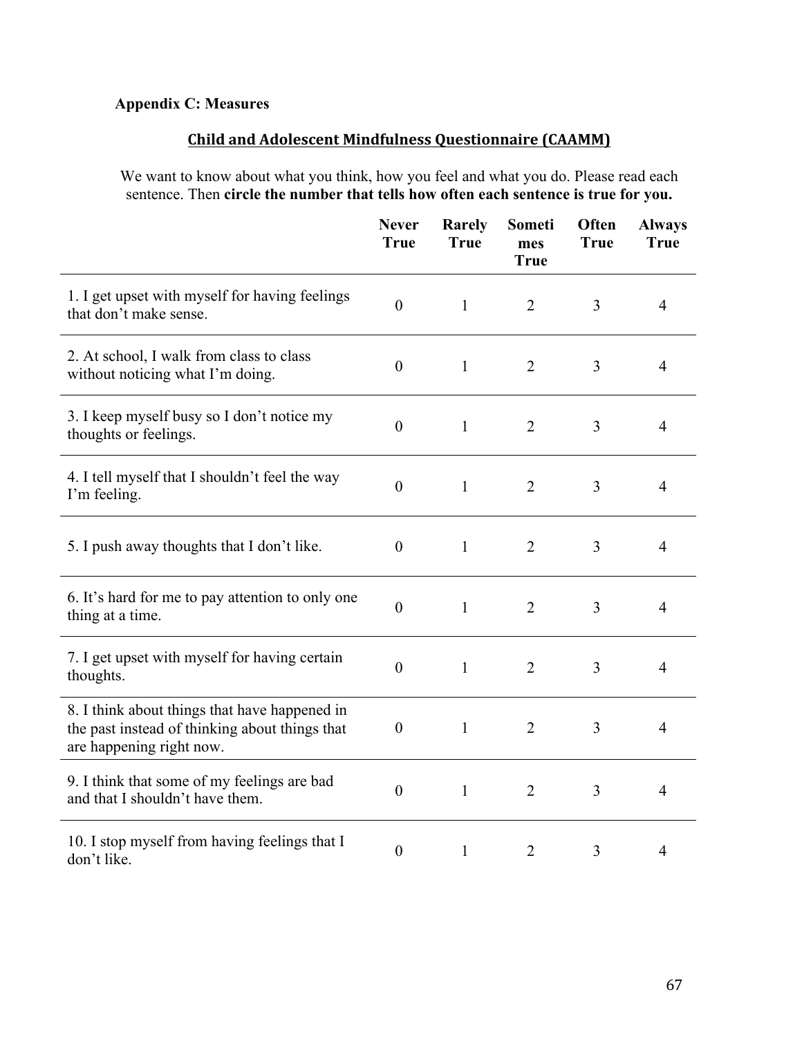**Appendix C: Measures**

## Child and Adolescent Mindfulness Questionnaire (CAAMM)

We want to know about what you think, how you feel and what you do. Please read each sentence. Then **circle the number that tells how often each sentence is true for you.**

| | Never True | Rarely True | Sometimes True | Often True | Always True |
|---|---|---|---|---|---|
| 1. I get upset with myself for having feelings that don't make sense. | 0 | 1 | 2 | 3 | 4 |
| 2. At school, I walk from class to class without noticing what I'm doing. | 0 | 1 | 2 | 3 | 4 |
| 3. I keep myself busy so I don't notice my thoughts or feelings. | 0 | 1 | 2 | 3 | 4 |
| 4. I tell myself that I shouldn't feel the way I'm feeling. | 0 | 1 | 2 | 3 | 4 |
| 5. I push away thoughts that I don't like. | 0 | 1 | 2 | 3 | 4 |
| 6. It's hard for me to pay attention to only one thing at a time. | 0 | 1 | 2 | 3 | 4 |
| 7. I get upset with myself for having certain thoughts. | 0 | 1 | 2 | 3 | 4 |
| 8. I think about things that have happened in the past instead of thinking about things that are happening right now. | 0 | 1 | 2 | 3 | 4 |
| 9. I think that some of my feelings are bad and that I shouldn't have them. | 0 | 1 | 2 | 3 | 4 |
| 10. I stop myself from having feelings that I don't like. | 0 | 1 | 2 | 3 | 4 |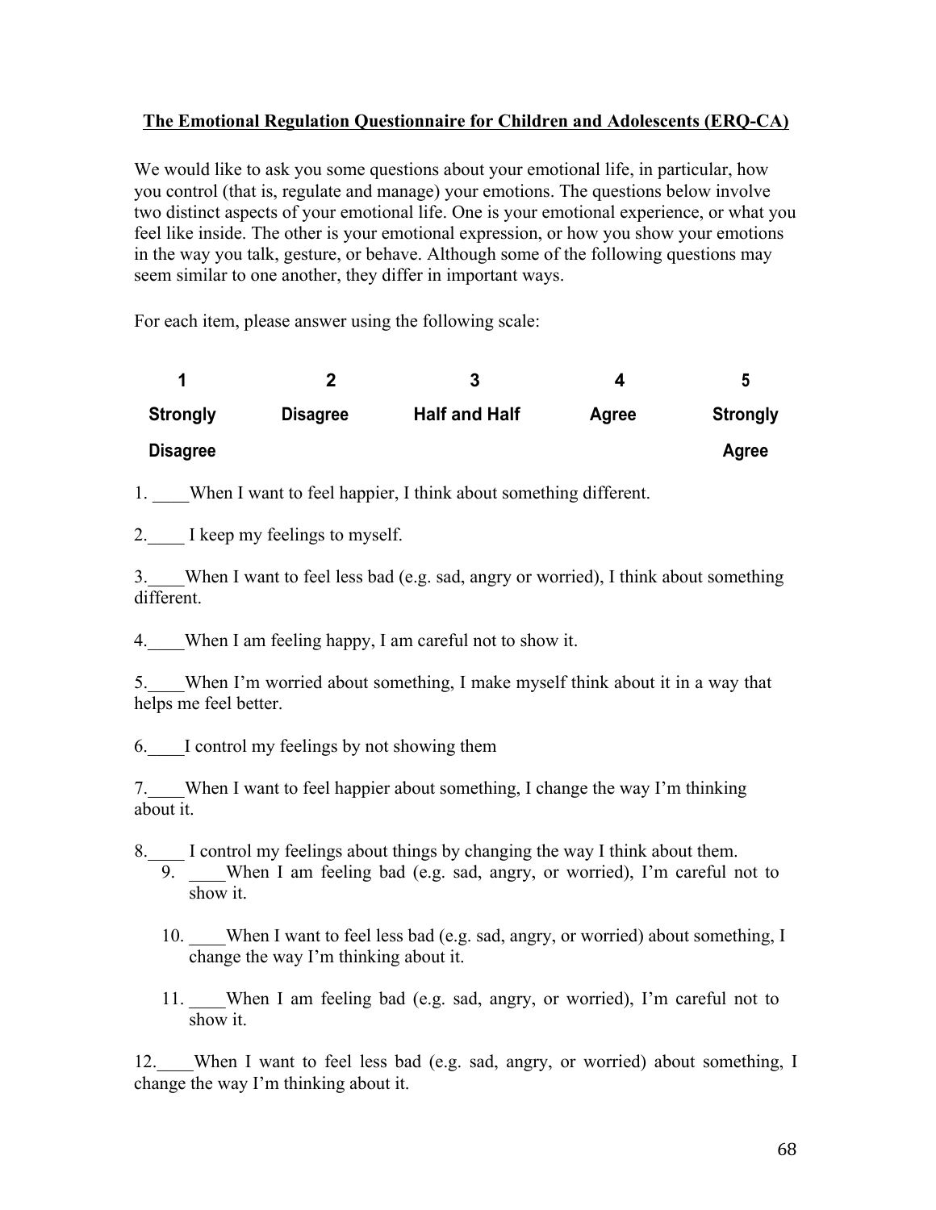**The Emotional Regulation Questionnaire for Children and Adolescents (ERQ-CA)**

We would like to ask you some questions about your emotional life, in particular, how you control (that is, regulate and manage) your emotions. The questions below involve two distinct aspects of your emotional life. One is your emotional experience, or what you feel like inside. The other is your emotional expression, or how you show your emotions in the way you talk, gesture, or behave. Although some of the following questions may seem similar to one another, they differ in important ways.

For each item, please answer using the following scale:

| 1 | 2 | 3 | 4 | 5 |
|---|---|---|---|---|
| **Strongly Disagree** | **Disagree** | **Half and Half** | **Agree** | **Strongly Agree** |

1. ____When I want to feel happier, I think about something different.

2.____ I keep my feelings to myself.

3.____When I want to feel less bad (e.g. sad, angry or worried), I think about something different.

4.____When I am feeling happy, I am careful not to show it.

5.____When I'm worried about something, I make myself think about it in a way that helps me feel better.

6.____I control my feelings by not showing them

7.____When I want to feel happier about something, I change the way I'm thinking about it.

8.____ I control my feelings about things by changing the way I think about them.

9. ____When I am feeling bad (e.g. sad, angry, or worried), I'm careful not to show it.

10. ____When I want to feel less bad (e.g. sad, angry, or worried) about something, I change the way I'm thinking about it.

11. ____When I am feeling bad (e.g. sad, angry, or worried), I'm careful not to show it.

12.____When I want to feel less bad (e.g. sad, angry, or worried) about something, I change the way I'm thinking about it.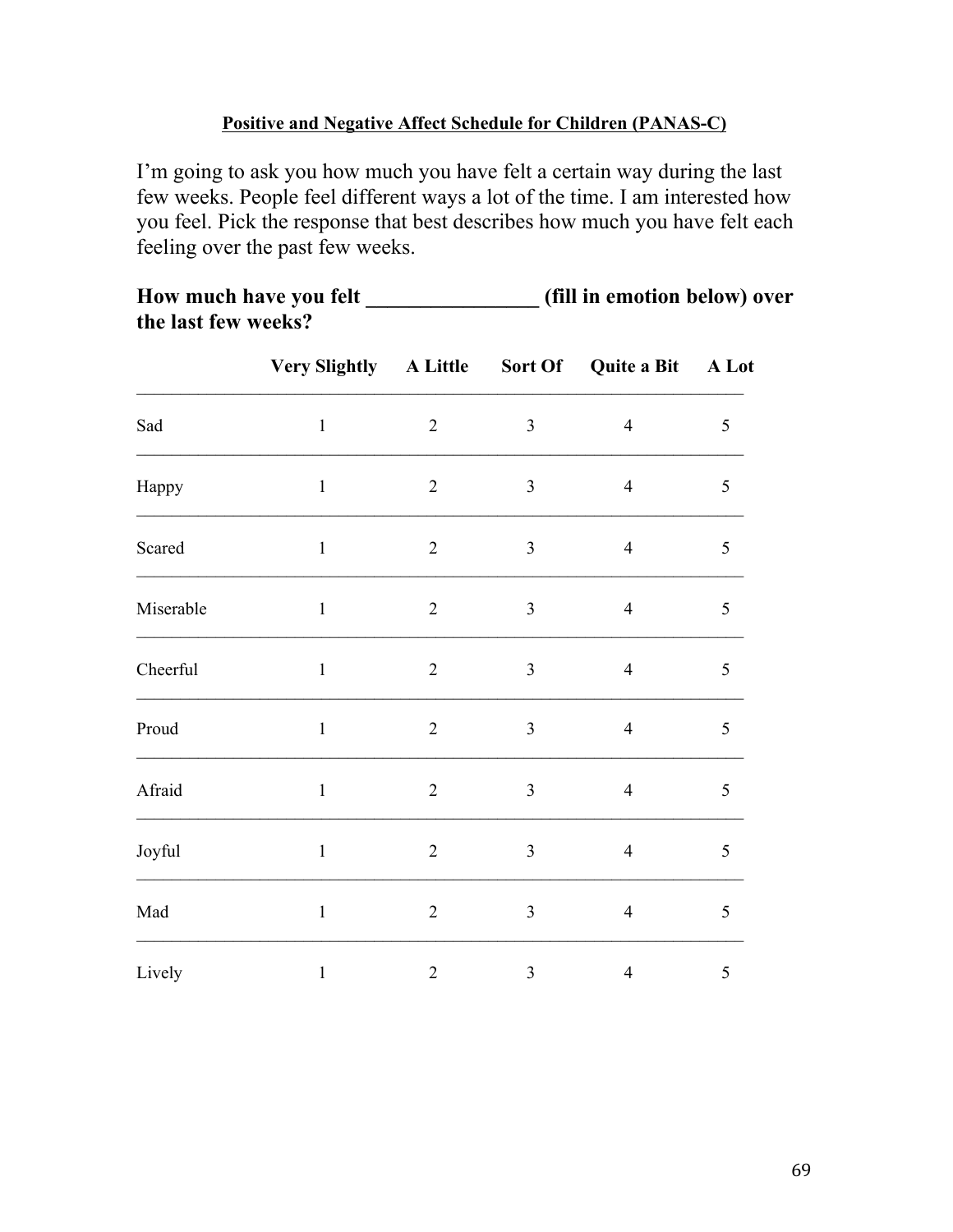**Positive and Negative Affect Schedule for Children (PANAS-C)**

I'm going to ask you how much you have felt a certain way during the last few weeks. People feel different ways a lot of the time. I am interested how you feel. Pick the response that best describes how much you have felt each feeling over the past few weeks.

**How much have you felt ________________ (fill in emotion below) over the last few weeks?**

| | Very Slightly | A Little | Sort Of | Quite a Bit | A Lot |
|---|---|---|---|---|---|
| Sad | 1 | 2 | 3 | 4 | 5 |
| Happy | 1 | 2 | 3 | 4 | 5 |
| Scared | 1 | 2 | 3 | 4 | 5 |
| Miserable | 1 | 2 | 3 | 4 | 5 |
| Cheerful | 1 | 2 | 3 | 4 | 5 |
| Proud | 1 | 2 | 3 | 4 | 5 |
| Afraid | 1 | 2 | 3 | 4 | 5 |
| Joyful | 1 | 2 | 3 | 4 | 5 |
| Mad | 1 | 2 | 3 | 4 | 5 |
| Lively | 1 | 2 | 3 | 4 | 5 |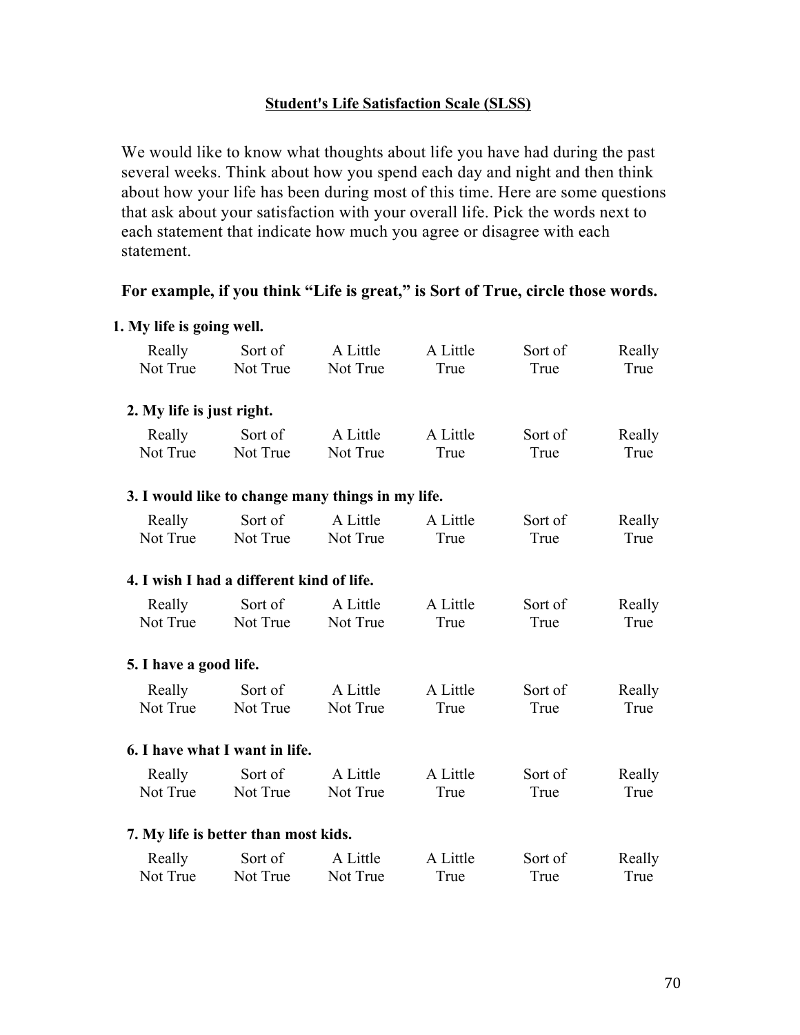**Student's Life Satisfaction Scale (SLSS)**

We would like to know what thoughts about life you have had during the past several weeks. Think about how you spend each day and night and then think about how your life has been during most of this time. Here are some questions that ask about your satisfaction with your overall life. Pick the words next to each statement that indicate how much you agree or disagree with each statement.

**For example, if you think "Life is great," is Sort of True, circle those words.**

**1. My life is going well.**

| Really Not True | Sort of Not True | A Little Not True | A Little True | Sort of True | Really True |
|---|---|---|---|---|---|

**2. My life is just right.**

| Really Not True | Sort of Not True | A Little Not True | A Little True | Sort of True | Really True |
|---|---|---|---|---|---|

**3. I would like to change many things in my life.**

| Really Not True | Sort of Not True | A Little Not True | A Little True | Sort of True | Really True |
|---|---|---|---|---|---|

**4. I wish I had a different kind of life.**

| Really Not True | Sort of Not True | A Little Not True | A Little True | Sort of True | Really True |
|---|---|---|---|---|---|

**5. I have a good life.**

| Really Not True | Sort of Not True | A Little Not True | A Little True | Sort of True | Really True |
|---|---|---|---|---|---|

**6. I have what I want in life.**

| Really Not True | Sort of Not True | A Little Not True | A Little True | Sort of True | Really True |
|---|---|---|---|---|---|

**7. My life is better than most kids.**

| Really Not True | Sort of Not True | A Little Not True | A Little True | Sort of True | Really True |
|---|---|---|---|---|---|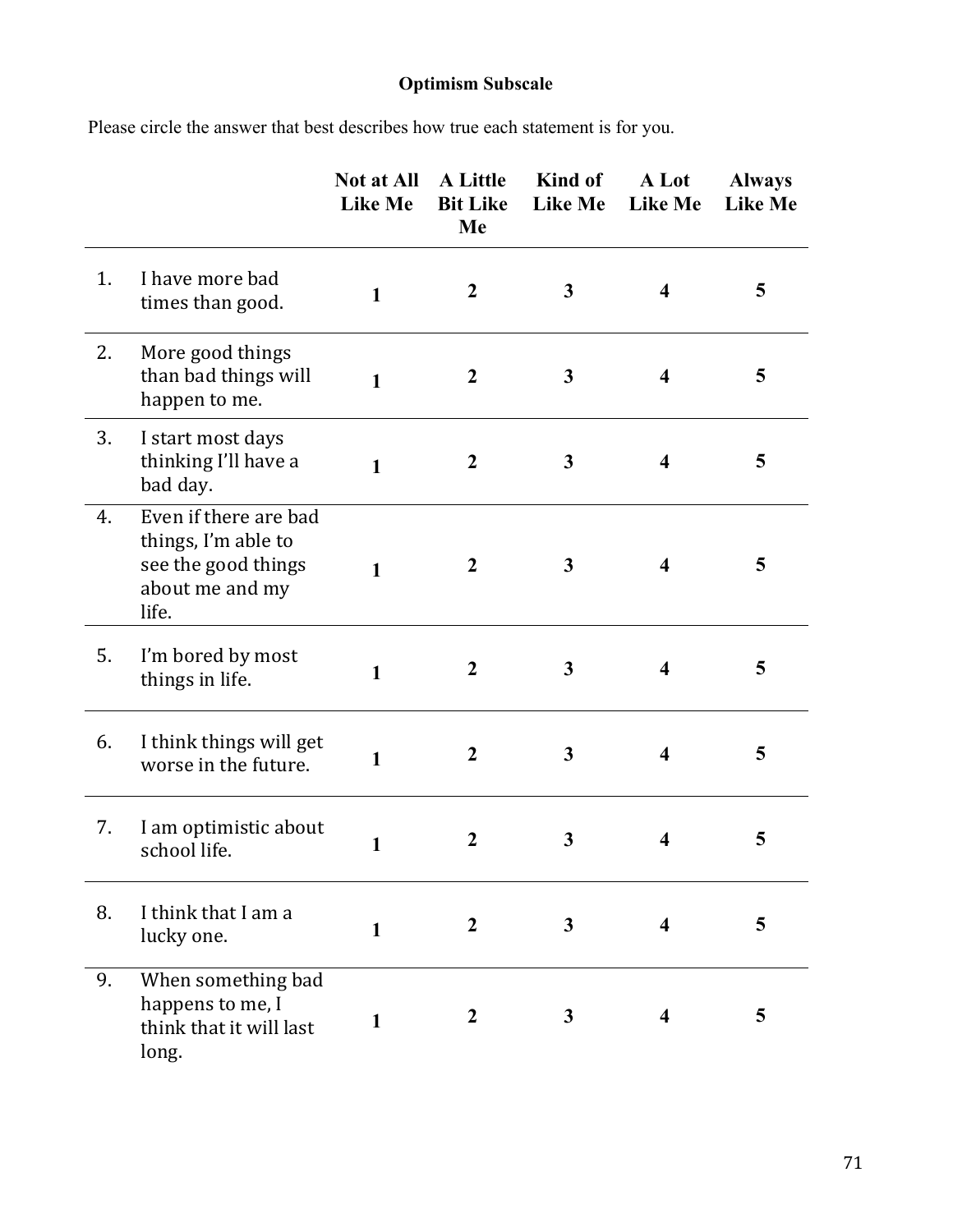### Optimism Subscale

Please circle the answer that best describes how true each statement is for you.

| | | Not at All Like Me | A Little Bit Like Me | Kind of Like Me | A Lot Like Me | Always Like Me |
|---|---|---|---|---|---|---|
| 1. | I have more bad times than good. | 1 | 2 | 3 | 4 | 5 |
| 2. | More good things than bad things will happen to me. | 1 | 2 | 3 | 4 | 5 |
| 3. | I start most days thinking I'll have a bad day. | 1 | 2 | 3 | 4 | 5 |
| 4. | Even if there are bad things, I'm able to see the good things about me and my life. | 1 | 2 | 3 | 4 | 5 |
| 5. | I'm bored by most things in life. | 1 | 2 | 3 | 4 | 5 |
| 6. | I think things will get worse in the future. | 1 | 2 | 3 | 4 | 5 |
| 7. | I am optimistic about school life. | 1 | 2 | 3 | 4 | 5 |
| 8. | I think that I am a lucky one. | 1 | 2 | 3 | 4 | 5 |
| 9. | When something bad happens to me, I think that it will last long. | 1 | 2 | 3 | 4 | 5 |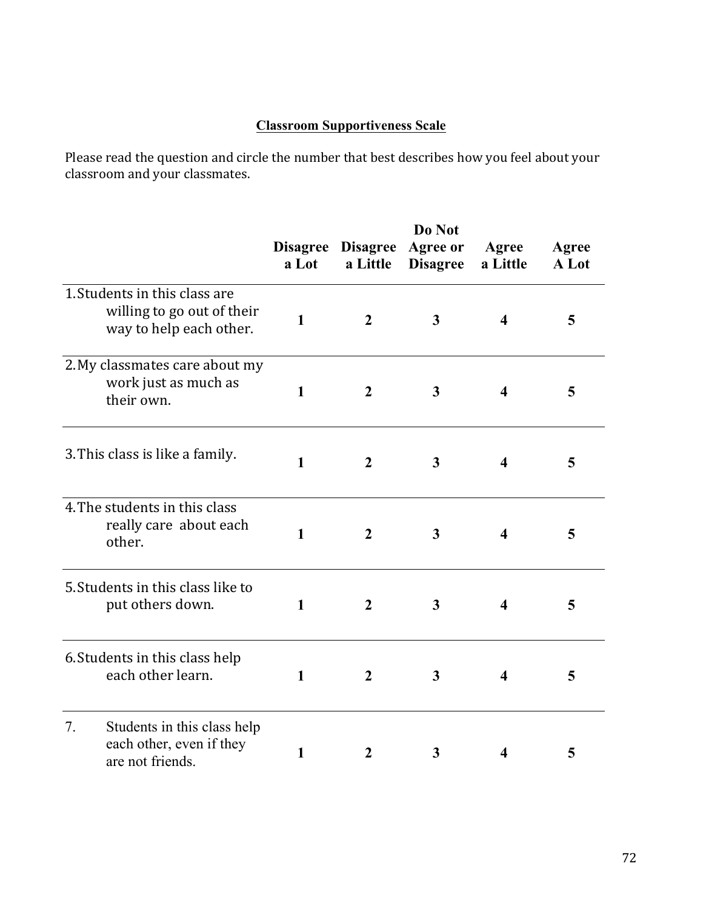**Classroom Supportiveness Scale**

Please read the question and circle the number that best describes how you feel about your classroom and your classmates.

| | Disagree a Lot | Disagree a Little | Do Not Agree or Disagree | Agree a Little | Agree A Lot |
|---|---|---|---|---|---|
| 1. Students in this class are willing to go out of their way to help each other. | 1 | 2 | 3 | 4 | 5 |
| 2. My classmates care about my work just as much as their own. | 1 | 2 | 3 | 4 | 5 |
| 3. This class is like a family. | 1 | 2 | 3 | 4 | 5 |
| 4. The students in this class really care about each other. | 1 | 2 | 3 | 4 | 5 |
| 5. Students in this class like to put others down. | 1 | 2 | 3 | 4 | 5 |
| 6. Students in this class help each other learn. | 1 | 2 | 3 | 4 | 5 |
| 7. Students in this class help each other, even if they are not friends. | 1 | 2 | 3 | 4 | 5 |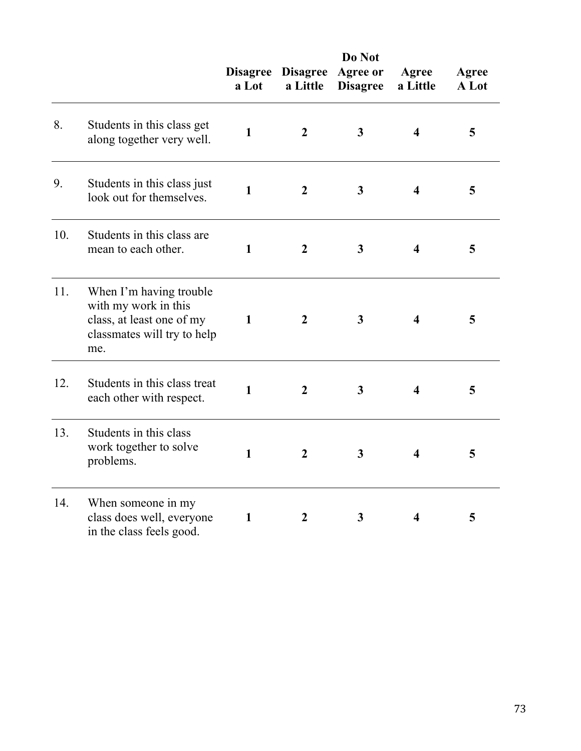| | | Disagree a Lot | Disagree a Little | Do Not Agree or Disagree | Agree a Little | Agree A Lot |
|---|---|---|---|---|---|---|
| 8. | Students in this class get along together very well. | **1** | **2** | **3** | **4** | **5** |
| 9. | Students in this class just look out for themselves. | **1** | **2** | **3** | **4** | **5** |
| 10. | Students in this class are mean to each other. | **1** | **2** | **3** | **4** | **5** |
| 11. | When I'm having trouble with my work in this class, at least one of my classmates will try to help me. | **1** | **2** | **3** | **4** | **5** |
| 12. | Students in this class treat each other with respect. | **1** | **2** | **3** | **4** | **5** |
| 13. | Students in this class work together to solve problems. | **1** | **2** | **3** | **4** | **5** |
| 14. | When someone in my class does well, everyone in the class feels good. | **1** | **2** | **3** | **4** | **5** |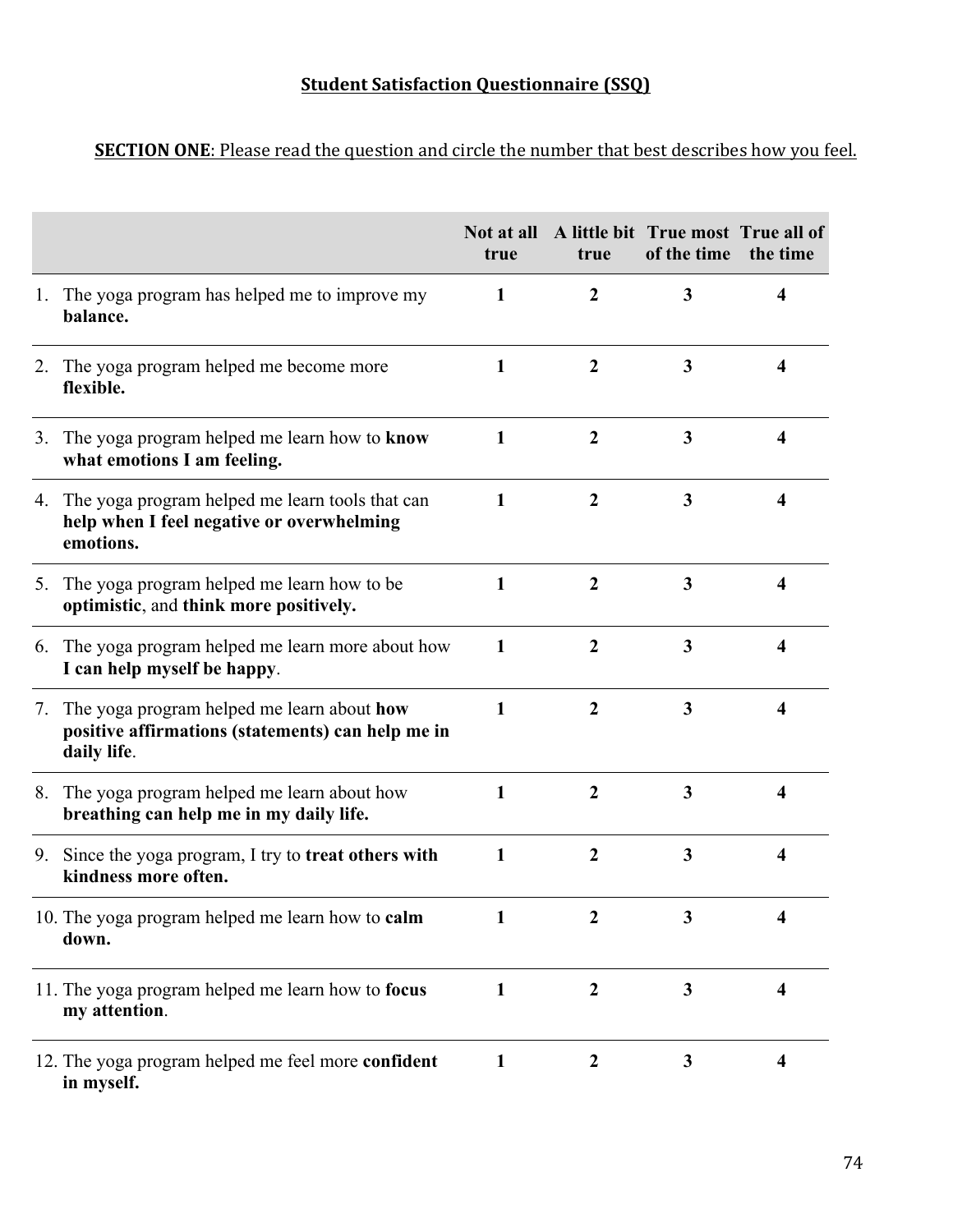# Student Satisfaction Questionnaire (SSQ)

**SECTION ONE**: Please read the question and circle the number that best describes how you feel.

| | Not at all true | A little bit true | True most of the time | True all of the time |
|---|---|---|---|---|
| 1. The yoga program has helped me to improve my **balance.** | **1** | **2** | **3** | **4** |
| 2. The yoga program helped me become more **flexible.** | **1** | **2** | **3** | **4** |
| 3. The yoga program helped me learn how to **know what emotions I am feeling.** | **1** | **2** | **3** | **4** |
| 4. The yoga program helped me learn tools that can **help when I feel negative or overwhelming emotions.** | **1** | **2** | **3** | **4** |
| 5. The yoga program helped me learn how to be **optimistic**, and **think more positively.** | **1** | **2** | **3** | **4** |
| 6. The yoga program helped me learn more about how **I can help myself be happy**. | **1** | **2** | **3** | **4** |
| 7. The yoga program helped me learn about **how positive affirmations (statements) can help me in daily life**. | **1** | **2** | **3** | **4** |
| 8. The yoga program helped me learn about how **breathing can help me in my daily life.** | **1** | **2** | **3** | **4** |
| 9. Since the yoga program, I try to **treat others with kindness more often.** | **1** | **2** | **3** | **4** |
| 10. The yoga program helped me learn how to **calm down.** | **1** | **2** | **3** | **4** |
| 11. The yoga program helped me learn how to **focus my attention**. | **1** | **2** | **3** | **4** |
| 12. The yoga program helped me feel more **confident in myself.** | **1** | **2** | **3** | **4** |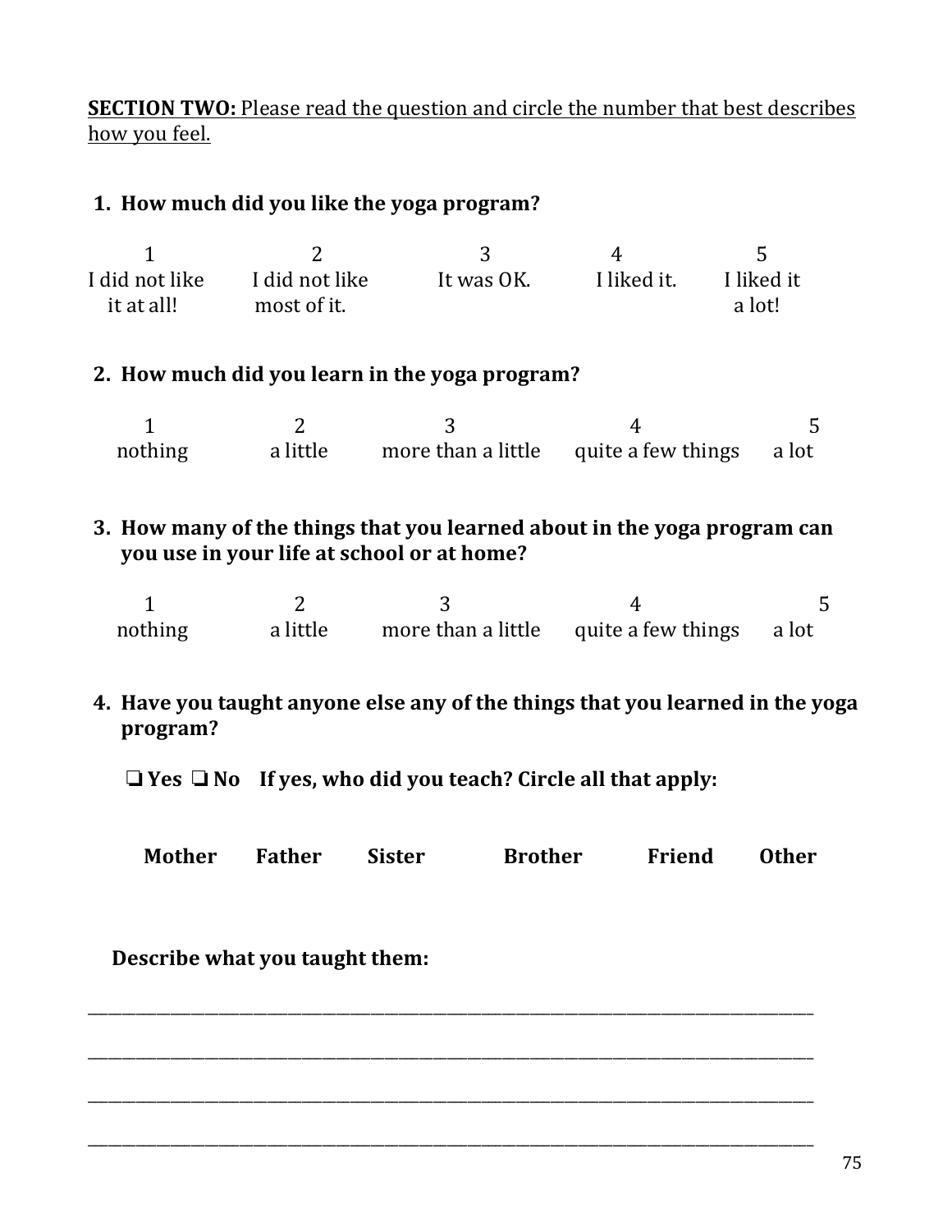**SECTION TWO:** Please read the question and circle the number that best describes how you feel.

**1. How much did you like the yoga program?**

| 1 | 2 | 3 | 4 | 5 |
|---|---|---|---|---|
| I did not like it at all! | I did not like most of it. | It was OK. | I liked it. | I liked it a lot! |

**2. How much did you learn in the yoga program?**

| 1 | 2 | 3 | 4 | 5 |
|---|---|---|---|---|
| nothing | a little | more than a little | quite a few things | a lot |

**3. How many of the things that you learned about in the yoga program can you use in your life at school or at home?**

| 1 | 2 | 3 | 4 | 5 |
|---|---|---|---|---|
| nothing | a little | more than a little | quite a few things | a lot |

**4. Have you taught anyone else any of the things that you learned in the yoga program?**

**❏ Yes ❏ No If yes, who did you teach? Circle all that apply:**

**Mother  Father  Sister  Brother  Friend  Other**

**Describe what you taught them:**

_______________________________________________________________________________

_______________________________________________________________________________

_______________________________________________________________________________

_______________________________________________________________________________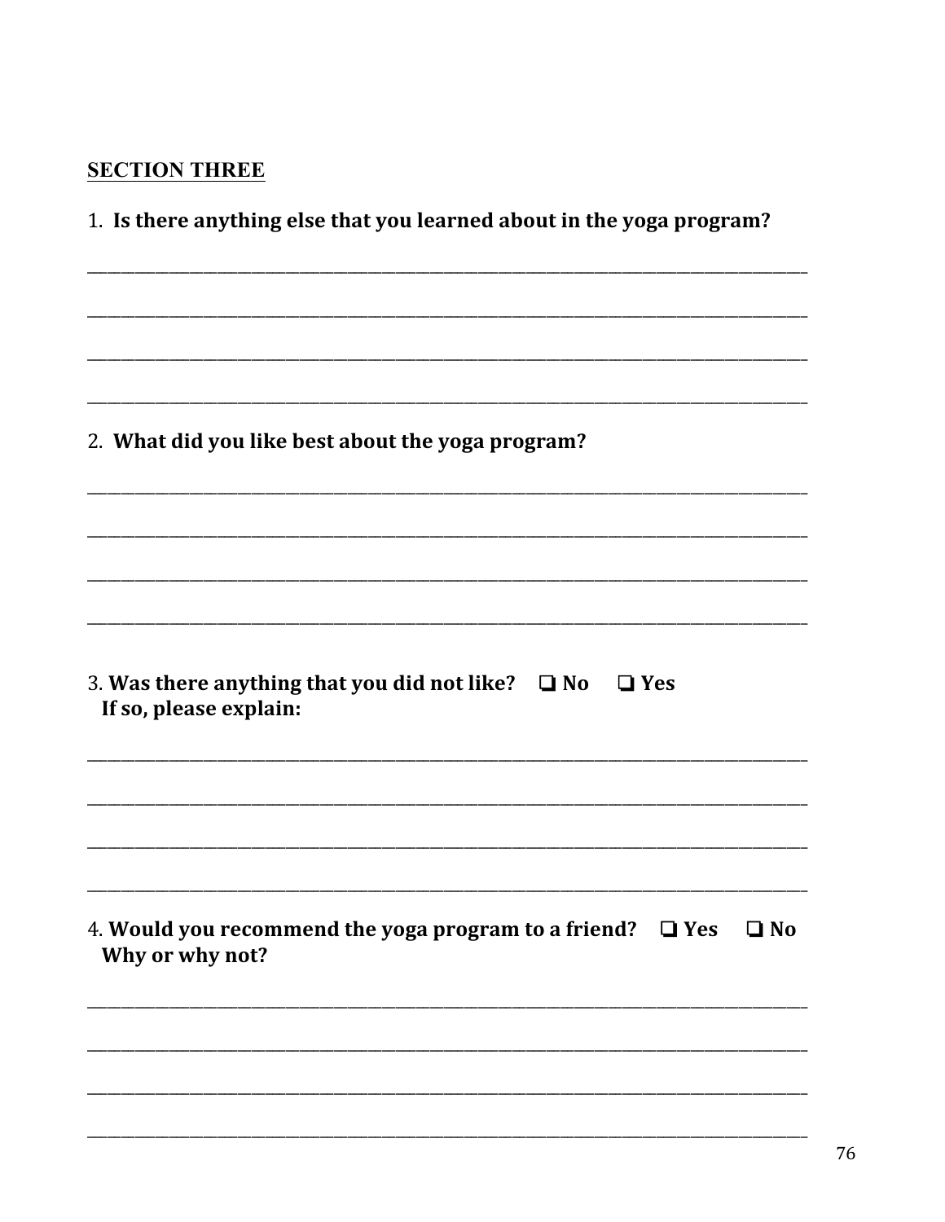**SECTION THREE**

1. **Is there anything else that you learned about in the yoga program?**

______________________________________________________________________________

______________________________________________________________________________

______________________________________________________________________________

______________________________________________________________________________

2. **What did you like best about the yoga program?**

______________________________________________________________________________

______________________________________________________________________________

______________________________________________________________________________

______________________________________________________________________________

3. **Was there anything that you did not like?** ❑ **No** ❑ **Yes**
**If so, please explain:**

______________________________________________________________________________

______________________________________________________________________________

______________________________________________________________________________

______________________________________________________________________________

4. **Would you recommend the yoga program to a friend?** ❑ **Yes** ❑ **No**
**Why or why not?**

______________________________________________________________________________

______________________________________________________________________________

______________________________________________________________________________

______________________________________________________________________________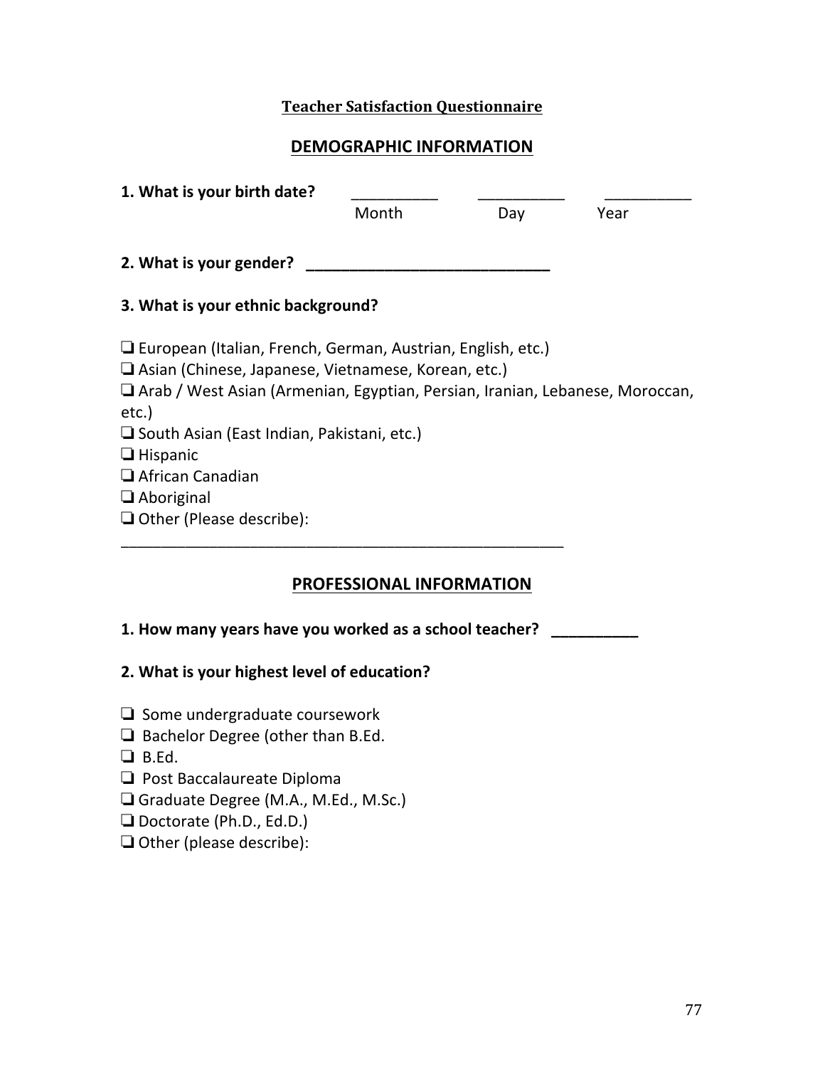**Teacher Satisfaction Questionnaire**

## DEMOGRAPHIC INFORMATION

**1. What is your birth date?** __________ __________ __________

Month Day Year

**2. What is your gender? ____________________________**

**3. What is your ethnic background?**

- ❏ European (Italian, French, German, Austrian, English, etc.)
- ❏ Asian (Chinese, Japanese, Vietnamese, Korean, etc.)
- ❏ Arab / West Asian (Armenian, Egyptian, Persian, Iranian, Lebanese, Moroccan, etc.)
- ❏ South Asian (East Indian, Pakistani, etc.)
- ❏ Hispanic
- ❏ African Canadian
- ❏ Aboriginal
- ❏ Other (Please describe):

______________________________________________________

## PROFESSIONAL INFORMATION

**1. How many years have you worked as a school teacher? __________**

**2. What is your highest level of education?**

- ❏ Some undergraduate coursework
- ❏ Bachelor Degree (other than B.Ed.
- ❏ B.Ed.
- ❏ Post Baccalaureate Diploma
- ❏ Graduate Degree (M.A., M.Ed., M.Sc.)
- ❏ Doctorate (Ph.D., Ed.D.)
- ❏ Other (please describe):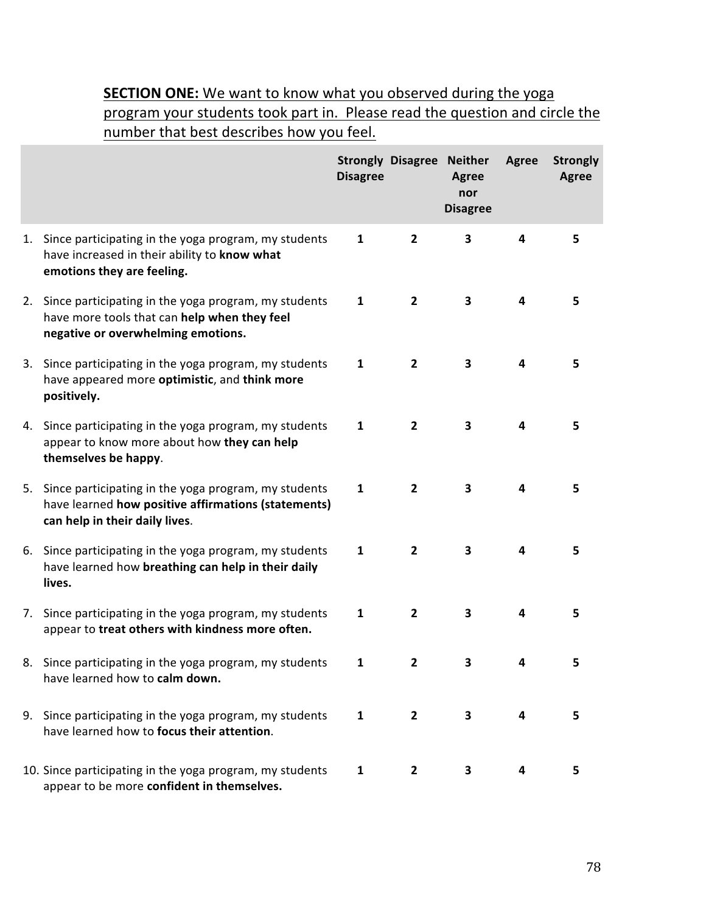**<u>SECTION ONE:</u>** <u>We want to know what you observed during the yoga program your students took part in. Please read the question and circle the number that best describes how you feel.</u>

| | Strongly Disagree | Disagree | Neither Agree nor Disagree | Agree | Strongly Agree |
|---|---|---|---|---|---|
| 1. Since participating in the yoga program, my students have increased in their ability to **know what emotions they are feeling.** | 1 | 2 | 3 | 4 | 5 |
| 2. Since participating in the yoga program, my students have more tools that can **help when they feel negative or overwhelming emotions.** | 1 | 2 | 3 | 4 | 5 |
| 3. Since participating in the yoga program, my students have appeared more **optimistic**, and **think more positively.** | 1 | 2 | 3 | 4 | 5 |
| 4. Since participating in the yoga program, my students appear to know more about how **they can help themselves be happy**. | 1 | 2 | 3 | 4 | 5 |
| 5. Since participating in the yoga program, my students have learned **how positive affirmations (statements) can help in their daily lives**. | 1 | 2 | 3 | 4 | 5 |
| 6. Since participating in the yoga program, my students have learned how **breathing can help in their daily lives.** | 1 | 2 | 3 | 4 | 5 |
| 7. Since participating in the yoga program, my students appear to **treat others with kindness more often.** | 1 | 2 | 3 | 4 | 5 |
| 8. Since participating in the yoga program, my students have learned how to **calm down.** | 1 | 2 | 3 | 4 | 5 |
| 9. Since participating in the yoga program, my students have learned how to **focus their attention**. | 1 | 2 | 3 | 4 | 5 |
| 10. Since participating in the yoga program, my students appear to be more **confident in themselves.** | 1 | 2 | 3 | 4 | 5 |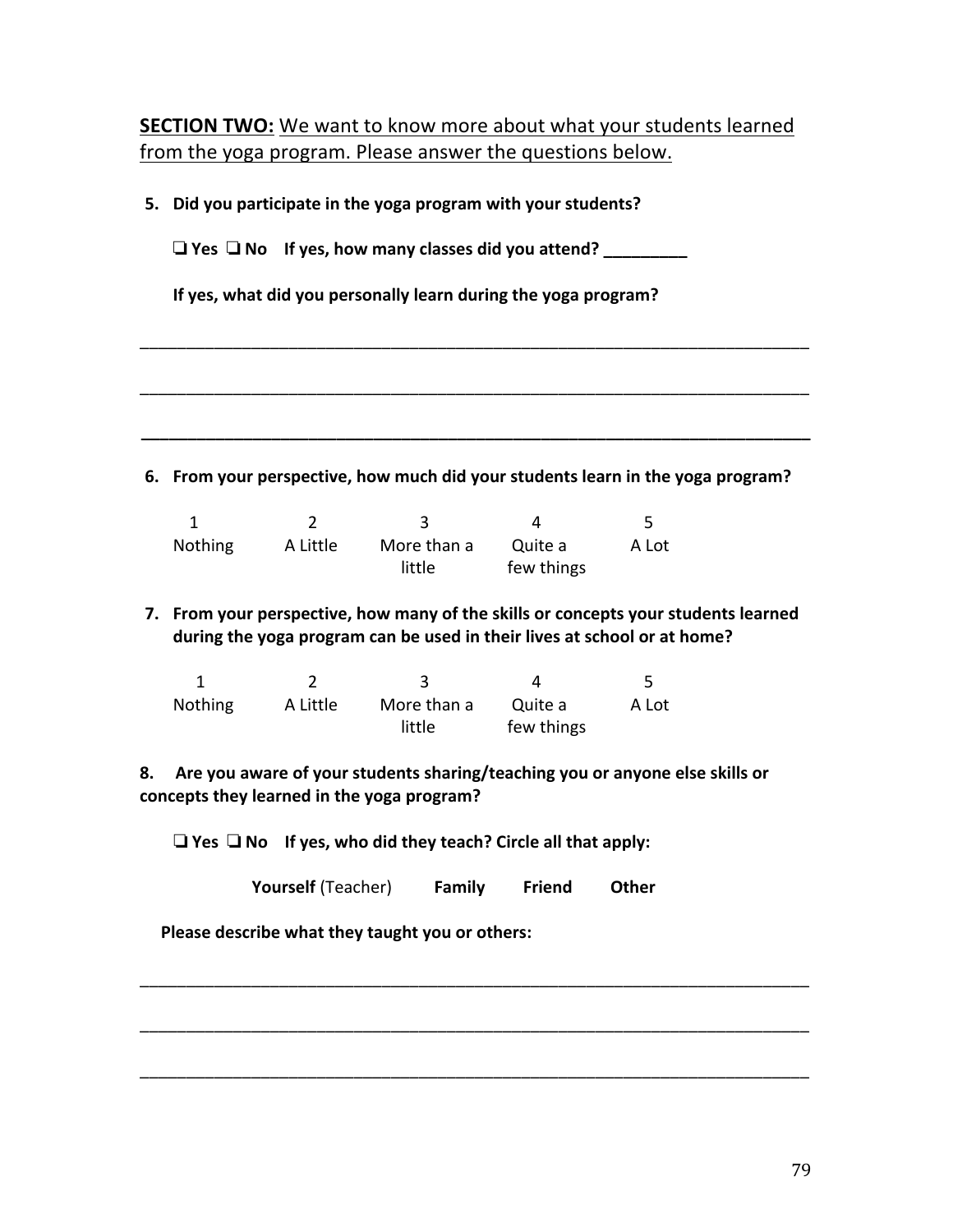**SECTION TWO:** We want to know more about what your students learned from the yoga program. Please answer the questions below.

**5. Did you participate in the yoga program with your students?**

❑ **Yes** ❑ **No** **If yes, how many classes did you attend? _________**

**If yes, what did you personally learn during the yoga program?**

___________________________________________________________________________

___________________________________________________________________________

___________________________________________________________________________

**6. From your perspective, how much did your students learn in the yoga program?**

| 1 | 2 | 3 | 4 | 5 |
|---|---|---|---|---|
| Nothing | A Little | More than a little | Quite a few things | A Lot |

**7. From your perspective, how many of the skills or concepts your students learned during the yoga program can be used in their lives at school or at home?**

| 1 | 2 | 3 | 4 | 5 |
|---|---|---|---|---|
| Nothing | A Little | More than a little | Quite a few things | A Lot |

**8. Are you aware of your students sharing/teaching you or anyone else skills or concepts they learned in the yoga program?**

❑ **Yes** ❑ **No** **If yes, who did they teach? Circle all that apply:**

**Yourself** (Teacher) **Family** **Friend** **Other**

**Please describe what they taught you or others:**

___________________________________________________________________________

___________________________________________________________________________

___________________________________________________________________________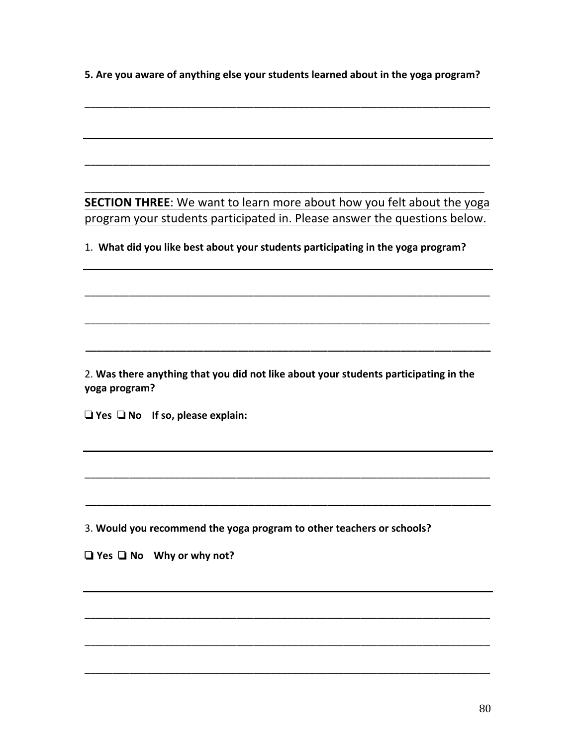**5. Are you aware of anything else your students learned about in the yoga program?**

\_\_\_\_\_\_\_\_\_\_\_\_\_\_\_\_\_\_\_\_\_\_\_\_\_\_\_\_\_\_\_\_\_\_\_\_\_\_\_\_\_\_\_\_\_\_\_\_\_\_\_\_\_\_\_\_\_\_\_\_\_\_\_\_\_\_\_\_\_\_

\_\_\_\_\_\_\_\_\_\_\_\_\_\_\_\_\_\_\_\_\_\_\_\_\_\_\_\_\_\_\_\_\_\_\_\_\_\_\_\_\_\_\_\_\_\_\_\_\_\_\_\_\_\_\_\_\_\_\_\_\_\_\_\_\_\_\_\_\_\_

\_\_\_\_\_\_\_\_\_\_\_\_\_\_\_\_\_\_\_\_\_\_\_\_\_\_\_\_\_\_\_\_\_\_\_\_\_\_\_\_\_\_\_\_\_\_\_\_\_\_\_\_\_\_\_\_\_\_\_\_\_\_\_\_\_\_\_\_\_\_

\_\_\_\_\_\_\_\_\_\_\_\_\_\_\_\_\_\_\_\_\_\_\_\_\_\_\_\_\_\_\_\_\_\_\_\_\_\_\_\_\_\_\_\_\_\_\_\_\_\_\_\_\_\_\_\_\_\_\_\_\_\_\_\_\_\_\_\_\_\_

**SECTION THREE**: We want to learn more about how you felt about the yoga program your students participated in. Please answer the questions below.

1. **What did you like best about your students participating in the yoga program?**

\_\_\_\_\_\_\_\_\_\_\_\_\_\_\_\_\_\_\_\_\_\_\_\_\_\_\_\_\_\_\_\_\_\_\_\_\_\_\_\_\_\_\_\_\_\_\_\_\_\_\_\_\_\_\_\_\_\_\_\_\_\_\_\_\_\_\_\_\_\_

\_\_\_\_\_\_\_\_\_\_\_\_\_\_\_\_\_\_\_\_\_\_\_\_\_\_\_\_\_\_\_\_\_\_\_\_\_\_\_\_\_\_\_\_\_\_\_\_\_\_\_\_\_\_\_\_\_\_\_\_\_\_\_\_\_\_\_\_\_\_

\_\_\_\_\_\_\_\_\_\_\_\_\_\_\_\_\_\_\_\_\_\_\_\_\_\_\_\_\_\_\_\_\_\_\_\_\_\_\_\_\_\_\_\_\_\_\_\_\_\_\_\_\_\_\_\_\_\_\_\_\_\_\_\_\_\_\_\_\_\_

\_\_\_\_\_\_\_\_\_\_\_\_\_\_\_\_\_\_\_\_\_\_\_\_\_\_\_\_\_\_\_\_\_\_\_\_\_\_\_\_\_\_\_\_\_\_\_\_\_\_\_\_\_\_\_\_\_\_\_\_\_\_\_\_\_\_\_\_\_\_

2. **Was there anything that you did not like about your students participating in the yoga program?**

**❑ Yes ❑ No If so, please explain:**

\_\_\_\_\_\_\_\_\_\_\_\_\_\_\_\_\_\_\_\_\_\_\_\_\_\_\_\_\_\_\_\_\_\_\_\_\_\_\_\_\_\_\_\_\_\_\_\_\_\_\_\_\_\_\_\_\_\_\_\_\_\_\_\_\_\_\_\_\_\_

\_\_\_\_\_\_\_\_\_\_\_\_\_\_\_\_\_\_\_\_\_\_\_\_\_\_\_\_\_\_\_\_\_\_\_\_\_\_\_\_\_\_\_\_\_\_\_\_\_\_\_\_\_\_\_\_\_\_\_\_\_\_\_\_\_\_\_\_\_\_

\_\_\_\_\_\_\_\_\_\_\_\_\_\_\_\_\_\_\_\_\_\_\_\_\_\_\_\_\_\_\_\_\_\_\_\_\_\_\_\_\_\_\_\_\_\_\_\_\_\_\_\_\_\_\_\_\_\_\_\_\_\_\_\_\_\_\_\_\_\_

3. **Would you recommend the yoga program to other teachers or schools?**

**❑ Yes ❑ No Why or why not?**

\_\_\_\_\_\_\_\_\_\_\_\_\_\_\_\_\_\_\_\_\_\_\_\_\_\_\_\_\_\_\_\_\_\_\_\_\_\_\_\_\_\_\_\_\_\_\_\_\_\_\_\_\_\_\_\_\_\_\_\_\_\_\_\_\_\_\_\_\_\_

\_\_\_\_\_\_\_\_\_\_\_\_\_\_\_\_\_\_\_\_\_\_\_\_\_\_\_\_\_\_\_\_\_\_\_\_\_\_\_\_\_\_\_\_\_\_\_\_\_\_\_\_\_\_\_\_\_\_\_\_\_\_\_\_\_\_\_\_\_\_

\_\_\_\_\_\_\_\_\_\_\_\_\_\_\_\_\_\_\_\_\_\_\_\_\_\_\_\_\_\_\_\_\_\_\_\_\_\_\_\_\_\_\_\_\_\_\_\_\_\_\_\_\_\_\_\_\_\_\_\_\_\_\_\_\_\_\_\_\_\_

\_\_\_\_\_\_\_\_\_\_\_\_\_\_\_\_\_\_\_\_\_\_\_\_\_\_\_\_\_\_\_\_\_\_\_\_\_\_\_\_\_\_\_\_\_\_\_\_\_\_\_\_\_\_\_\_\_\_\_\_\_\_\_\_\_\_\_\_\_\_